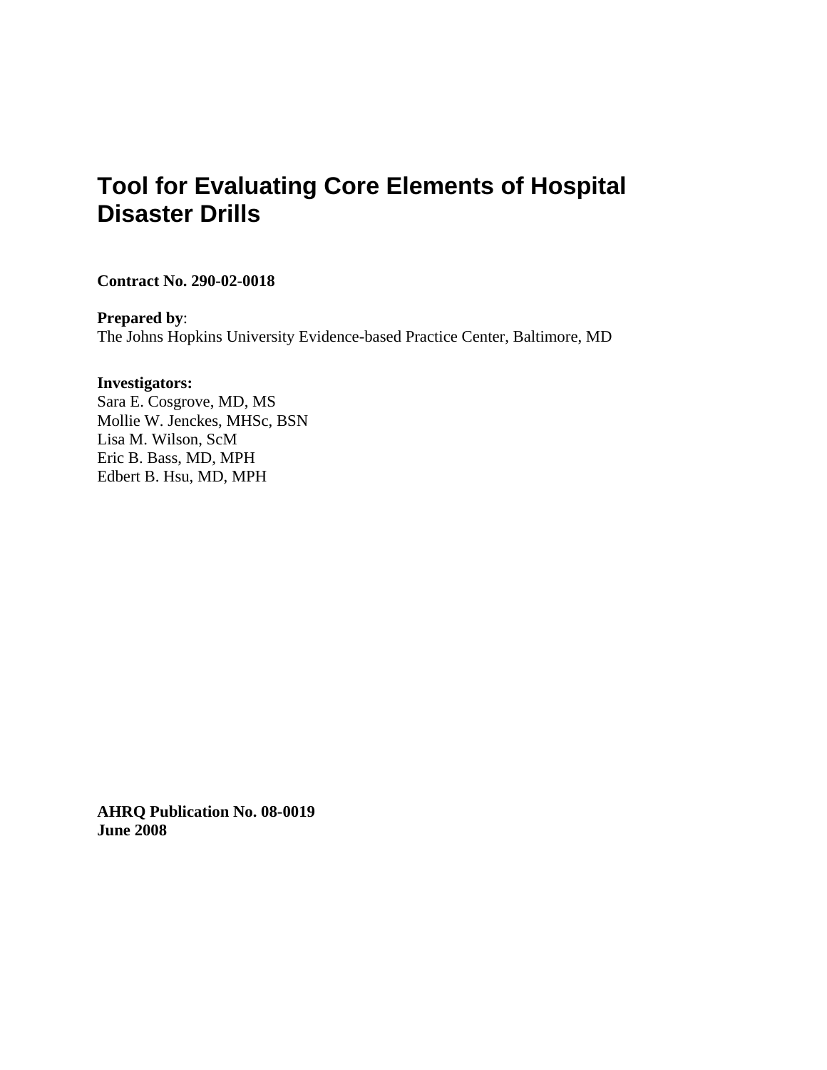# Tool for Evaluating Core Elements of Hospital Disaster Drills

**Contract No. 290-02-0018**

**Prepared by**:
The Johns Hopkins University Evidence-based Practice Center, Baltimore, MD

**Investigators:**
Sara E. Cosgrove, MD, MS
Mollie W. Jenckes, MHSc, BSN
Lisa M. Wilson, ScM
Eric B. Bass, MD, MPH
Edbert B. Hsu, MD, MPH

**AHRQ Publication No. 08-0019**
**June 2008**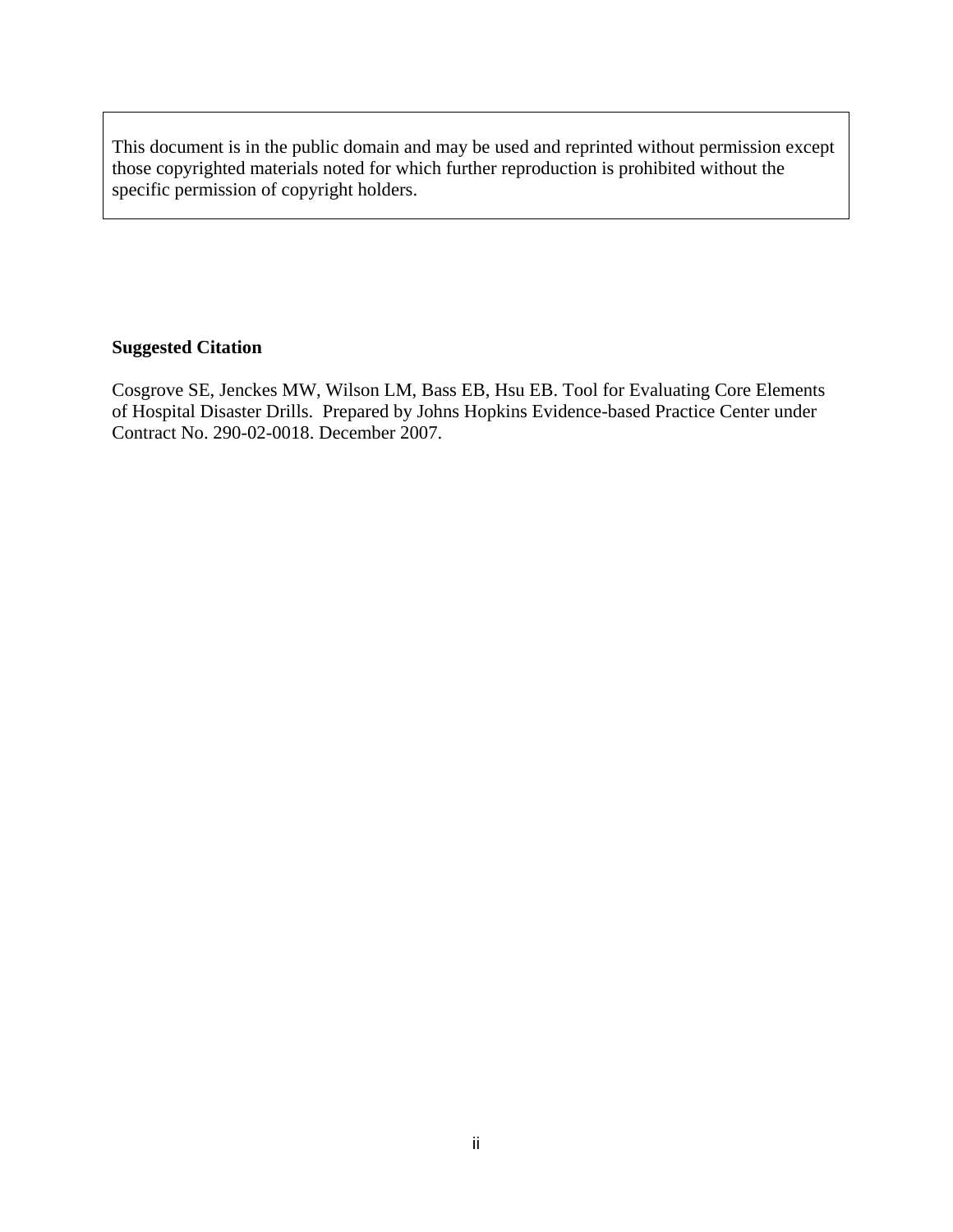This document is in the public domain and may be used and reprinted without permission except those copyrighted materials noted for which further reproduction is prohibited without the specific permission of copyright holders.

**Suggested Citation**

Cosgrove SE, Jenckes MW, Wilson LM, Bass EB, Hsu EB. Tool for Evaluating Core Elements of Hospital Disaster Drills. Prepared by Johns Hopkins Evidence-based Practice Center under Contract No. 290-02-0018. December 2007.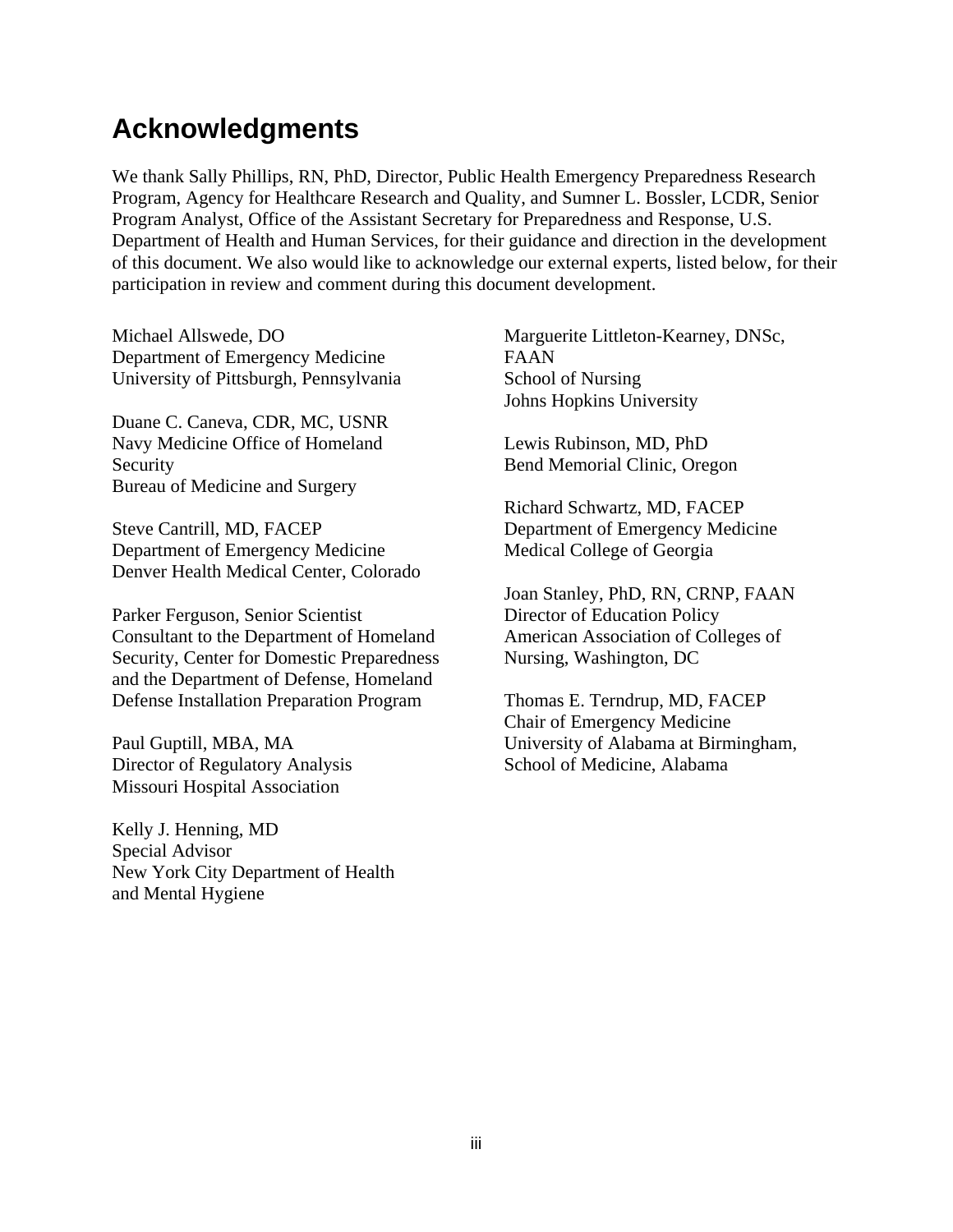# Acknowledgments

We thank Sally Phillips, RN, PhD, Director, Public Health Emergency Preparedness Research Program, Agency for Healthcare Research and Quality, and Sumner L. Bossler, LCDR, Senior Program Analyst, Office of the Assistant Secretary for Preparedness and Response, U.S. Department of Health and Human Services, for their guidance and direction in the development of this document. We also would like to acknowledge our external experts, listed below, for their participation in review and comment during this document development.

Michael Allswede, DO
Department of Emergency Medicine
University of Pittsburgh, Pennsylvania

Duane C. Caneva, CDR, MC, USNR
Navy Medicine Office of Homeland Security
Bureau of Medicine and Surgery

Steve Cantrill, MD, FACEP
Department of Emergency Medicine
Denver Health Medical Center, Colorado

Parker Ferguson, Senior Scientist
Consultant to the Department of Homeland Security, Center for Domestic Preparedness and the Department of Defense, Homeland Defense Installation Preparation Program

Paul Guptill, MBA, MA
Director of Regulatory Analysis
Missouri Hospital Association

Kelly J. Henning, MD
Special Advisor
New York City Department of Health and Mental Hygiene

Marguerite Littleton-Kearney, DNSc, FAAN
School of Nursing
Johns Hopkins University

Lewis Rubinson, MD, PhD
Bend Memorial Clinic, Oregon

Richard Schwartz, MD, FACEP
Department of Emergency Medicine
Medical College of Georgia

Joan Stanley, PhD, RN, CRNP, FAAN
Director of Education Policy
American Association of Colleges of Nursing, Washington, DC

Thomas E. Terndrup, MD, FACEP
Chair of Emergency Medicine
University of Alabama at Birmingham, School of Medicine, Alabama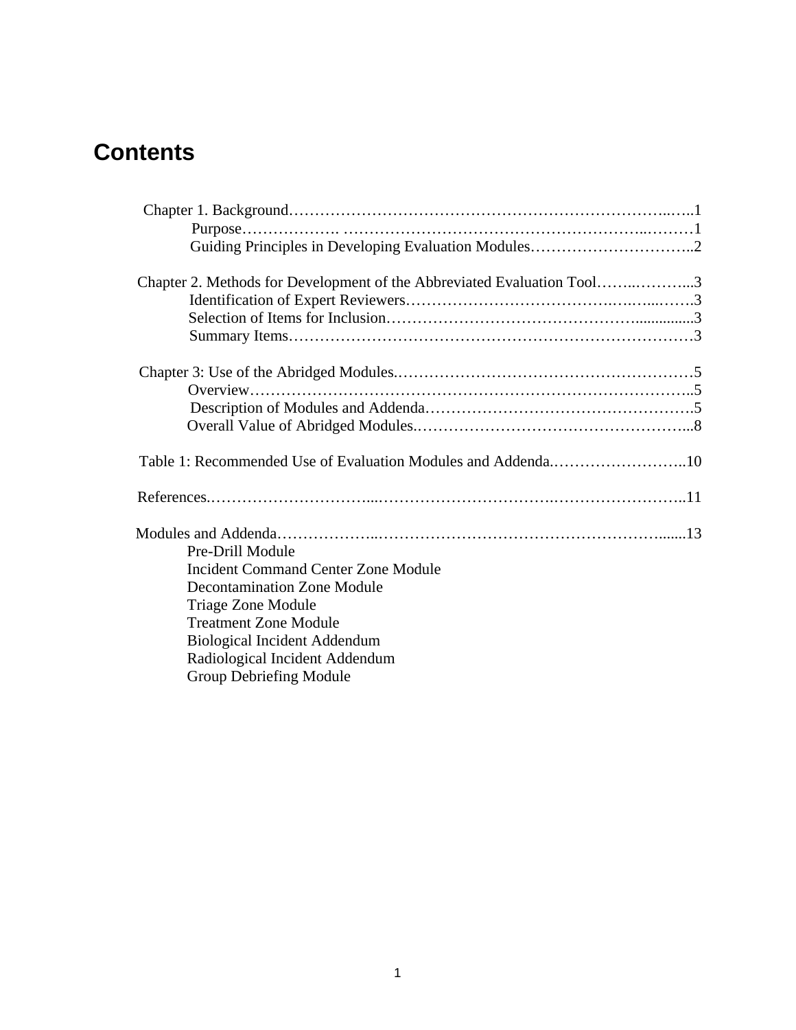# Contents

Chapter 1. Background……………………………………………………………………..…..1
- Purpose………………. ………………………………………………………..………1
- Guiding Principles in Developing Evaluation Modules…………………………..2

Chapter 2. Methods for Development of the Abbreviated Evaluation Tool……..………...3
- Identification of Expert Reviewers……………………………….….…...…….3
- Selection of Items for Inclusion………………………………………...............3
- Summary Items…………………………………………………………………3

Chapter 3: Use of the Abridged Modules.…………………………………………………5
- Overview………………………………………………………………………..5
- Description of Modules and Addenda…………………………………………….5
- Overall Value of Abridged Modules.……………………………………………...8

Table 1: Recommended Use of Evaluation Modules and Addenda.……………………..10

References.…………………………...…………………………….……………………..11

Modules and Addenda………………..…………………………………………………......13
- Pre-Drill Module
- Incident Command Center Zone Module
- Decontamination Zone Module
- Triage Zone Module
- Treatment Zone Module
- Biological Incident Addendum
- Radiological Incident Addendum
- Group Debriefing Module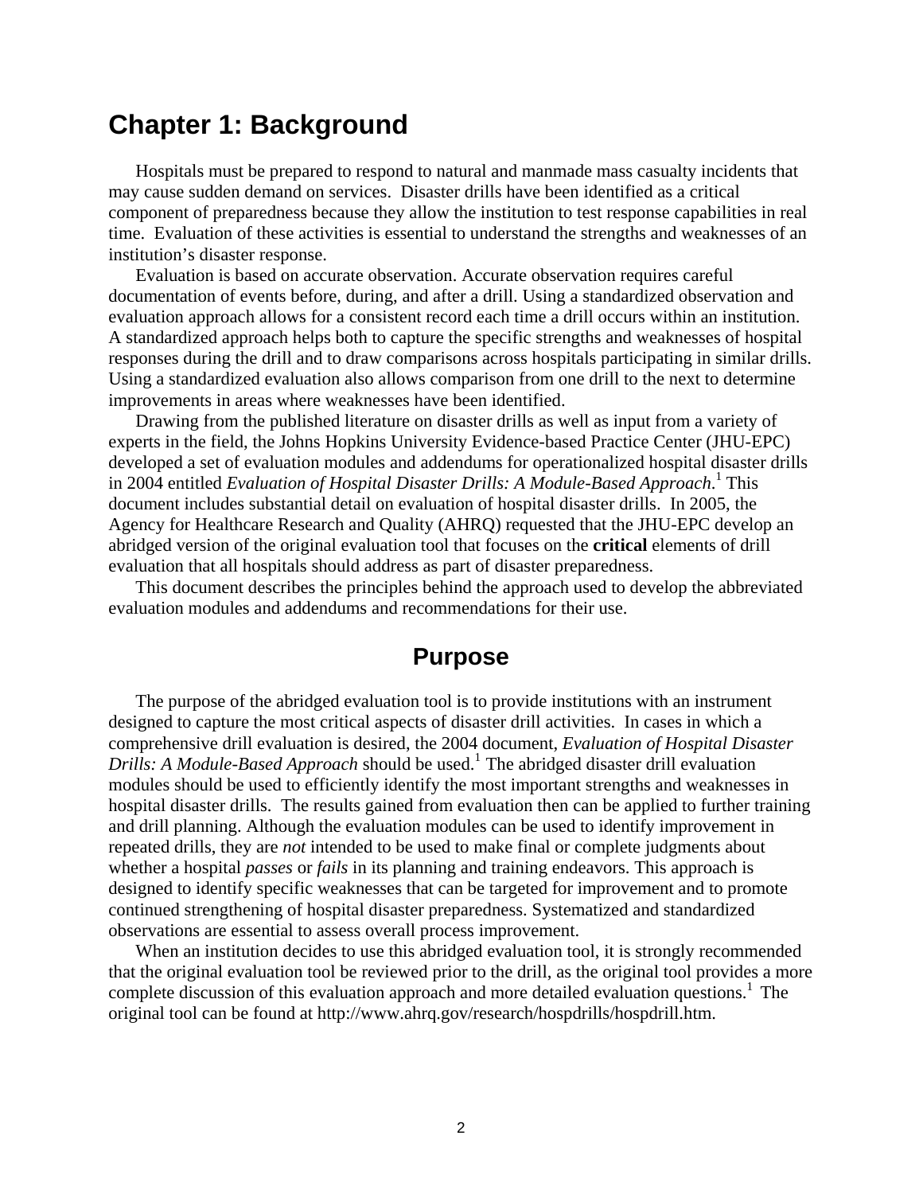# Chapter 1: Background

Hospitals must be prepared to respond to natural and manmade mass casualty incidents that may cause sudden demand on services. Disaster drills have been identified as a critical component of preparedness because they allow the institution to test response capabilities in real time. Evaluation of these activities is essential to understand the strengths and weaknesses of an institution's disaster response.

Evaluation is based on accurate observation. Accurate observation requires careful documentation of events before, during, and after a drill. Using a standardized observation and evaluation approach allows for a consistent record each time a drill occurs within an institution. A standardized approach helps both to capture the specific strengths and weaknesses of hospital responses during the drill and to draw comparisons across hospitals participating in similar drills. Using a standardized evaluation also allows comparison from one drill to the next to determine improvements in areas where weaknesses have been identified.

Drawing from the published literature on disaster drills as well as input from a variety of experts in the field, the Johns Hopkins University Evidence-based Practice Center (JHU-EPC) developed a set of evaluation modules and addendums for operationalized hospital disaster drills in 2004 entitled *Evaluation of Hospital Disaster Drills: A Module-Based Approach*.[1] This document includes substantial detail on evaluation of hospital disaster drills. In 2005, the Agency for Healthcare Research and Quality (AHRQ) requested that the JHU-EPC develop an abridged version of the original evaluation tool that focuses on the **critical** elements of drill evaluation that all hospitals should address as part of disaster preparedness.

This document describes the principles behind the approach used to develop the abbreviated evaluation modules and addendums and recommendations for their use.

## Purpose

The purpose of the abridged evaluation tool is to provide institutions with an instrument designed to capture the most critical aspects of disaster drill activities. In cases in which a comprehensive drill evaluation is desired, the 2004 document, *Evaluation of Hospital Disaster Drills: A Module-Based Approach* should be used.[1] The abridged disaster drill evaluation modules should be used to efficiently identify the most important strengths and weaknesses in hospital disaster drills. The results gained from evaluation then can be applied to further training and drill planning. Although the evaluation modules can be used to identify improvement in repeated drills, they are *not* intended to be used to make final or complete judgments about whether a hospital *passes* or *fails* in its planning and training endeavors. This approach is designed to identify specific weaknesses that can be targeted for improvement and to promote continued strengthening of hospital disaster preparedness. Systematized and standardized observations are essential to assess overall process improvement.

When an institution decides to use this abridged evaluation tool, it is strongly recommended that the original evaluation tool be reviewed prior to the drill, as the original tool provides a more complete discussion of this evaluation approach and more detailed evaluation questions.[1] The original tool can be found at http://www.ahrq.gov/research/hospdrills/hospdrill.htm.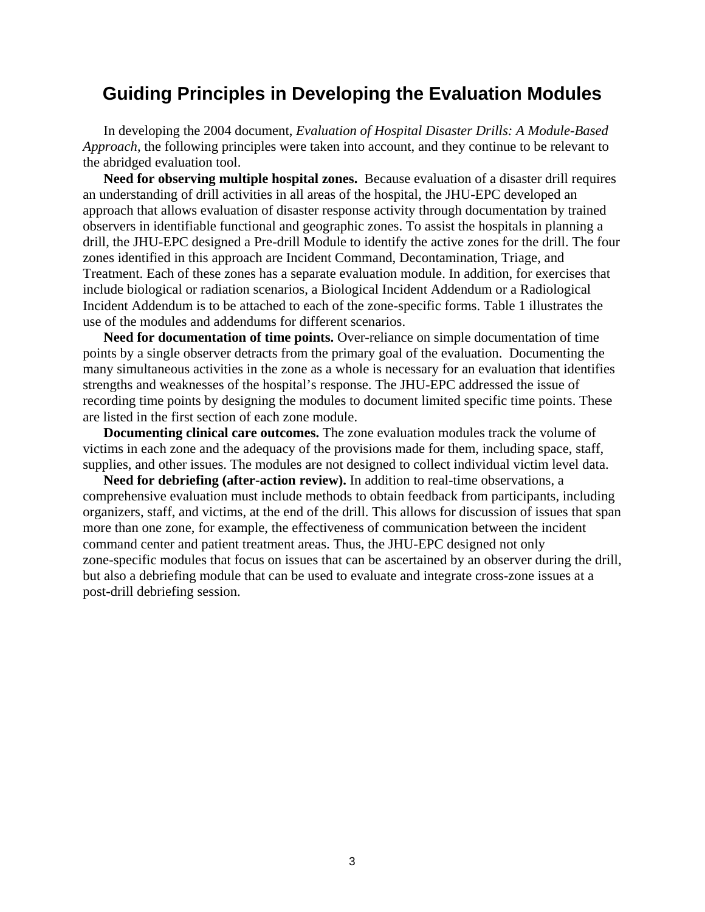# Guiding Principles in Developing the Evaluation Modules

In developing the 2004 document, *Evaluation of Hospital Disaster Drills: A Module-Based Approach*, the following principles were taken into account, and they continue to be relevant to the abridged evaluation tool.

**Need for observing multiple hospital zones.** Because evaluation of a disaster drill requires an understanding of drill activities in all areas of the hospital, the JHU-EPC developed an approach that allows evaluation of disaster response activity through documentation by trained observers in identifiable functional and geographic zones. To assist the hospitals in planning a drill, the JHU-EPC designed a Pre-drill Module to identify the active zones for the drill. The four zones identified in this approach are Incident Command, Decontamination, Triage, and Treatment. Each of these zones has a separate evaluation module. In addition, for exercises that include biological or radiation scenarios, a Biological Incident Addendum or a Radiological Incident Addendum is to be attached to each of the zone-specific forms. Table 1 illustrates the use of the modules and addendums for different scenarios.

**Need for documentation of time points.** Over-reliance on simple documentation of time points by a single observer detracts from the primary goal of the evaluation. Documenting the many simultaneous activities in the zone as a whole is necessary for an evaluation that identifies strengths and weaknesses of the hospital's response. The JHU-EPC addressed the issue of recording time points by designing the modules to document limited specific time points. These are listed in the first section of each zone module.

**Documenting clinical care outcomes.** The zone evaluation modules track the volume of victims in each zone and the adequacy of the provisions made for them, including space, staff, supplies, and other issues. The modules are not designed to collect individual victim level data.

**Need for debriefing (after-action review).** In addition to real-time observations, a comprehensive evaluation must include methods to obtain feedback from participants, including organizers, staff, and victims, at the end of the drill. This allows for discussion of issues that span more than one zone, for example, the effectiveness of communication between the incident command center and patient treatment areas. Thus, the JHU-EPC designed not only zone-specific modules that focus on issues that can be ascertained by an observer during the drill, but also a debriefing module that can be used to evaluate and integrate cross-zone issues at a post-drill debriefing session.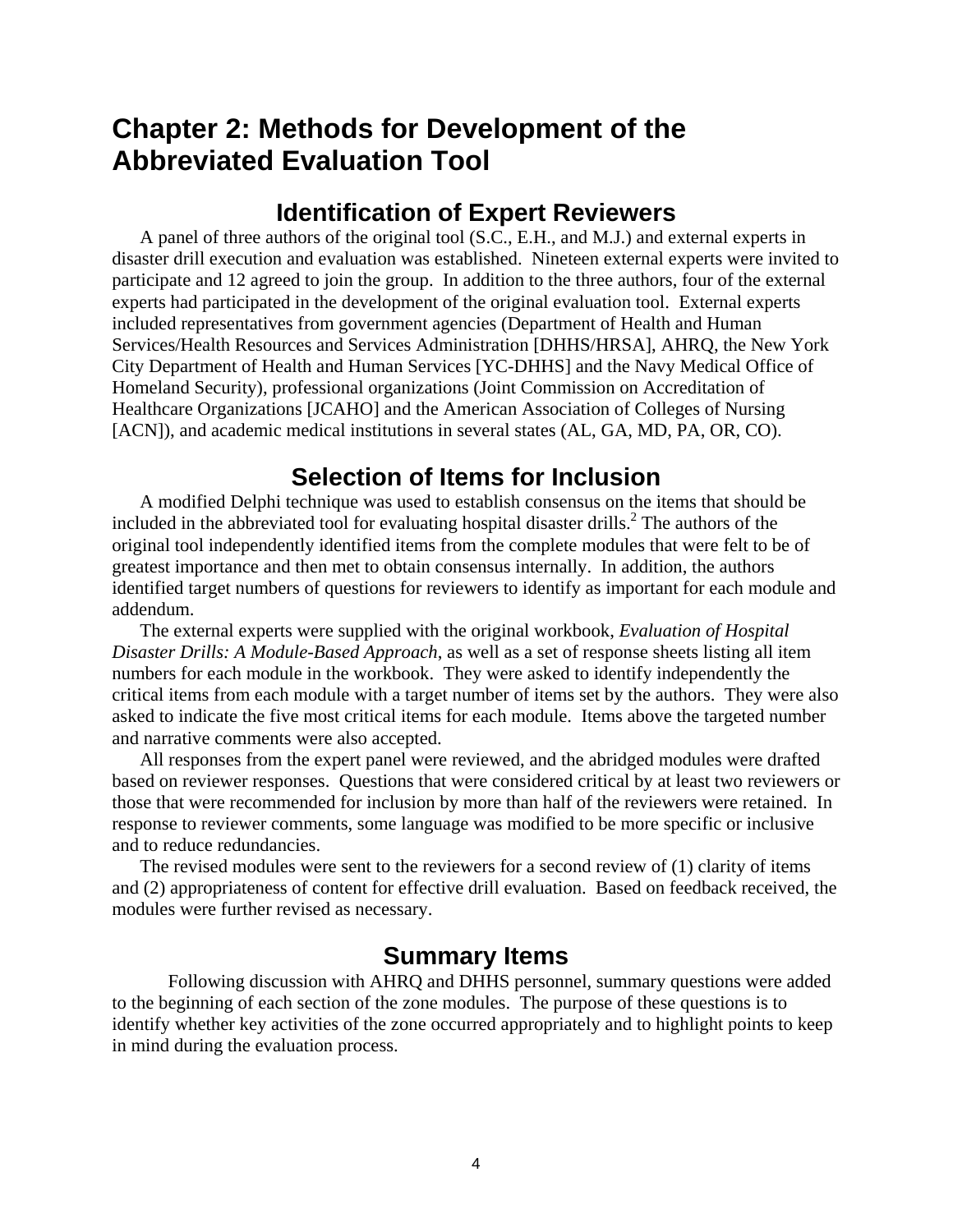# Chapter 2: Methods for Development of the Abbreviated Evaluation Tool

## Identification of Expert Reviewers

A panel of three authors of the original tool (S.C., E.H., and M.J.) and external experts in disaster drill execution and evaluation was established. Nineteen external experts were invited to participate and 12 agreed to join the group. In addition to the three authors, four of the external experts had participated in the development of the original evaluation tool. External experts included representatives from government agencies (Department of Health and Human Services/Health Resources and Services Administration [DHHS/HRSA], AHRQ, the New York City Department of Health and Human Services [YC-DHHS] and the Navy Medical Office of Homeland Security), professional organizations (Joint Commission on Accreditation of Healthcare Organizations [JCAHO] and the American Association of Colleges of Nursing [ACN]), and academic medical institutions in several states (AL, GA, MD, PA, OR, CO).

## Selection of Items for Inclusion

A modified Delphi technique was used to establish consensus on the items that should be included in the abbreviated tool for evaluating hospital disaster drills.[2] The authors of the original tool independently identified items from the complete modules that were felt to be of greatest importance and then met to obtain consensus internally. In addition, the authors identified target numbers of questions for reviewers to identify as important for each module and addendum.

The external experts were supplied with the original workbook, *Evaluation of Hospital Disaster Drills: A Module-Based Approach*, as well as a set of response sheets listing all item numbers for each module in the workbook. They were asked to identify independently the critical items from each module with a target number of items set by the authors. They were also asked to indicate the five most critical items for each module. Items above the targeted number and narrative comments were also accepted.

All responses from the expert panel were reviewed, and the abridged modules were drafted based on reviewer responses. Questions that were considered critical by at least two reviewers or those that were recommended for inclusion by more than half of the reviewers were retained. In response to reviewer comments, some language was modified to be more specific or inclusive and to reduce redundancies.

The revised modules were sent to the reviewers for a second review of (1) clarity of items and (2) appropriateness of content for effective drill evaluation. Based on feedback received, the modules were further revised as necessary.

## Summary Items

Following discussion with AHRQ and DHHS personnel, summary questions were added to the beginning of each section of the zone modules. The purpose of these questions is to identify whether key activities of the zone occurred appropriately and to highlight points to keep in mind during the evaluation process.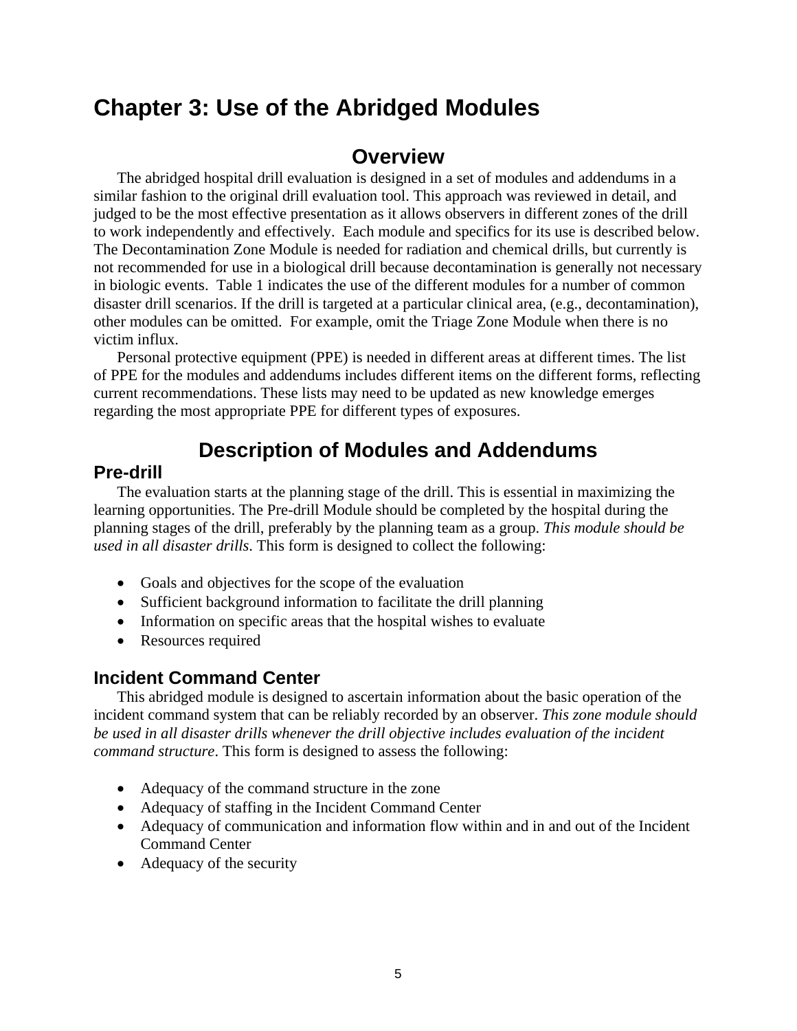# Chapter 3: Use of the Abridged Modules

## Overview

The abridged hospital drill evaluation is designed in a set of modules and addendums in a similar fashion to the original drill evaluation tool. This approach was reviewed in detail, and judged to be the most effective presentation as it allows observers in different zones of the drill to work independently and effectively. Each module and specifics for its use is described below. The Decontamination Zone Module is needed for radiation and chemical drills, but currently is not recommended for use in a biological drill because decontamination is generally not necessary in biologic events. Table 1 indicates the use of the different modules for a number of common disaster drill scenarios. If the drill is targeted at a particular clinical area, (e.g., decontamination), other modules can be omitted. For example, omit the Triage Zone Module when there is no victim influx.

Personal protective equipment (PPE) is needed in different areas at different times. The list of PPE for the modules and addendums includes different items on the different forms, reflecting current recommendations. These lists may need to be updated as new knowledge emerges regarding the most appropriate PPE for different types of exposures.

## Description of Modules and Addendums

### Pre-drill

The evaluation starts at the planning stage of the drill. This is essential in maximizing the learning opportunities. The Pre-drill Module should be completed by the hospital during the planning stages of the drill, preferably by the planning team as a group. *This module should be used in all disaster drills*. This form is designed to collect the following:

- Goals and objectives for the scope of the evaluation
- Sufficient background information to facilitate the drill planning
- Information on specific areas that the hospital wishes to evaluate
- Resources required

### Incident Command Center

This abridged module is designed to ascertain information about the basic operation of the incident command system that can be reliably recorded by an observer. *This zone module should be used in all disaster drills whenever the drill objective includes evaluation of the incident command structure*. This form is designed to assess the following:

- Adequacy of the command structure in the zone
- Adequacy of staffing in the Incident Command Center
- Adequacy of communication and information flow within and in and out of the Incident Command Center
- Adequacy of the security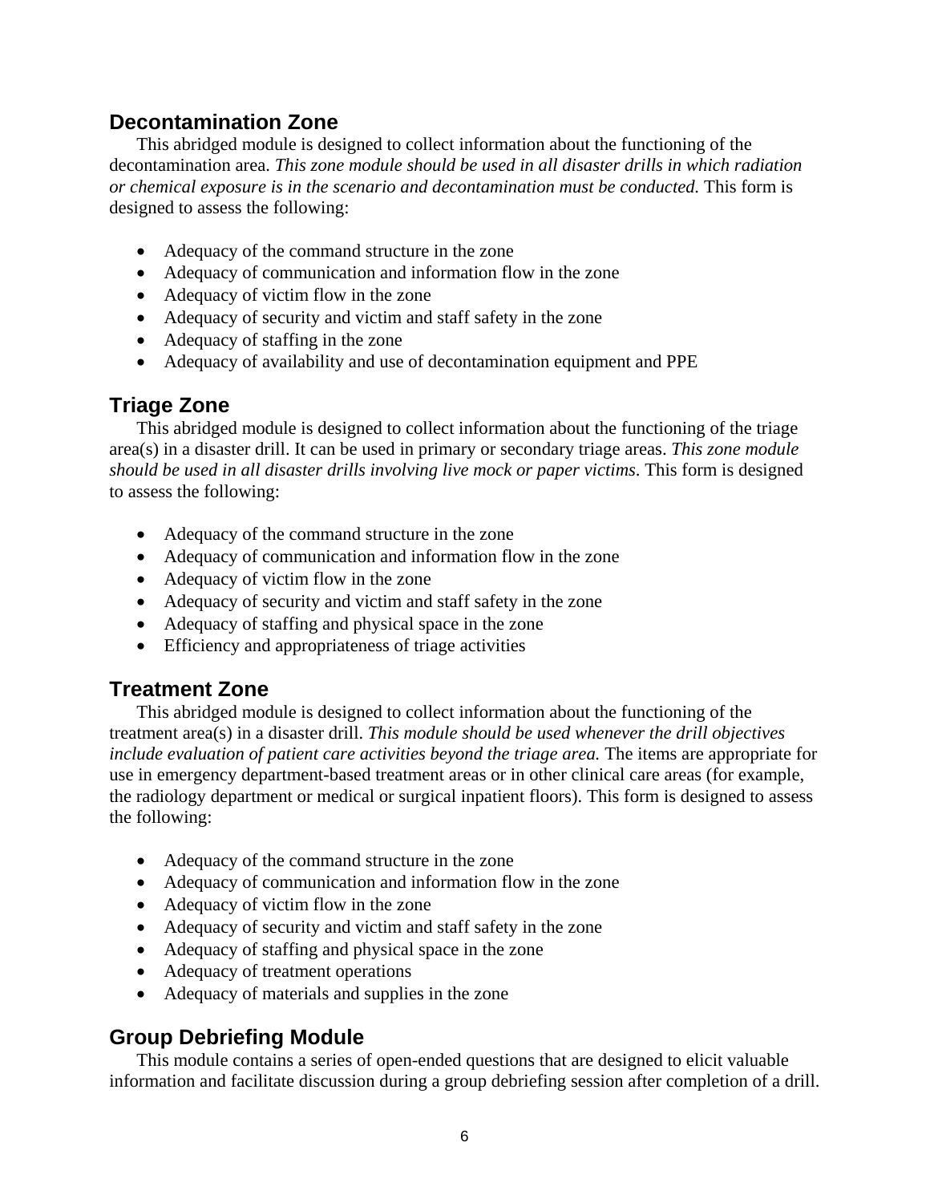## Decontamination Zone

This abridged module is designed to collect information about the functioning of the decontamination area. *This zone module should be used in all disaster drills in which radiation or chemical exposure is in the scenario and decontamination must be conducted.* This form is designed to assess the following:

- Adequacy of the command structure in the zone
- Adequacy of communication and information flow in the zone
- Adequacy of victim flow in the zone
- Adequacy of security and victim and staff safety in the zone
- Adequacy of staffing in the zone
- Adequacy of availability and use of decontamination equipment and PPE

## Triage Zone

This abridged module is designed to collect information about the functioning of the triage area(s) in a disaster drill. It can be used in primary or secondary triage areas. *This zone module should be used in all disaster drills involving live mock or paper victims*. This form is designed to assess the following:

- Adequacy of the command structure in the zone
- Adequacy of communication and information flow in the zone
- Adequacy of victim flow in the zone
- Adequacy of security and victim and staff safety in the zone
- Adequacy of staffing and physical space in the zone
- Efficiency and appropriateness of triage activities

## Treatment Zone

This abridged module is designed to collect information about the functioning of the treatment area(s) in a disaster drill. *This module should be used whenever the drill objectives include evaluation of patient care activities beyond the triage area.* The items are appropriate for use in emergency department-based treatment areas or in other clinical care areas (for example, the radiology department or medical or surgical inpatient floors). This form is designed to assess the following:

- Adequacy of the command structure in the zone
- Adequacy of communication and information flow in the zone
- Adequacy of victim flow in the zone
- Adequacy of security and victim and staff safety in the zone
- Adequacy of staffing and physical space in the zone
- Adequacy of treatment operations
- Adequacy of materials and supplies in the zone

## Group Debriefing Module

This module contains a series of open-ended questions that are designed to elicit valuable information and facilitate discussion during a group debriefing session after completion of a drill.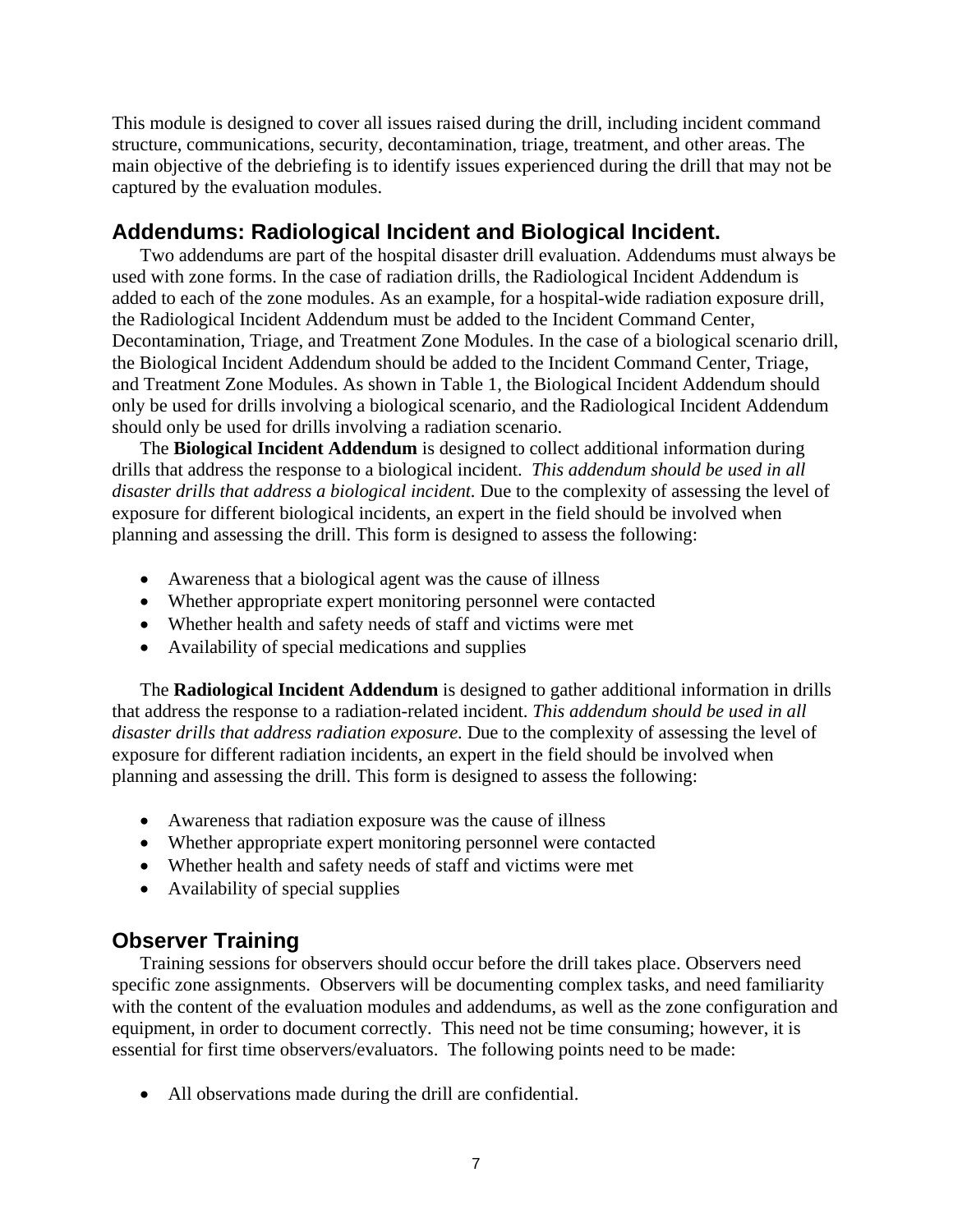This module is designed to cover all issues raised during the drill, including incident command structure, communications, security, decontamination, triage, treatment, and other areas. The main objective of the debriefing is to identify issues experienced during the drill that may not be captured by the evaluation modules.

## Addendums: Radiological Incident and Biological Incident.

Two addendums are part of the hospital disaster drill evaluation. Addendums must always be used with zone forms. In the case of radiation drills, the Radiological Incident Addendum is added to each of the zone modules. As an example, for a hospital-wide radiation exposure drill, the Radiological Incident Addendum must be added to the Incident Command Center, Decontamination, Triage, and Treatment Zone Modules. In the case of a biological scenario drill, the Biological Incident Addendum should be added to the Incident Command Center, Triage, and Treatment Zone Modules. As shown in Table 1, the Biological Incident Addendum should only be used for drills involving a biological scenario, and the Radiological Incident Addendum should only be used for drills involving a radiation scenario.

The **Biological Incident Addendum** is designed to collect additional information during drills that address the response to a biological incident. *This addendum should be used in all disaster drills that address a biological incident.* Due to the complexity of assessing the level of exposure for different biological incidents, an expert in the field should be involved when planning and assessing the drill. This form is designed to assess the following:

- Awareness that a biological agent was the cause of illness
- Whether appropriate expert monitoring personnel were contacted
- Whether health and safety needs of staff and victims were met
- Availability of special medications and supplies

The **Radiological Incident Addendum** is designed to gather additional information in drills that address the response to a radiation-related incident. *This addendum should be used in all disaster drills that address radiation exposure.* Due to the complexity of assessing the level of exposure for different radiation incidents, an expert in the field should be involved when planning and assessing the drill. This form is designed to assess the following:

- Awareness that radiation exposure was the cause of illness
- Whether appropriate expert monitoring personnel were contacted
- Whether health and safety needs of staff and victims were met
- Availability of special supplies

## Observer Training

Training sessions for observers should occur before the drill takes place. Observers need specific zone assignments. Observers will be documenting complex tasks, and need familiarity with the content of the evaluation modules and addendums, as well as the zone configuration and equipment, in order to document correctly. This need not be time consuming; however, it is essential for first time observers/evaluators. The following points need to be made:

- All observations made during the drill are confidential.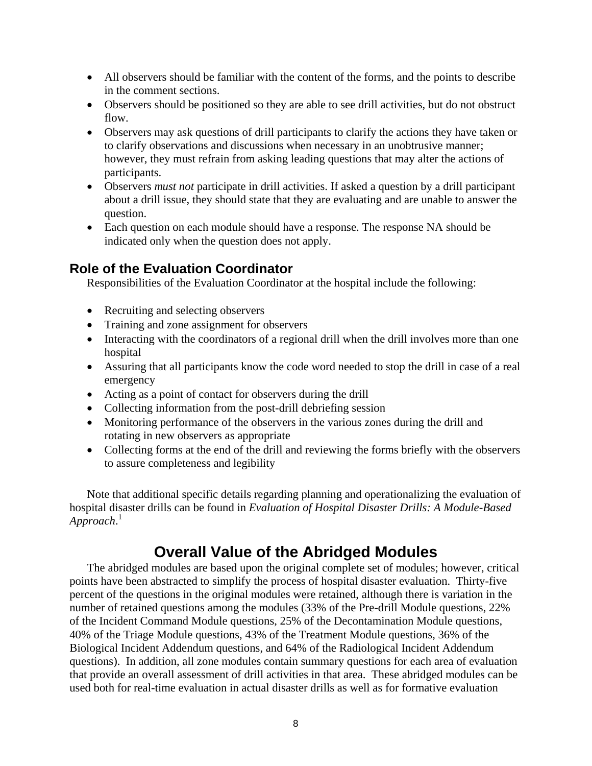- All observers should be familiar with the content of the forms, and the points to describe in the comment sections.
- Observers should be positioned so they are able to see drill activities, but do not obstruct flow.
- Observers may ask questions of drill participants to clarify the actions they have taken or to clarify observations and discussions when necessary in an unobtrusive manner; however, they must refrain from asking leading questions that may alter the actions of participants.
- Observers *must not* participate in drill activities. If asked a question by a drill participant about a drill issue, they should state that they are evaluating and are unable to answer the question.
- Each question on each module should have a response. The response NA should be indicated only when the question does not apply.

### Role of the Evaluation Coordinator

Responsibilities of the Evaluation Coordinator at the hospital include the following:

- Recruiting and selecting observers
- Training and zone assignment for observers
- Interacting with the coordinators of a regional drill when the drill involves more than one hospital
- Assuring that all participants know the code word needed to stop the drill in case of a real emergency
- Acting as a point of contact for observers during the drill
- Collecting information from the post-drill debriefing session
- Monitoring performance of the observers in the various zones during the drill and rotating in new observers as appropriate
- Collecting forms at the end of the drill and reviewing the forms briefly with the observers to assure completeness and legibility

Note that additional specific details regarding planning and operationalizing the evaluation of hospital disaster drills can be found in *Evaluation of Hospital Disaster Drills: A Module-Based Approach*.[1]

## Overall Value of the Abridged Modules

The abridged modules are based upon the original complete set of modules; however, critical points have been abstracted to simplify the process of hospital disaster evaluation. Thirty-five percent of the questions in the original modules were retained, although there is variation in the number of retained questions among the modules (33% of the Pre-drill Module questions, 22% of the Incident Command Module questions, 25% of the Decontamination Module questions, 40% of the Triage Module questions, 43% of the Treatment Module questions, 36% of the Biological Incident Addendum questions, and 64% of the Radiological Incident Addendum questions). In addition, all zone modules contain summary questions for each area of evaluation that provide an overall assessment of drill activities in that area. These abridged modules can be used both for real-time evaluation in actual disaster drills as well as for formative evaluation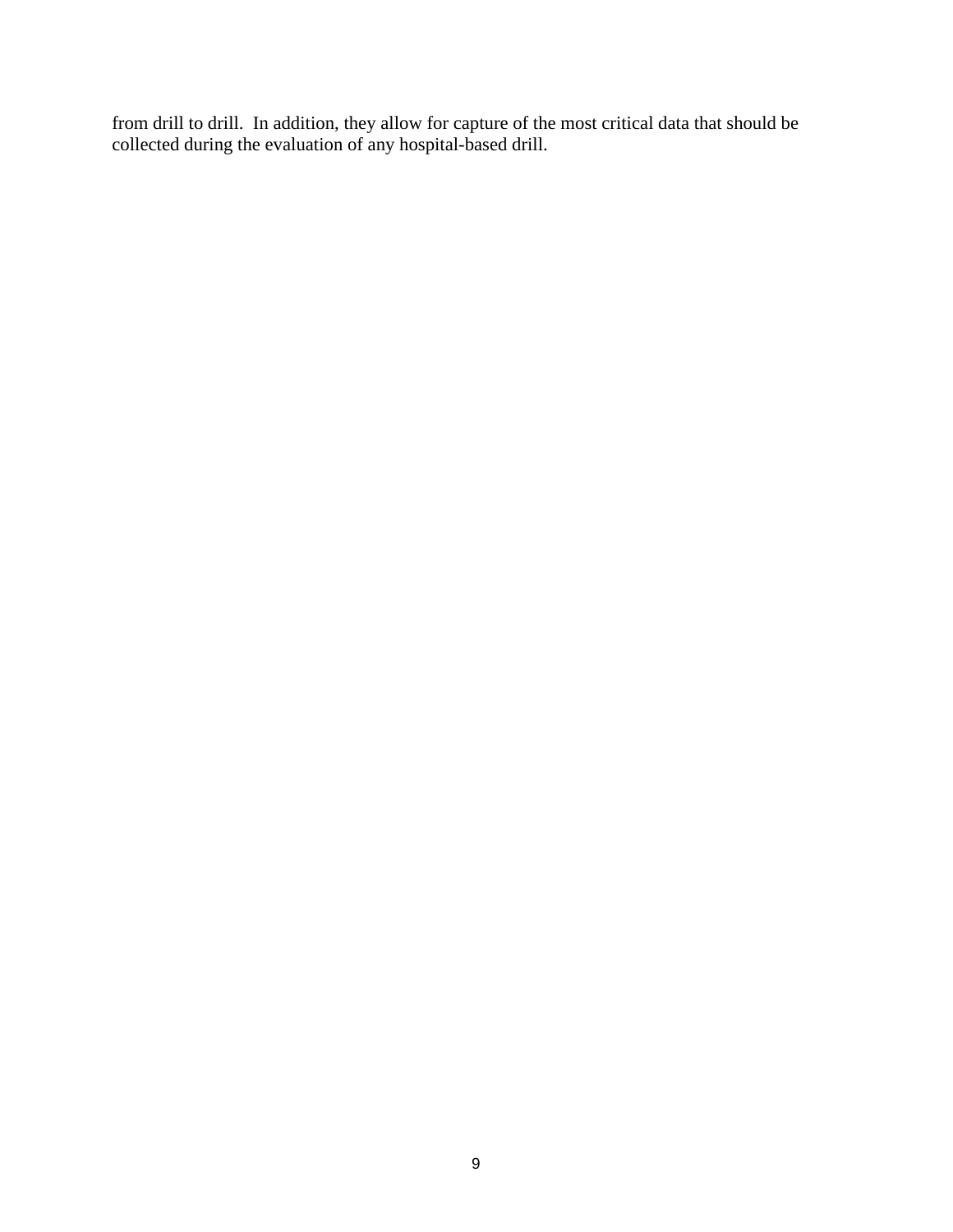from drill to drill. In addition, they allow for capture of the most critical data that should be collected during the evaluation of any hospital-based drill.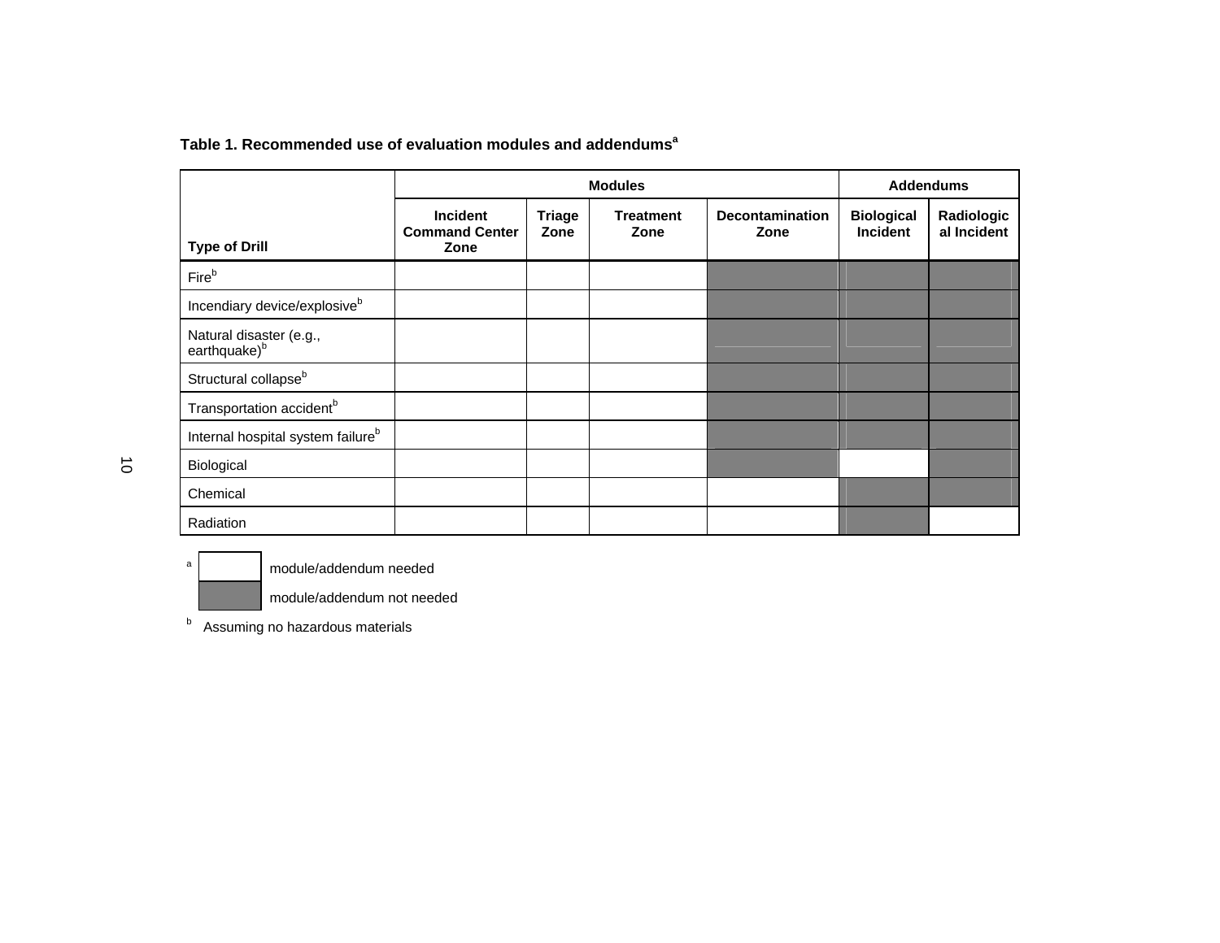**Table 1. Recommended use of evaluation modules and addendums[a]**

| Type of Drill | Modules | | | | Addendums | |
|---|---|---|---|---|---|---|
| | Incident Command Center Zone | Triage Zone | Treatment Zone | Decontamination Zone | Biological Incident | Radiological Incident |
| Fire[b] | □ | □ | □ | ■ | ■ | ■ |
| Incendiary device/explosive[b] | □ | □ | □ | ■ | ■ | ■ |
| Natural disaster (e.g., earthquake)[b] | □ | □ | □ | ■ | ■ | ■ |
| Structural collapse[b] | □ | □ | □ | ■ | ■ | ■ |
| Transportation accident[b] | □ | □ | □ | ■ | ■ | ■ |
| Internal hospital system failure[b] | □ | □ | □ | ■ | ■ | ■ |
| Biological | □ | □ | □ | ■ | □ | ■ |
| Chemical | □ | □ | □ | □ | ■ | ■ |
| Radiation | □ | □ | □ | □ | ■ | □ |

[a] □ module/addendum needed
■ module/addendum not needed

[b] Assuming no hazardous materials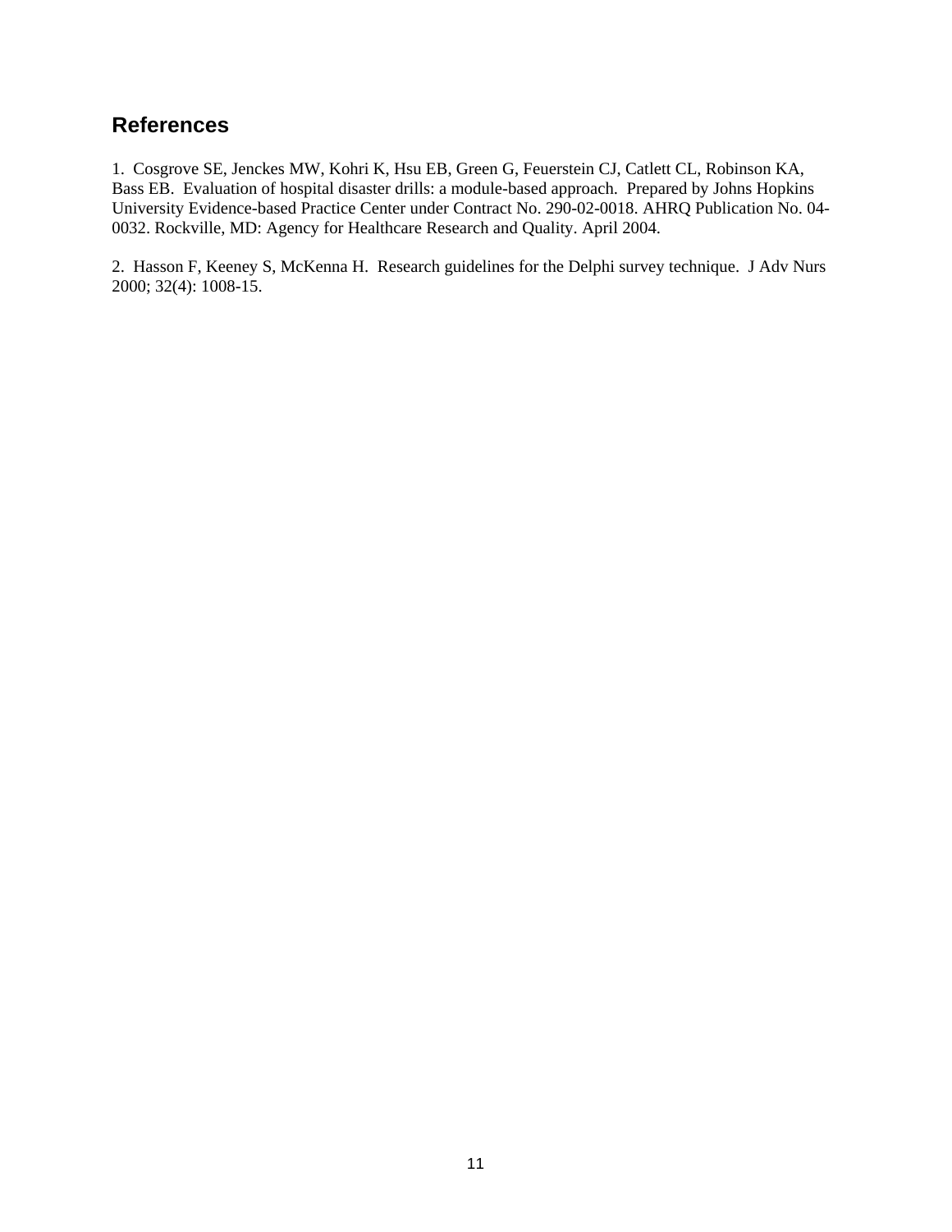## References

1. Cosgrove SE, Jenckes MW, Kohri K, Hsu EB, Green G, Feuerstein CJ, Catlett CL, Robinson KA, Bass EB. Evaluation of hospital disaster drills: a module-based approach. Prepared by Johns Hopkins University Evidence-based Practice Center under Contract No. 290-02-0018. AHRQ Publication No. 04-0032. Rockville, MD: Agency for Healthcare Research and Quality. April 2004.

2. Hasson F, Keeney S, McKenna H. Research guidelines for the Delphi survey technique. J Adv Nurs 2000; 32(4): 1008-15.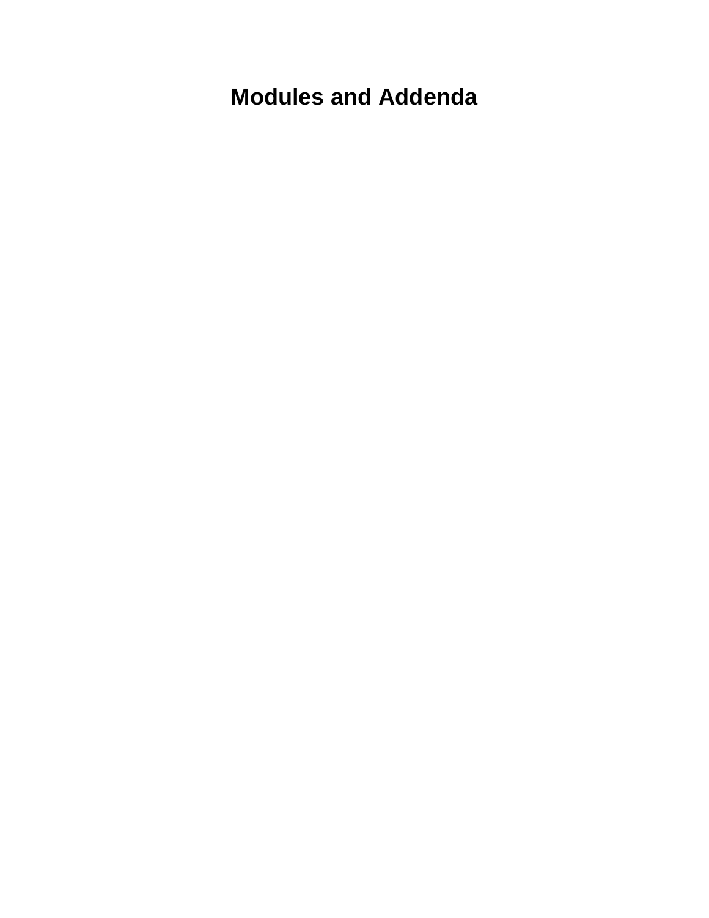# Modules and Addenda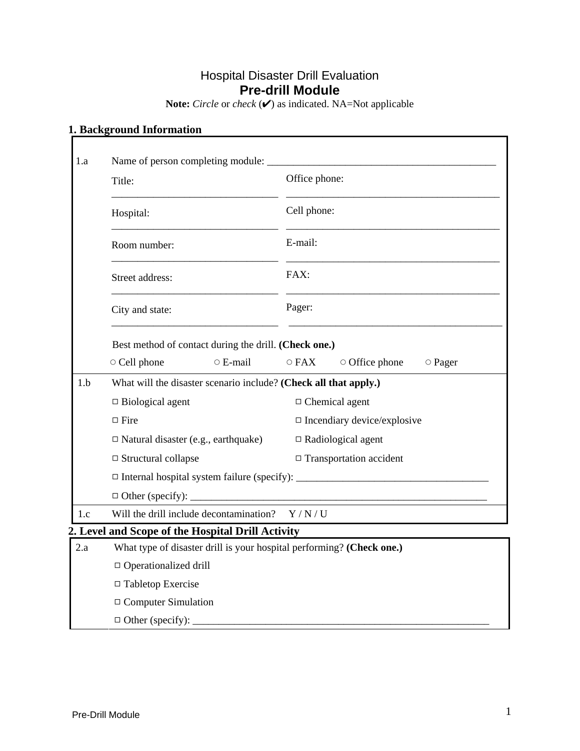# Hospital Disaster Drill Evaluation

## Pre-drill Module

**Note:** *Circle* or *check* (✔) as indicated. NA=Not applicable

### 1. Background Information

**1.a** Name of person completing module: ____________________________________________

| | |
|---|---|
| Title: ________________________________ | Office phone: ________________________________ |
| Hospital: ________________________________ | Cell phone: ________________________________ |
| Room number: ________________________________ | E-mail: ________________________________ |
| Street address: ________________________________ | FAX: ________________________________ |
| City and state: ________________________________ | Pager: ________________________________ |

Best method of contact during the drill. **(Check one.)**

○ Cell phone ○ E-mail ○ FAX ○ Office phone ○ Pager

**1.b** What will the disaster scenario include? **(Check all that apply.)**

- □ Biological agent
- □ Chemical agent
- □ Fire
- □ Incendiary device/explosive
- □ Natural disaster (e.g., earthquake)
- □ Radiological agent
- □ Structural collapse
- □ Transportation accident
- □ Internal hospital system failure (specify): ____________________________________
- □ Other (specify): ____________________________________________________________

**1.c** Will the drill include decontamination? Y / N / U

### 2. Level and Scope of the Hospital Drill Activity

**2.a** What type of disaster drill is your hospital performing? **(Check one.)**

- □ Operationalized drill
- □ Tabletop Exercise
- □ Computer Simulation
- □ Other (specify): ____________________________________________________________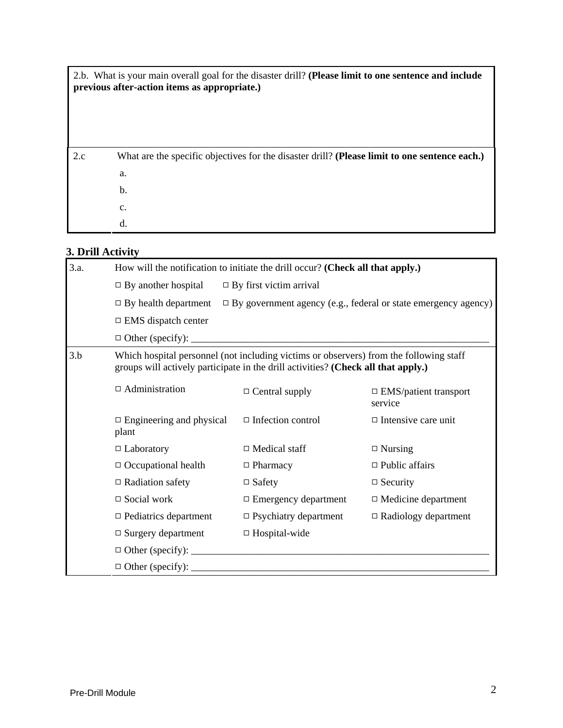| 2.b. What is your main overall goal for the disaster drill? **(Please limit to one sentence and include previous after-action items as appropriate.)** | |
|---|---|
| 2.c | What are the specific objectives for the disaster drill? **(Please limit to one sentence each.)**<br>a.<br>b.<br>c.<br>d. |

### 3. Drill Activity

| | | | |
|---|---|---|---|
| 3.a. | How will the notification to initiate the drill occur? **(Check all that apply.)** | | |
| | □ By another hospital | □ By first victim arrival | |
| | □ By health department | □ By government agency (e.g., federal or state emergency agency) | |
| | □ EMS dispatch center | | |
| | □ Other (specify): ______________________________ | | |
| 3.b | Which hospital personnel (not including victims or observers) from the following staff groups will actively participate in the drill activities? **(Check all that apply.)** | | |
| | □ Administration | □ Central supply | □ EMS/patient transport service |
| | □ Engineering and physical plant | □ Infection control | □ Intensive care unit |
| | □ Laboratory | □ Medical staff | □ Nursing |
| | □ Occupational health | □ Pharmacy | □ Public affairs |
| | □ Radiation safety | □ Safety | □ Security |
| | □ Social work | □ Emergency department | □ Medicine department |
| | □ Pediatrics department | □ Psychiatry department | □ Radiology department |
| | □ Surgery department | □ Hospital-wide | |
| | □ Other (specify): ______________________________ | | |
| | □ Other (specify): ______________________________ | | |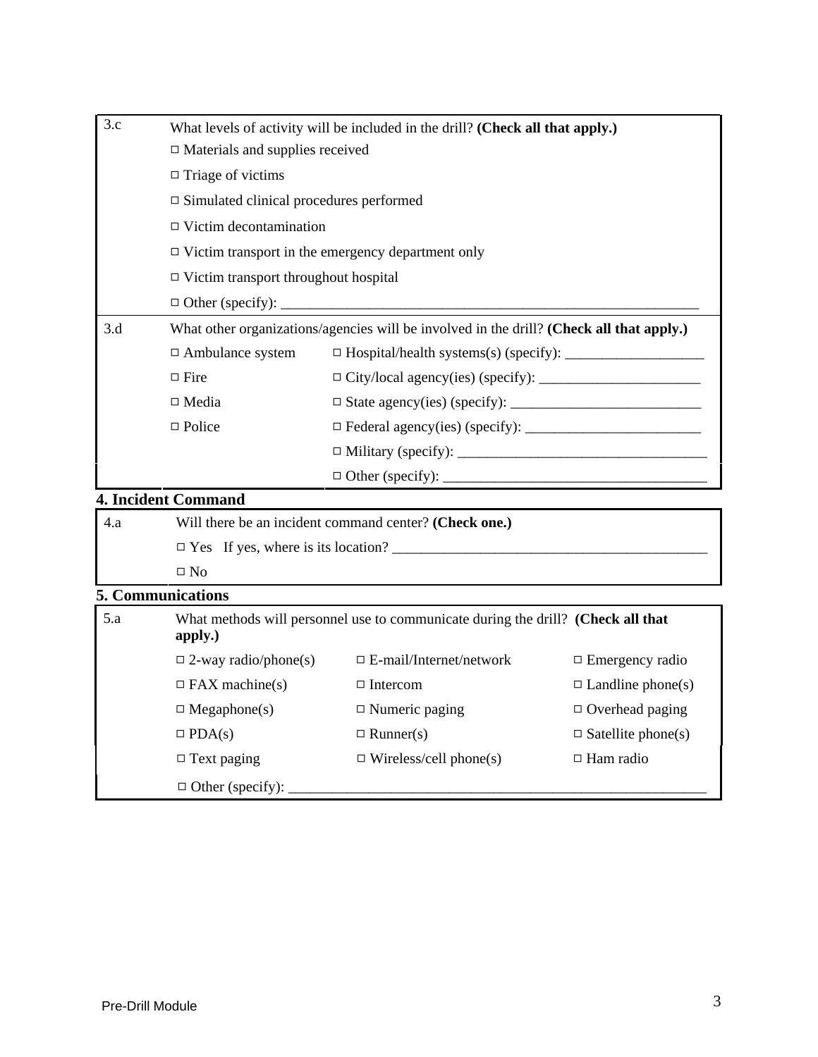| 3.c | What levels of activity will be included in the drill? **(Check all that apply.)** |
|---|---|
| | □ Materials and supplies received |
| | □ Triage of victims |
| | □ Simulated clinical procedures performed |
| | □ Victim decontamination |
| | □ Victim transport in the emergency department only |
| | □ Victim transport throughout hospital |
| | □ Other (specify): ___________________________________________________________ |

| 3.d | What other organizations/agencies will be involved in the drill? **(Check all that apply.)** | |
|---|---|---|
| | □ Ambulance system | □ Hospital/health systems(s) (specify): ___________________ |
| | □ Fire | □ City/local agency(ies) (specify): ______________________ |
| | □ Media | □ State agency(ies) (specify): __________________________ |
| | □ Police | □ Federal agency(ies) (specify): ________________________ |
| | | □ Military (specify): __________________________________ |
| | | □ Other (specify): ___________________________________ |

## 4. Incident Command

| 4.a | Will there be an incident command center? **(Check one.)** |
|---|---|
| | □ Yes If yes, where is its location? _____________________________________________ |
| | □ No |

## 5. Communications

| 5.a | What methods will personnel use to communicate during the drill? **(Check all that apply.)** | | |
|---|---|---|---|
| | □ 2-way radio/phone(s) | □ E-mail/Internet/network | □ Emergency radio |
| | □ FAX machine(s) | □ Intercom | □ Landline phone(s) |
| | □ Megaphone(s) | □ Numeric paging | □ Overhead paging |
| | □ PDA(s) | □ Runner(s) | □ Satellite phone(s) |
| | □ Text paging | □ Wireless/cell phone(s) | □ Ham radio |
| | □ Other (specify): ___________________________________________________________ | | |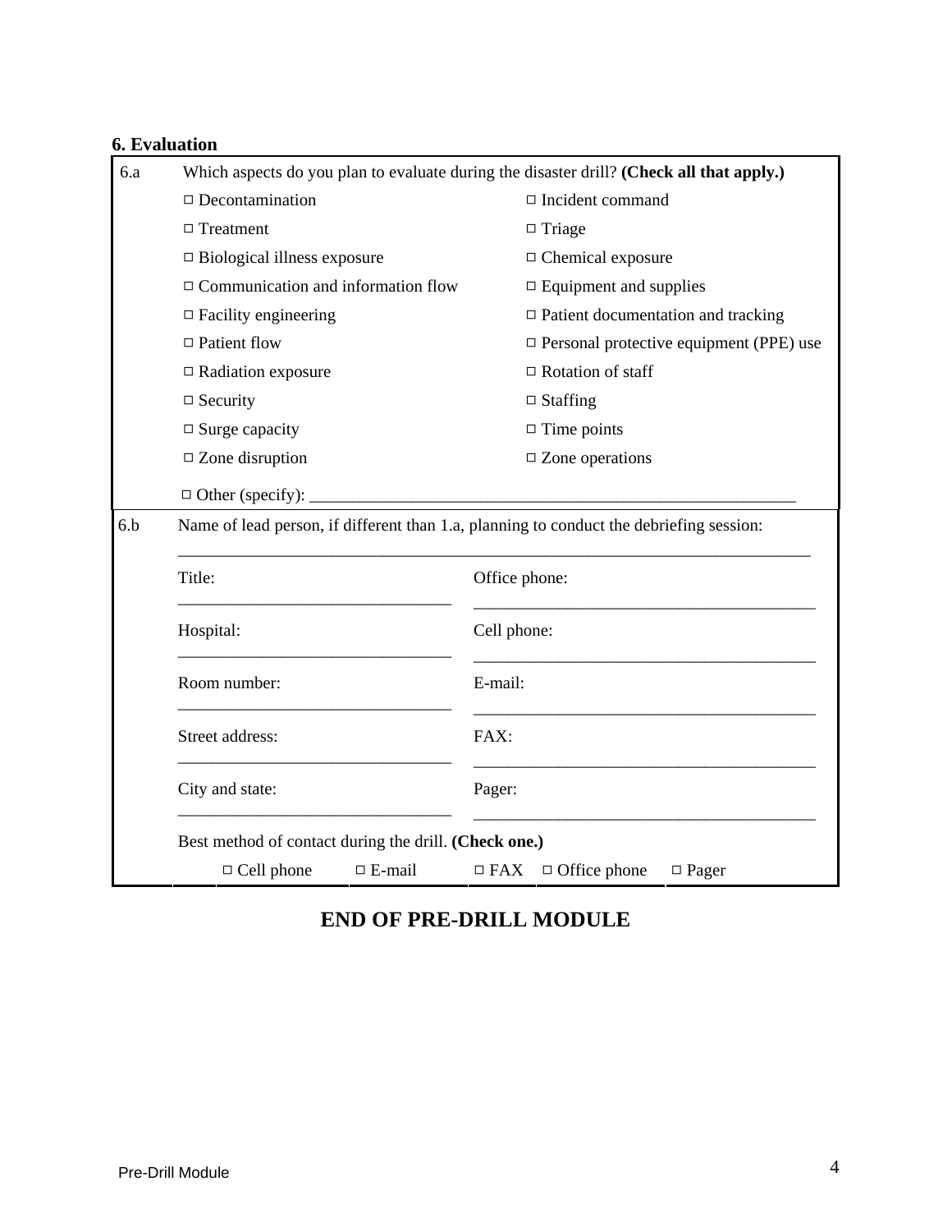**6. Evaluation**

| | |
|---|---|
| 6.a | Which aspects do you plan to evaluate during the disaster drill? **(Check all that apply.)** |
| | □ Decontamination &nbsp;&nbsp;&nbsp; □ Incident command |
| | □ Treatment &nbsp;&nbsp;&nbsp; □ Triage |
| | □ Biological illness exposure &nbsp;&nbsp;&nbsp; □ Chemical exposure |
| | □ Communication and information flow &nbsp;&nbsp;&nbsp; □ Equipment and supplies |
| | □ Facility engineering &nbsp;&nbsp;&nbsp; □ Patient documentation and tracking |
| | □ Patient flow &nbsp;&nbsp;&nbsp; □ Personal protective equipment (PPE) use |
| | □ Radiation exposure &nbsp;&nbsp;&nbsp; □ Rotation of staff |
| | □ Security &nbsp;&nbsp;&nbsp; □ Staffing |
| | □ Surge capacity &nbsp;&nbsp;&nbsp; □ Time points |
| | □ Zone disruption &nbsp;&nbsp;&nbsp; □ Zone operations |
| | □ Other (specify): ___________________________________________________________ |
| 6.b | Name of lead person, if different than 1.a, planning to conduct the debriefing session: ________________________________________________________________________________ |
| | Title: ________________________________ &nbsp;&nbsp;&nbsp; Office phone: ________________________________ |
| | Hospital: ________________________________ &nbsp;&nbsp;&nbsp; Cell phone: ________________________________ |
| | Room number: ________________________________ &nbsp;&nbsp;&nbsp; E-mail: ________________________________ |
| | Street address: ________________________________ &nbsp;&nbsp;&nbsp; FAX: ________________________________ |
| | City and state: ________________________________ &nbsp;&nbsp;&nbsp; Pager: ________________________________ |
| | Best method of contact during the drill. **(Check one.)** |
| | □ Cell phone &nbsp;&nbsp;&nbsp; □ E-mail &nbsp;&nbsp;&nbsp; □ FAX &nbsp;&nbsp;&nbsp; □ Office phone &nbsp;&nbsp;&nbsp; □ Pager |

# END OF PRE-DRILL MODULE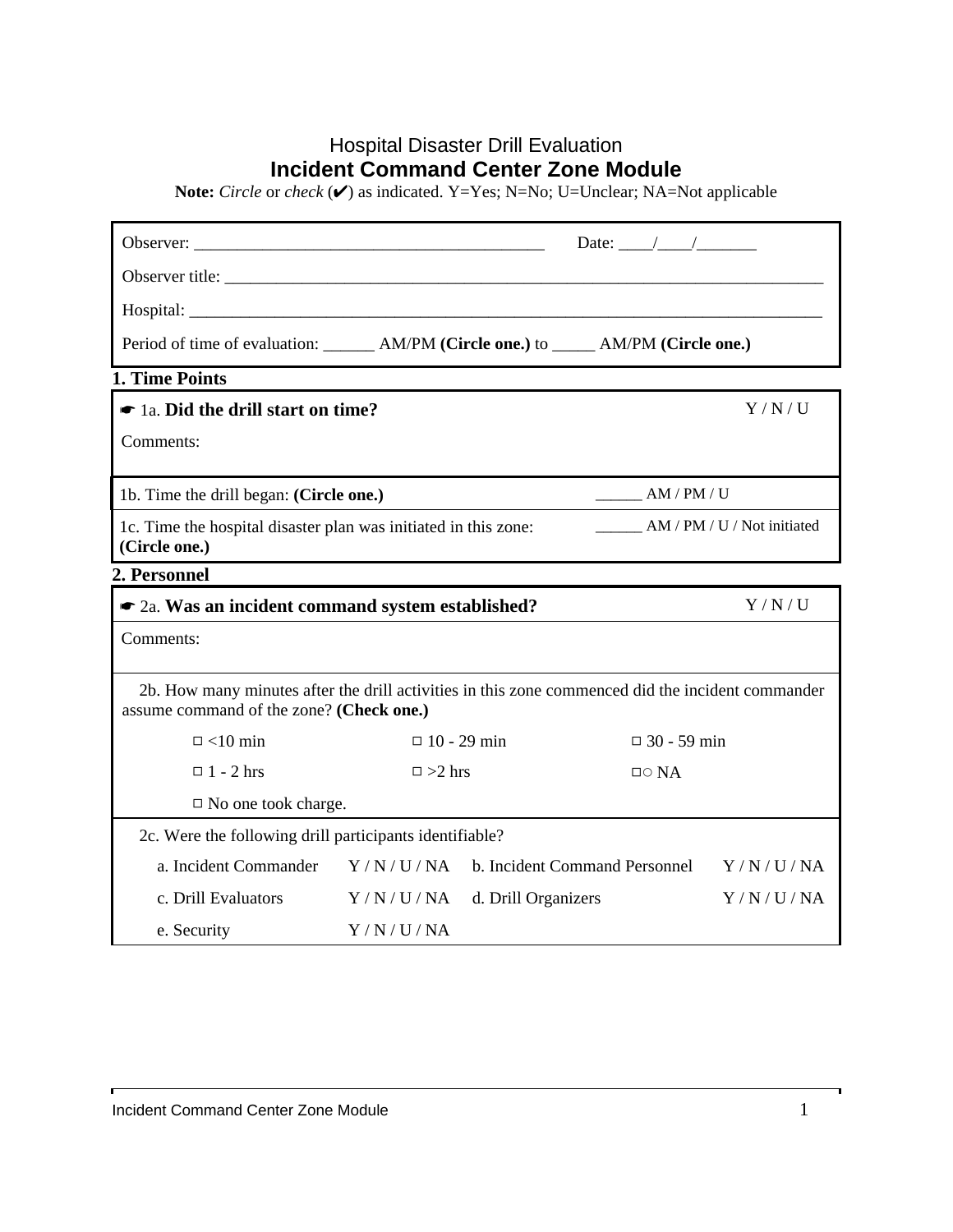Hospital Disaster Drill Evaluation

# Incident Command Center Zone Module

**Note:** *Circle* or *check* (✔) as indicated. Y=Yes; N=No; U=Unclear; NA=Not applicable

Observer: ________________________________________ Date: ____/____/_______

Observer title: ______________________________________________________________________

Hospital: __________________________________________________________________________

Period of time of evaluation: ______ AM/PM **(Circle one.)** to _____ AM/PM **(Circle one.)**

## 1. Time Points

☛ 1a. **Did the drill start on time?** Y / N / U

Comments:

1b. Time the drill began: **(Circle one.)** ______ AM / PM / U

1c. Time the hospital disaster plan was initiated in this zone: **(Circle one.)** ______ AM / PM / U / Not initiated

## 2. Personnel

☛ 2a. **Was an incident command system established?** Y / N / U

Comments:

2b. How many minutes after the drill activities in this zone commenced did the incident commander assume command of the zone? **(Check one.)**

| | | |
|---|---|---|
| □ <10 min | □ 10 - 29 min | □ 30 - 59 min |
| □ 1 - 2 hrs | □ >2 hrs | □○ NA |
| □ No one took charge. | | |

2c. Were the following drill participants identifiable?

| | | | |
|---|---|---|---|
| a. Incident Commander | Y / N / U / NA | b. Incident Command Personnel | Y / N / U / NA |
| c. Drill Evaluators | Y / N / U / NA | d. Drill Organizers | Y / N / U / NA |
| e. Security | Y / N / U / NA | | |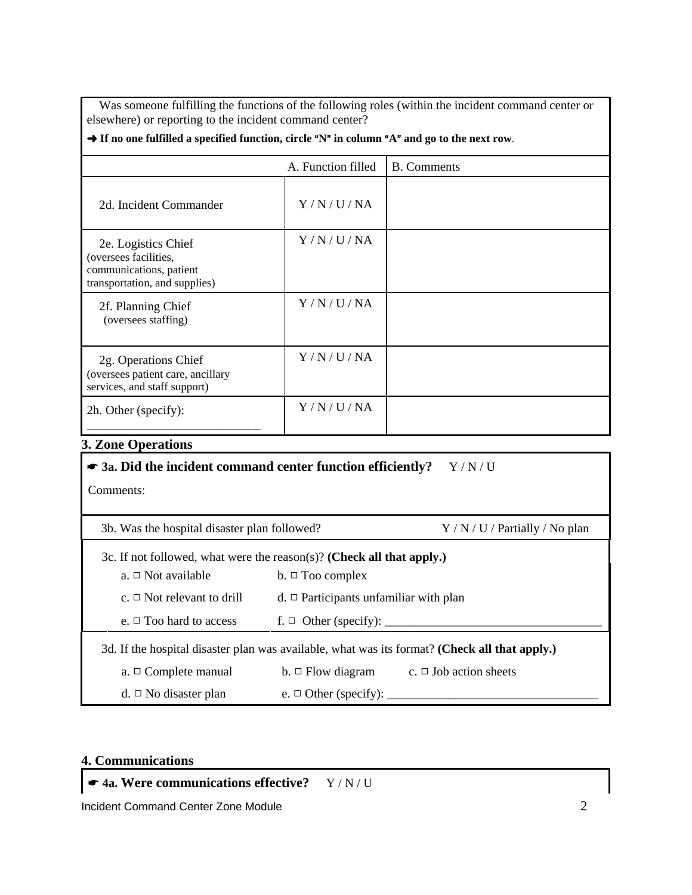Was someone fulfilling the functions of the following roles (within the incident command center or elsewhere) or reporting to the incident command center?

➜ **If no one fulfilled a specified function, circle "N" in column "A" and go to the next row**.

| | A. Function filled | B. Comments |
|---|---|---|
| 2d. Incident Commander | Y / N / U / NA | |
| 2e. Logistics Chief (oversees facilities, communications, patient transportation, and supplies) | Y / N / U / NA | |
| 2f. Planning Chief (oversees staffing) | Y / N / U / NA | |
| 2g. Operations Chief (oversees patient care, ancillary services, and staff support) | Y / N / U / NA | |
| 2h. Other (specify): ____________________________ | Y / N / U / NA | |

## 3. Zone Operations

☛ **3a. Did the incident command center function efficiently?** Y / N / U

Comments:

3b. Was the hospital disaster plan followed? Y / N / U / Partially / No plan

3c. If not followed, what were the reason(s)? **(Check all that apply.)**

- a. □ Not available
- b. □ Too complex
- c. □ Not relevant to drill
- d. □ Participants unfamiliar with plan
- e. □ Too hard to access
- f. □ Other (specify): __________________________________

3d. If the hospital disaster plan was available, what was its format? **(Check all that apply.)**

- a. □ Complete manual
- b. □ Flow diagram
- c. □ Job action sheets
- d. □ No disaster plan
- e. □ Other (specify): _________________________________

## 4. Communications

☛ **4a. Were communications effective?** Y / N / U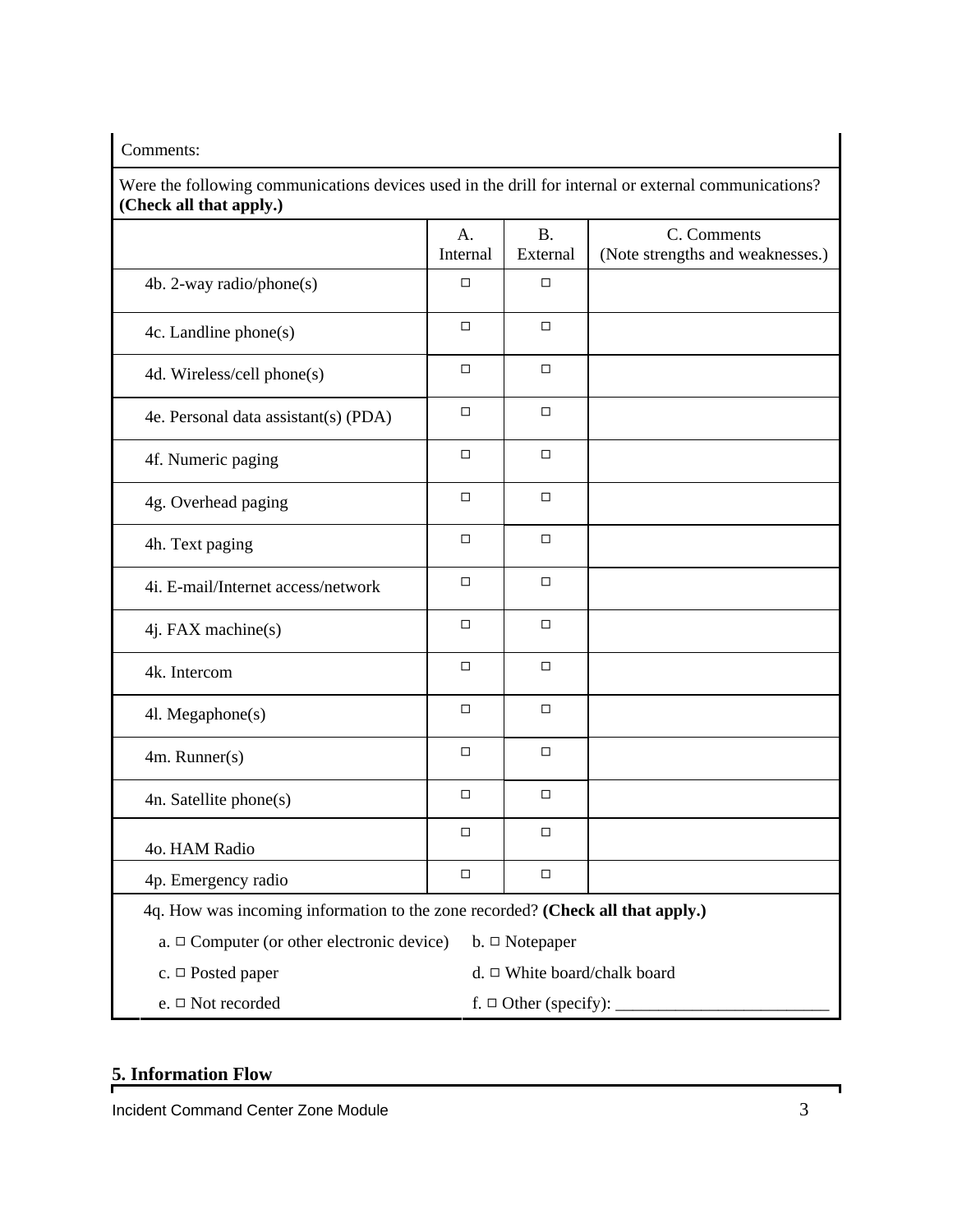Comments:

Were the following communications devices used in the drill for internal or external communications? **(Check all that apply.)**

| | A. Internal | B. External | C. Comments (Note strengths and weaknesses.) |
|---|---|---|---|
| 4b. 2-way radio/phone(s) | □ | □ | |
| 4c. Landline phone(s) | □ | □ | |
| 4d. Wireless/cell phone(s) | □ | □ | |
| 4e. Personal data assistant(s) (PDA) | □ | □ | |
| 4f. Numeric paging | □ | □ | |
| 4g. Overhead paging | □ | □ | |
| 4h. Text paging | □ | □ | |
| 4i. E-mail/Internet access/network | □ | □ | |
| 4j. FAX machine(s) | □ | □ | |
| 4k. Intercom | □ | □ | |
| 4l. Megaphone(s) | □ | □ | |
| 4m. Runner(s) | □ | □ | |
| 4n. Satellite phone(s) | □ | □ | |
| 4o. HAM Radio | □ | □ | |
| 4p. Emergency radio | □ | □ | |

4q. How was incoming information to the zone recorded? **(Check all that apply.)**

a. □ Computer (or other electronic device)
b. □ Notepaper
c. □ Posted paper
d. □ White board/chalk board
e. □ Not recorded
f. □ Other (specify): _________________________

**5. Information Flow**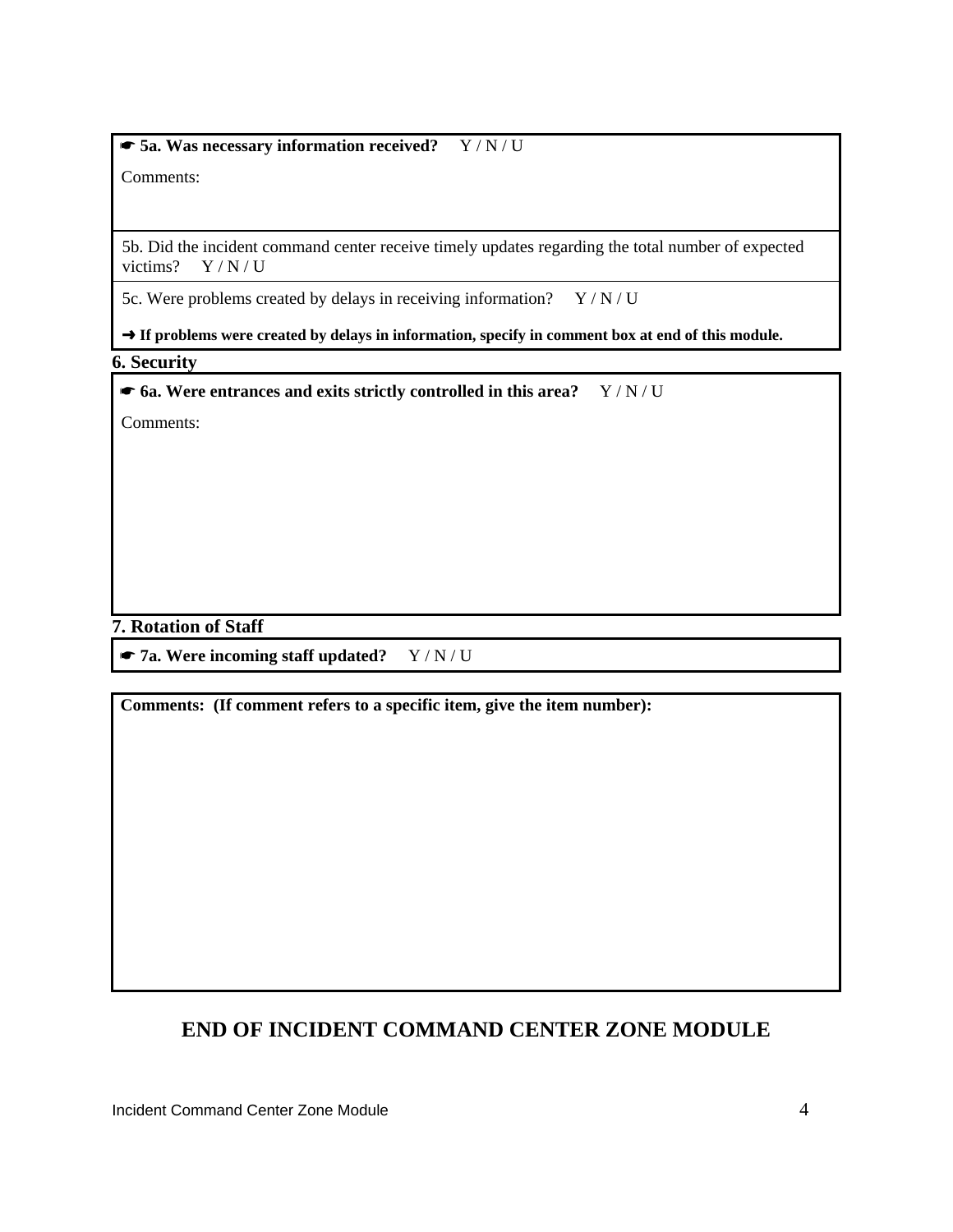☛ **5a. Was necessary information received?** Y / N / U

Comments:

5b. Did the incident command center receive timely updates regarding the total number of expected victims? Y / N / U

5c. Were problems created by delays in receiving information? Y / N / U

➜ **If problems were created by delays in information, specify in comment box at end of this module.**

**6. Security**

☛ **6a. Were entrances and exits strictly controlled in this area?** Y / N / U

Comments:

**7. Rotation of Staff**

☛ **7a. Were incoming staff updated?** Y / N / U

**Comments: (If comment refers to a specific item, give the item number):**

## END OF INCIDENT COMMAND CENTER ZONE MODULE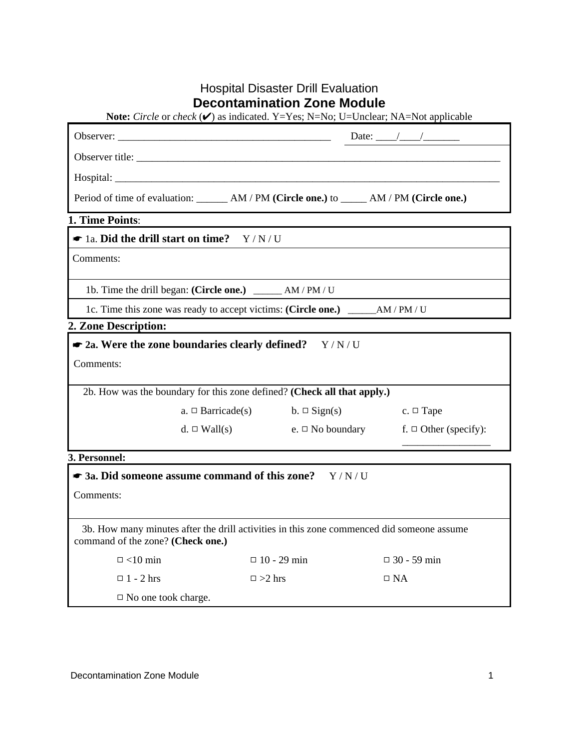Hospital Disaster Drill Evaluation

# Decontamination Zone Module

**Note:** *Circle* or *check* (✔) as indicated. Y=Yes; N=No; U=Unclear; NA=Not applicable

Observer: ___________________________________________ Date: ____/____/_______

Observer title: ______________________________________________________________________________

Hospital: ___________________________________________________________________________________

Period of time of evaluation: ______ AM / PM **(Circle one.)** to _____ AM / PM **(Circle one.)**

## 1. Time Points:

☛ 1a. **Did the drill start on time?** Y / N / U

Comments:

1b. Time the drill began: **(Circle one.)** ______ AM / PM / U

1c. Time this zone was ready to accept victims: **(Circle one.)** ______AM / PM / U

## 2. Zone Description:

☛ **2a. Were the zone boundaries clearly defined?** Y / N / U

Comments:

2b. How was the boundary for this zone defined? **(Check all that apply.)**

a. ☐ Barricade(s) b. ☐ Sign(s) c. ☐ Tape

d. ☐ Wall(s) e. ☐ No boundary f. ☐ Other (specify): _________________

## 3. Personnel:

☛ **3a. Did someone assume command of this zone?** Y / N / U

Comments:

3b. How many minutes after the drill activities in this zone commenced did someone assume command of the zone? **(Check one.)**

☐ <10 min ☐ 10 - 29 min ☐ 30 - 59 min

☐ 1 - 2 hrs ☐ >2 hrs ☐ NA

☐ No one took charge.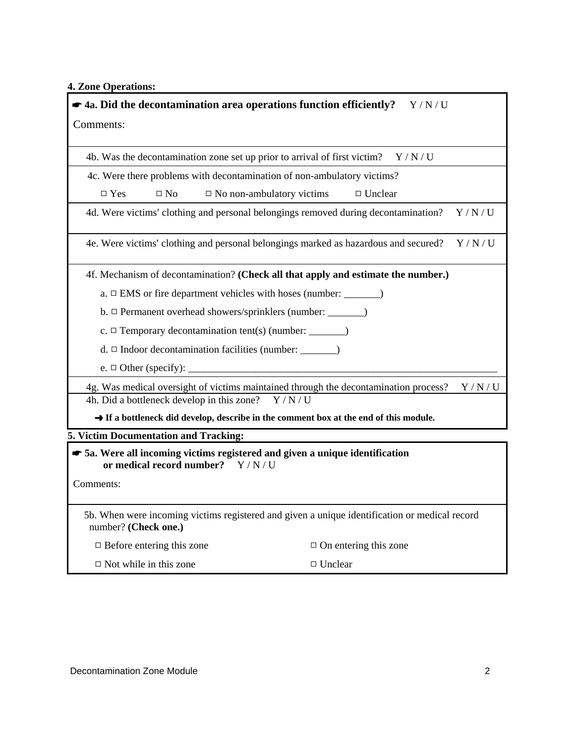**4. Zone Operations:**

☛ **4a. Did the decontamination area operations function efficiently?** Y / N / U

Comments:

4b. Was the decontamination zone set up prior to arrival of first victim? Y / N / U

4c. Were there problems with decontamination of non-ambulatory victims?

□ Yes □ No □ No non-ambulatory victims □ Unclear

4d. Were victims' clothing and personal belongings removed during decontamination? Y / N / U

4e. Were victims' clothing and personal belongings marked as hazardous and secured? Y / N / U

4f. Mechanism of decontamination? **(Check all that apply and estimate the number.)**

a. □ EMS or fire department vehicles with hoses (number: _______)

b. □ Permanent overhead showers/sprinklers (number: _______)

c. □ Temporary decontamination tent(s) (number: _______)

d. □ Indoor decontamination facilities (number: _______)

e. □ Other (specify): ______________________________________________________________

4g. Was medical oversight of victims maintained through the decontamination process? Y / N / U

4h. Did a bottleneck develop in this zone? Y / N / U

➜ **If a bottleneck did develop, describe in the comment box at the end of this module.**

**5. Victim Documentation and Tracking:**

☛ **5a. Were all incoming victims registered and given a unique identification or medical record number?** Y / N / U

Comments:

5b. When were incoming victims registered and given a unique identification or medical record number? **(Check one.)**

□ Before entering this zone □ On entering this zone

□ Not while in this zone □ Unclear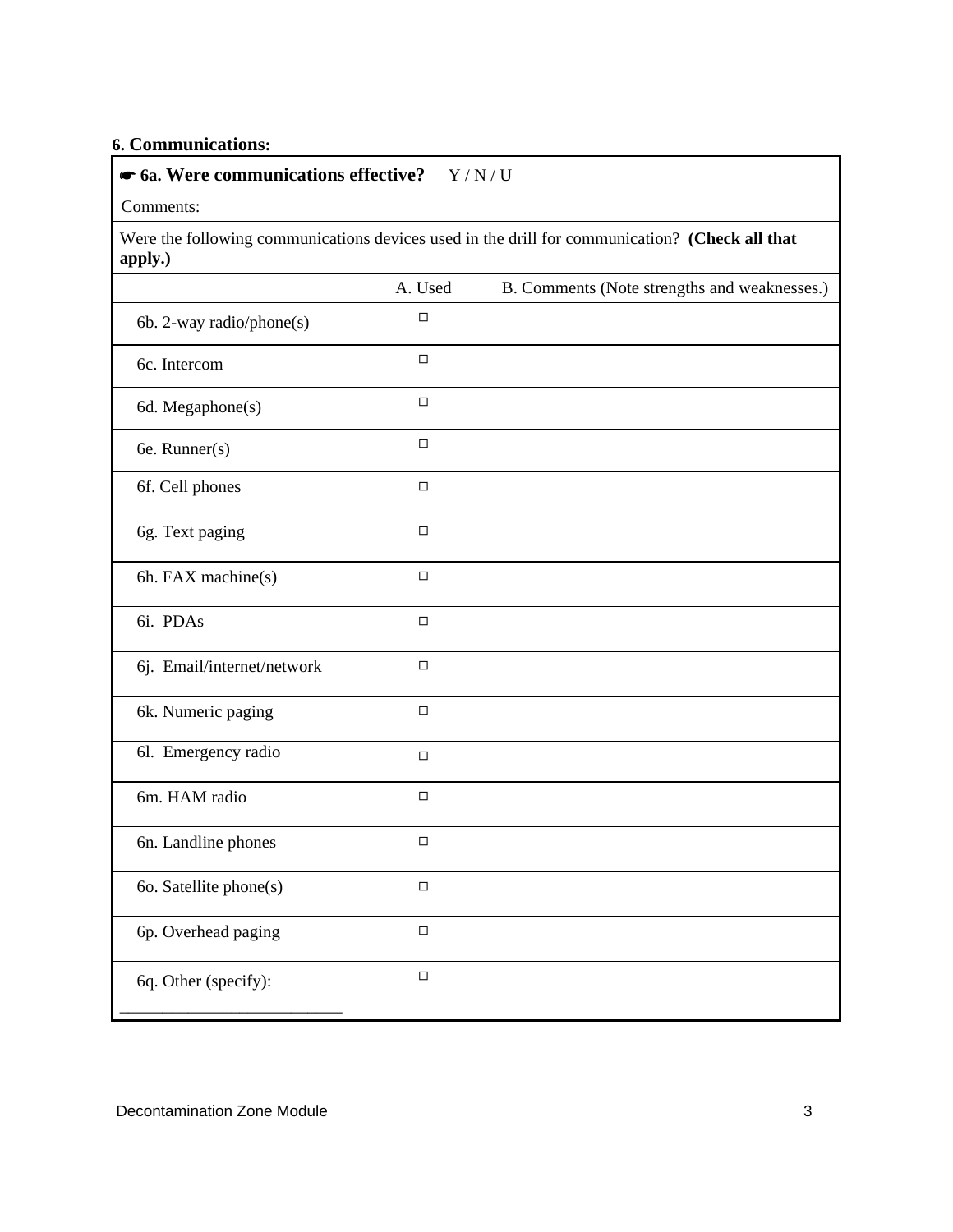**6. Communications:**

| ☛ **6a. Were communications effective?** Y / N / U<br>Comments: | | |
|---|---|---|
| Were the following communications devices used in the drill for communication? **(Check all that apply.)** | | |
| | A. Used | B. Comments (Note strengths and weaknesses.) |
| 6b. 2-way radio/phone(s) | ☐ | |
| 6c. Intercom | ☐ | |
| 6d. Megaphone(s) | ☐ | |
| 6e. Runner(s) | ☐ | |
| 6f. Cell phones | ☐ | |
| 6g. Text paging | ☐ | |
| 6h. FAX machine(s) | ☐ | |
| 6i. PDAs | ☐ | |
| 6j. Email/internet/network | ☐ | |
| 6k. Numeric paging | ☐ | |
| 6l. Emergency radio | ☐ | |
| 6m. HAM radio | ☐ | |
| 6n. Landline phones | ☐ | |
| 6o. Satellite phone(s) | ☐ | |
| 6p. Overhead paging | ☐ | |
| 6q. Other (specify): ___________________________ | ☐ | |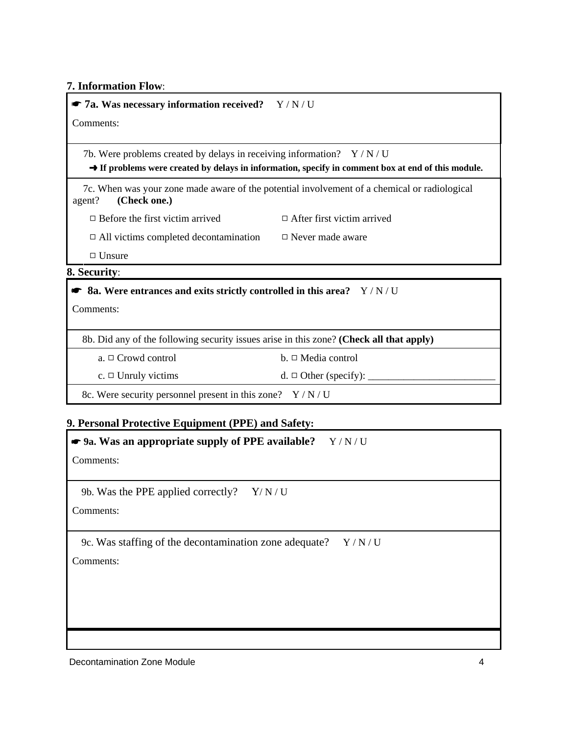**7. Information Flow**:

☛ **7a. Was necessary information received?** Y / N / U

Comments:

7b. Were problems created by delays in receiving information? Y / N / U

➜ **If problems were created by delays in information, specify in comment box at end of this module.**

7c. When was your zone made aware of the potential involvement of a chemical or radiological agent? **(Check one.)**

| | |
|---|---|
| □ Before the first victim arrived | □ After first victim arrived |
| □ All victims completed decontamination | □ Never made aware |
| □ Unsure | |

**8. Security**:

☛ **8a. Were entrances and exits strictly controlled in this area?** Y / N / U

Comments:

8b. Did any of the following security issues arise in this zone? **(Check all that apply)**

| | |
|---|---|
| a. □ Crowd control | b. □ Media control |
| c. □ Unruly victims | d. □ Other (specify): _________________________ |

8c. Were security personnel present in this zone? Y / N / U

**9. Personal Protective Equipment (PPE) and Safety:**

☛ **9a. Was an appropriate supply of PPE available?** Y / N / U

Comments:

9b. Was the PPE applied correctly? Y/ N / U

Comments:

9c. Was staffing of the decontamination zone adequate? Y / N / U

Comments: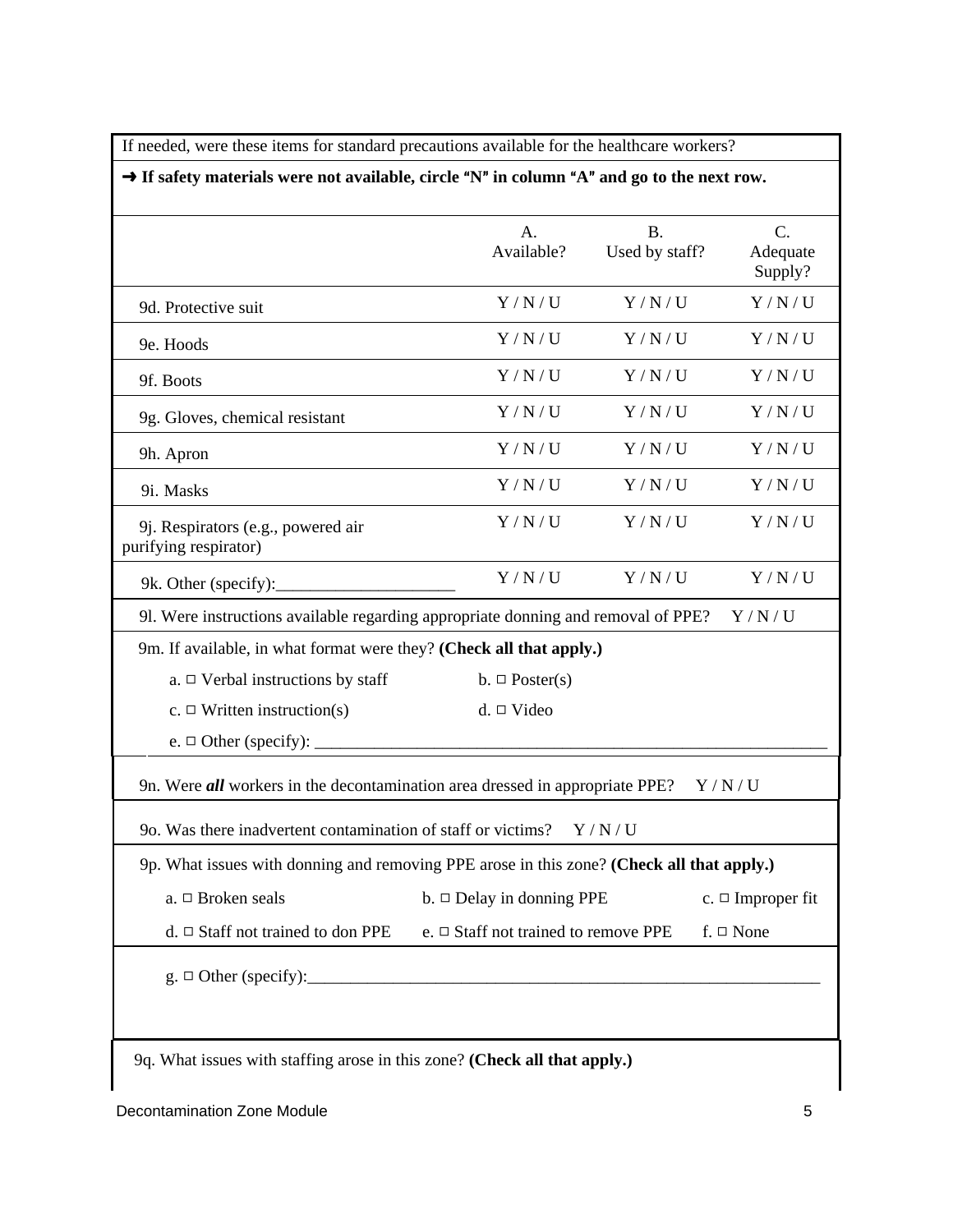If needed, were these items for standard precautions available for the healthcare workers?

**➜ If safety materials were not available, circle "N" in column "A" and go to the next row.**

| | A. Available? | B. Used by staff? | C. Adequate Supply? |
|---|---|---|---|
| 9d. Protective suit | Y / N / U | Y / N / U | Y / N / U |
| 9e. Hoods | Y / N / U | Y / N / U | Y / N / U |
| 9f. Boots | Y / N / U | Y / N / U | Y / N / U |
| 9g. Gloves, chemical resistant | Y / N / U | Y / N / U | Y / N / U |
| 9h. Apron | Y / N / U | Y / N / U | Y / N / U |
| 9i. Masks | Y / N / U | Y / N / U | Y / N / U |
| 9j. Respirators (e.g., powered air purifying respirator) | Y / N / U | Y / N / U | Y / N / U |
| 9k. Other (specify):_____________________ | Y / N / U | Y / N / U | Y / N / U |

9l. Were instructions available regarding appropriate donning and removal of PPE? Y / N / U

9m. If available, in what format were they? **(Check all that apply.)**

a. □ Verbal instructions by staff
b. □ Poster(s)
c. □ Written instruction(s)
d. □ Video
e. □ Other (specify): ______________________________________________________________

9n. Were ***all*** workers in the decontamination area dressed in appropriate PPE? Y / N / U

9o. Was there inadvertent contamination of staff or victims? Y / N / U

9p. What issues with donning and removing PPE arose in this zone? **(Check all that apply.)**

a. □ Broken seals
b. □ Delay in donning PPE
c. □ Improper fit
d. □ Staff not trained to don PPE
e. □ Staff not trained to remove PPE
f. □ None
g. □ Other (specify):______________________________________________________________

9q. What issues with staffing arose in this zone? **(Check all that apply.)**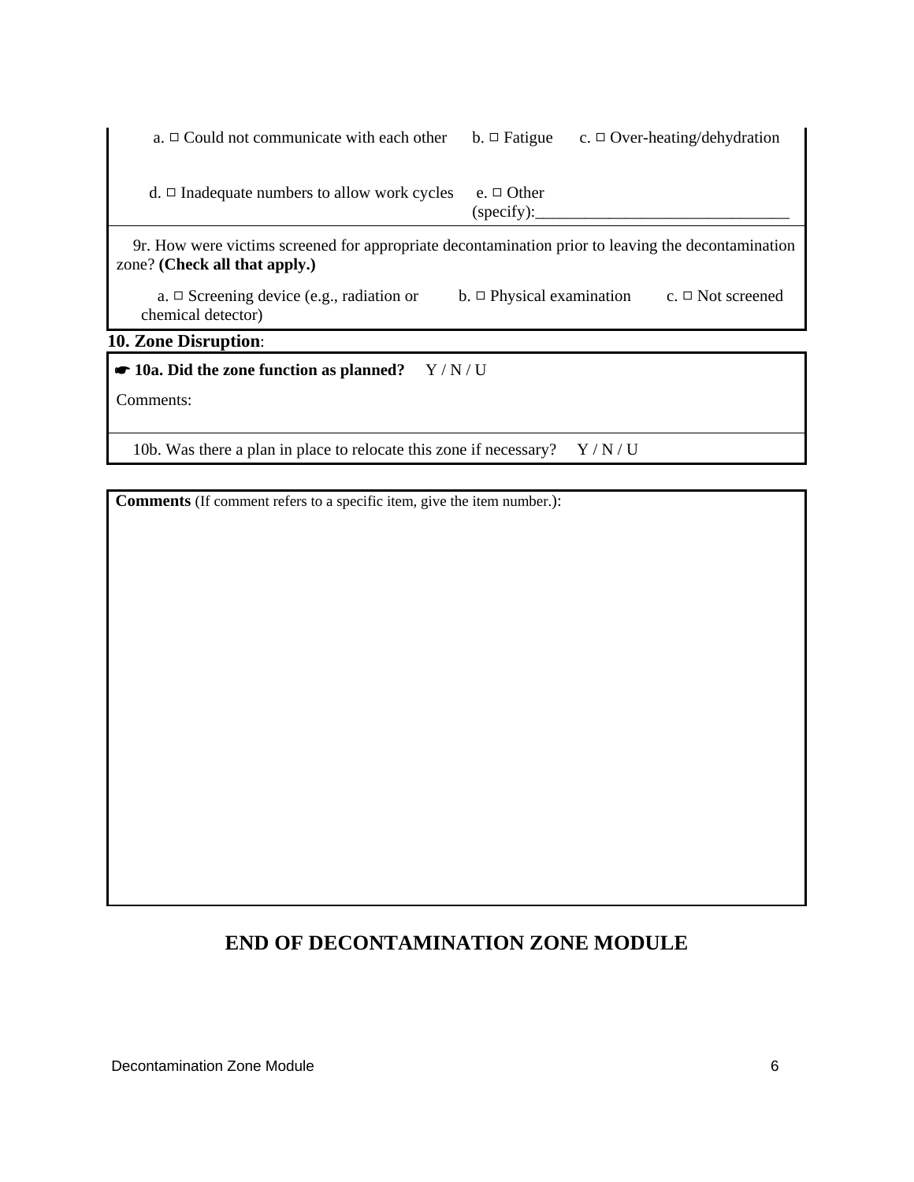a. ☐ Could not communicate with each other  b. ☐ Fatigue  c. ☐ Over-heating/dehydration

d. ☐ Inadequate numbers to allow work cycles  e. ☐ Other (specify):_______________________________

9r. How were victims screened for appropriate decontamination prior to leaving the decontamination zone? **(Check all that apply.)**

a. ☐ Screening device (e.g., radiation or chemical detector)  b. ☐ Physical examination  c. ☐ Not screened

**10. Zone Disruption**:

☛ **10a. Did the zone function as planned?** Y / N / U

Comments:

10b. Was there a plan in place to relocate this zone if necessary? Y / N / U

**Comments** (If comment refers to a specific item, give the item number.):

## END OF DECONTAMINATION ZONE MODULE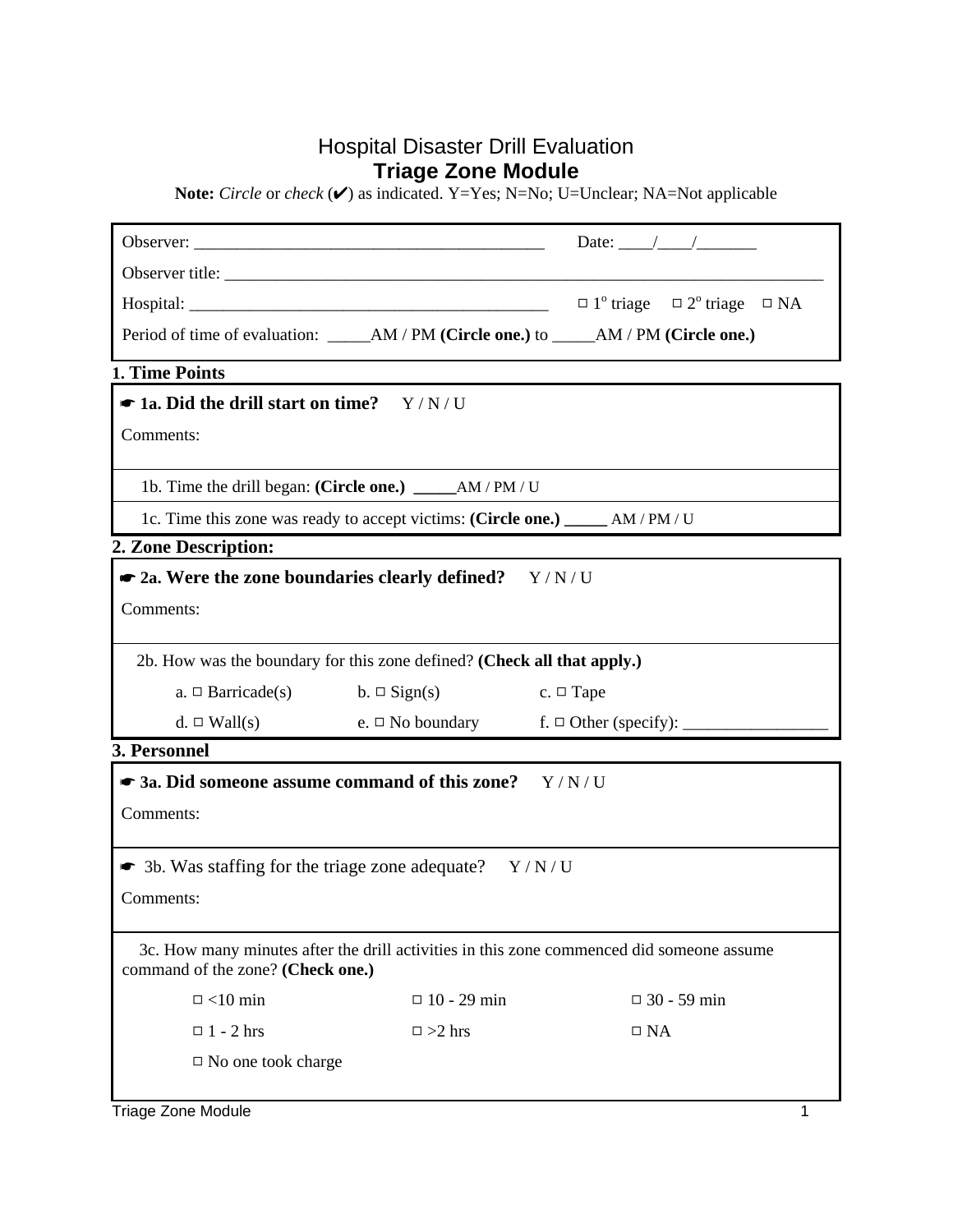# Hospital Disaster Drill Evaluation

## Triage Zone Module

**Note:** *Circle* or *check* (✔) as indicated. Y=Yes; N=No; U=Unclear; NA=Not applicable

Observer: ___________________________________________ Date: ____/____/_______

Observer title: ___________________________________________________________________________

Hospital: _____________________________________________ □ 1° triage □ 2° triage □ NA

Period of time of evaluation: _____AM / PM **(Circle one.)** to _____AM / PM **(Circle one.)**

**1. Time Points**

☛ **1a. Did the drill start on time?** Y / N / U

Comments:

1b. Time the drill began: **(Circle one.)** _____AM / PM / U

1c. Time this zone was ready to accept victims: **(Circle one.)** _____ AM / PM / U

**2. Zone Description:**

☛ **2a. Were the zone boundaries clearly defined?** Y / N / U

Comments:

2b. How was the boundary for this zone defined? **(Check all that apply.)**

a. □ Barricade(s) b. □ Sign(s) c. □ Tape

d. □ Wall(s) e. □ No boundary f. □ Other (specify): _________________

**3. Personnel**

☛ **3a. Did someone assume command of this zone?** Y / N / U

Comments:

☛ 3b. Was staffing for the triage zone adequate? Y / N / U

Comments:

3c. How many minutes after the drill activities in this zone commenced did someone assume command of the zone? **(Check one.)**

□ <10 min □ 10 - 29 min □ 30 - 59 min

□ 1 - 2 hrs □ >2 hrs □ NA

□ No one took charge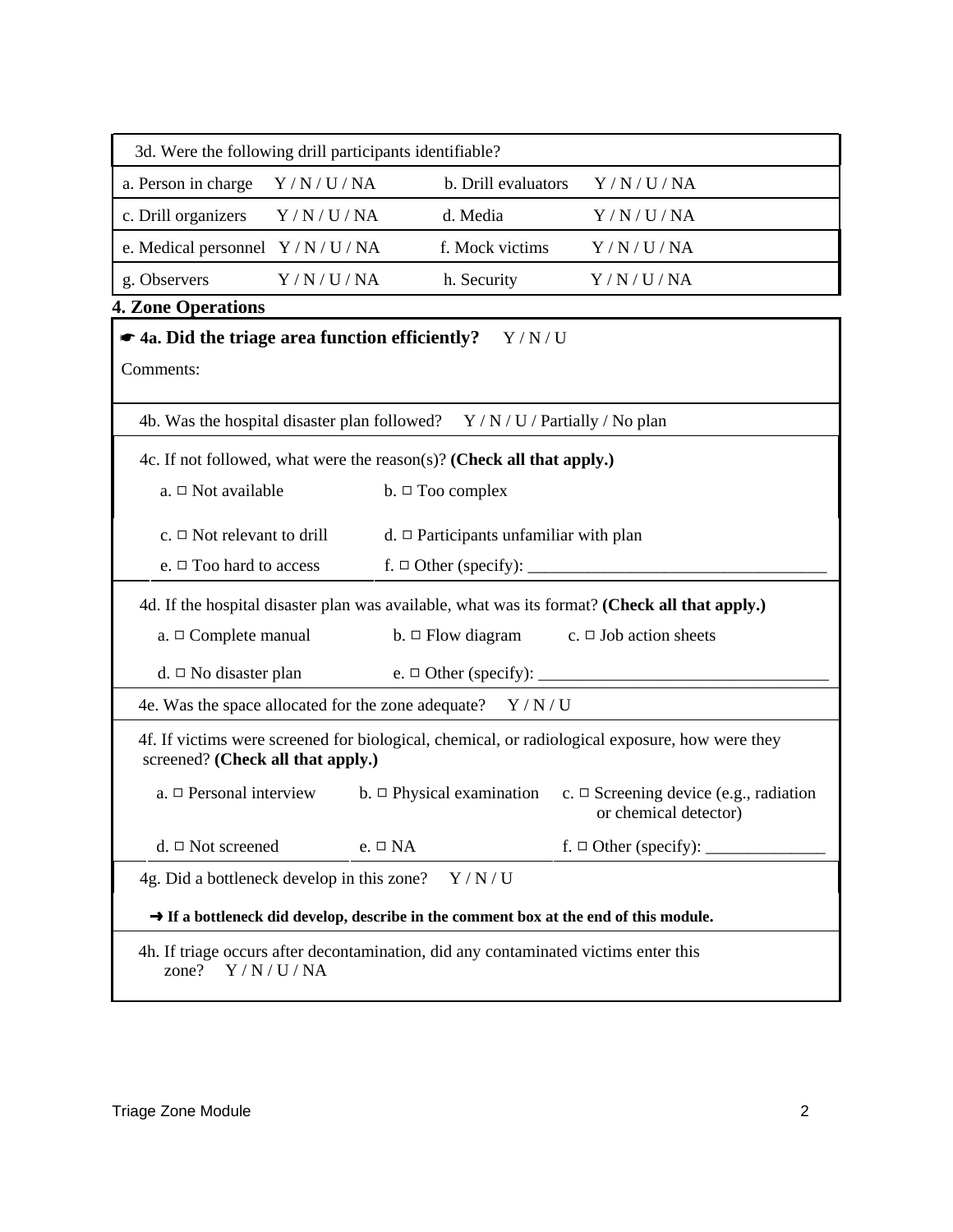3d. Were the following drill participants identifiable?

| | | | |
|---|---|---|---|
| a. Person in charge | Y / N / U / NA | b. Drill evaluators | Y / N / U / NA |
| c. Drill organizers | Y / N / U / NA | d. Media | Y / N / U / NA |
| e. Medical personnel | Y / N / U / NA | f. Mock victims | Y / N / U / NA |
| g. Observers | Y / N / U / NA | h. Security | Y / N / U / NA |

**4. Zone Operations**

☛ **4a. Did the triage area function efficiently?** Y / N / U

Comments:

4b. Was the hospital disaster plan followed? Y / N / U / Partially / No plan

4c. If not followed, what were the reason(s)? **(Check all that apply.)**

- a. □ Not available
- b. □ Too complex
- c. □ Not relevant to drill
- d. □ Participants unfamiliar with plan
- e. □ Too hard to access
- f. □ Other (specify): ___________________________________

4d. If the hospital disaster plan was available, what was its format? **(Check all that apply.)**

- a. □ Complete manual
- b. □ Flow diagram
- c. □ Job action sheets
- d. □ No disaster plan
- e. □ Other (specify): __________________________________

4e. Was the space allocated for the zone adequate? Y / N / U

4f. If victims were screened for biological, chemical, or radiological exposure, how were they screened? **(Check all that apply.)**

- a. □ Personal interview
- b. □ Physical examination
- c. □ Screening device (e.g., radiation or chemical detector)
- d. □ Not screened
- e. □ NA
- f. □ Other (specify): ______________

4g. Did a bottleneck develop in this zone? Y / N / U

**➜ If a bottleneck did develop, describe in the comment box at the end of this module.**

4h. If triage occurs after decontamination, did any contaminated victims enter this zone? Y / N / U / NA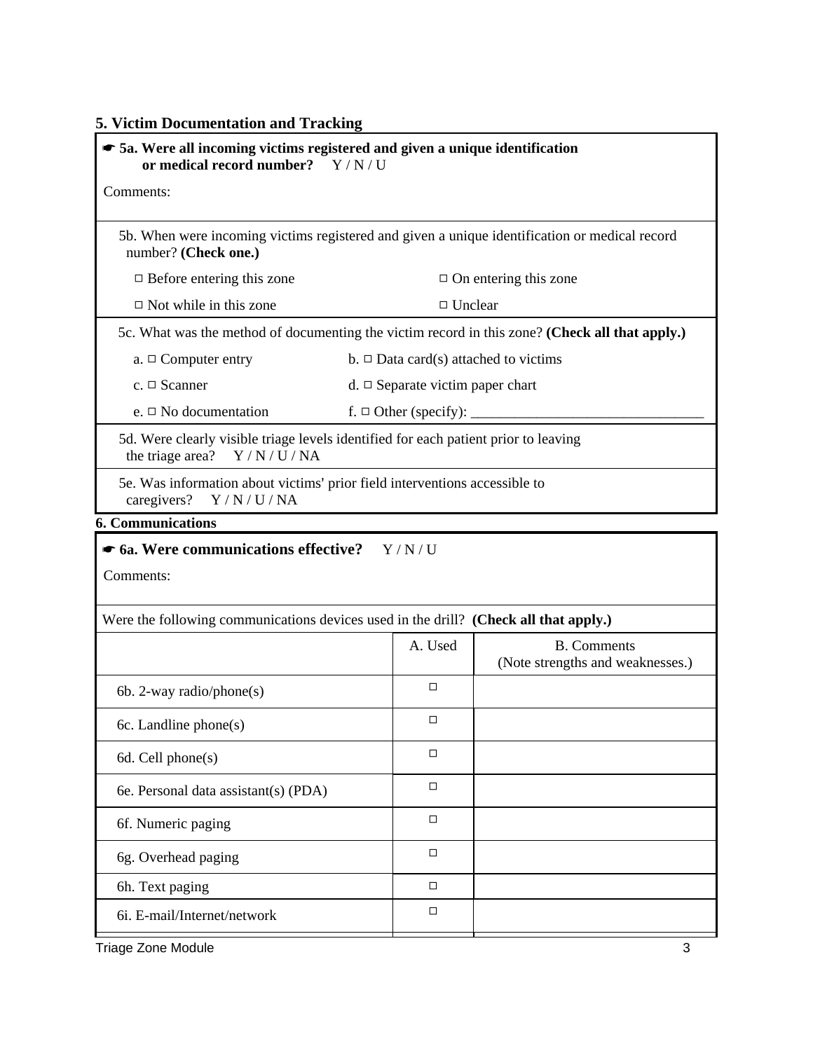## 5. Victim Documentation and Tracking

☛ **5a. Were all incoming victims registered and given a unique identification or medical record number?** Y / N / U

Comments:

5b. When were incoming victims registered and given a unique identification or medical record number? **(Check one.)**

- ☐ Before entering this zone
- ☐ On entering this zone
- ☐ Not while in this zone
- ☐ Unclear

5c. What was the method of documenting the victim record in this zone? **(Check all that apply.)**

- a. ☐ Computer entry
- b. ☐ Data card(s) attached to victims
- c. ☐ Scanner
- d. ☐ Separate victim paper chart
- e. ☐ No documentation
- f. ☐ Other (specify): ________________________________

5d. Were clearly visible triage levels identified for each patient prior to leaving the triage area? Y / N / U / NA

5e. Was information about victims' prior field interventions accessible to caregivers? Y / N / U / NA

## 6. Communications

☛ **6a. Were communications effective?** Y / N / U

Comments:

Were the following communications devices used in the drill? **(Check all that apply.)**

| | A. Used | B. Comments (Note strengths and weaknesses.) |
|---|---|---|
| 6b. 2-way radio/phone(s) | ☐ | |
| 6c. Landline phone(s) | ☐ | |
| 6d. Cell phone(s) | ☐ | |
| 6e. Personal data assistant(s) (PDA) | ☐ | |
| 6f. Numeric paging | ☐ | |
| 6g. Overhead paging | ☐ | |
| 6h. Text paging | ☐ | |
| 6i. E-mail/Internet/network | ☐ | |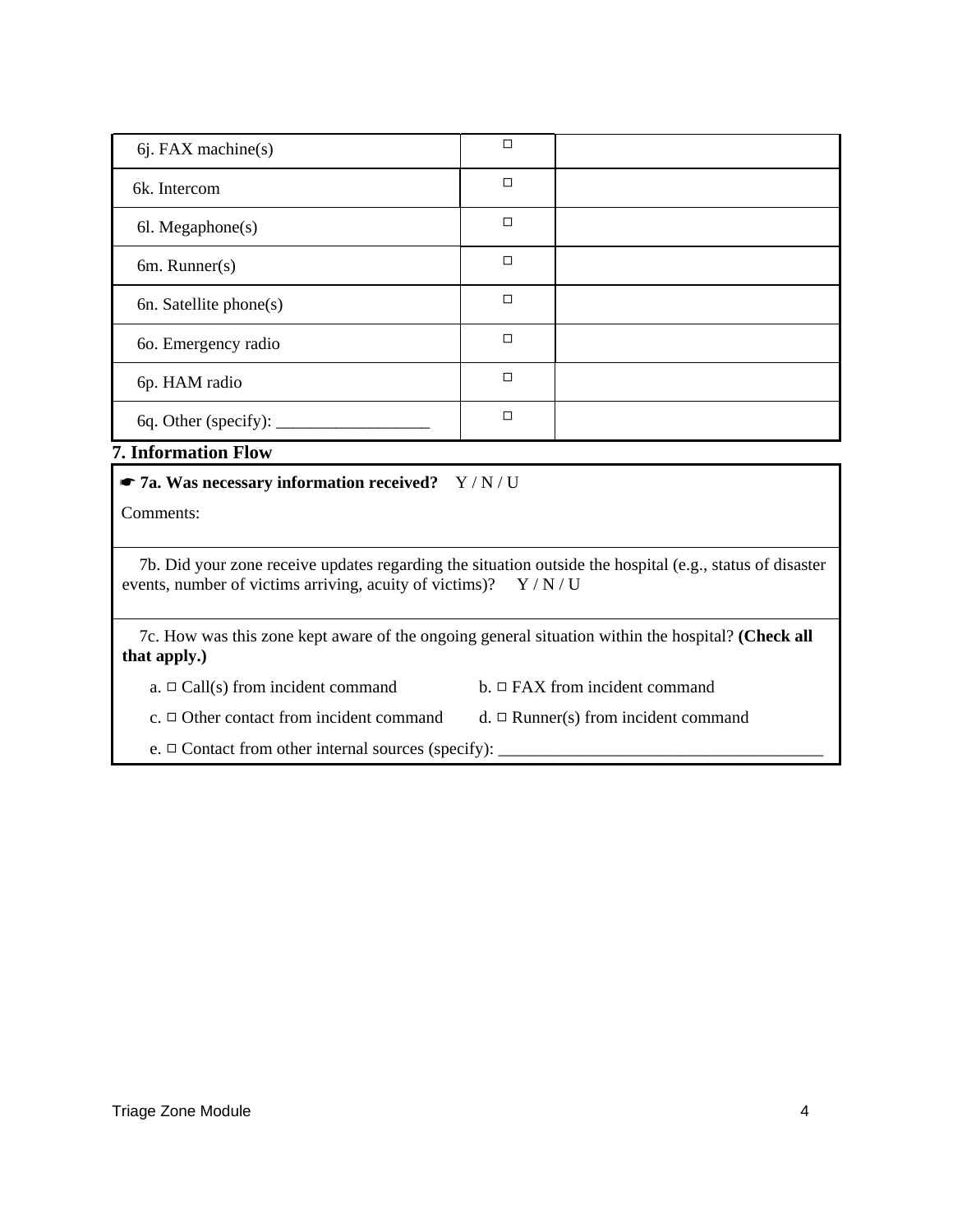| | | |
|---|---|---|
| 6j. FAX machine(s) | □ | |
| 6k. Intercom | □ | |
| 6l. Megaphone(s) | □ | |
| 6m. Runner(s) | □ | |
| 6n. Satellite phone(s) | □ | |
| 6o. Emergency radio | □ | |
| 6p. HAM radio | □ | |
| 6q. Other (specify): __________________ | □ | |

## 7. Information Flow

☛ **7a. Was necessary information received?** Y / N / U

Comments:

7b. Did your zone receive updates regarding the situation outside the hospital (e.g., status of disaster events, number of victims arriving, acuity of victims)? Y / N / U

7c. How was this zone kept aware of the ongoing general situation within the hospital? **(Check all that apply.)**

a. □ Call(s) from incident command

b. □ FAX from incident command

c. □ Other contact from incident command

d. □ Runner(s) from incident command

e. □ Contact from other internal sources (specify): ______________________________________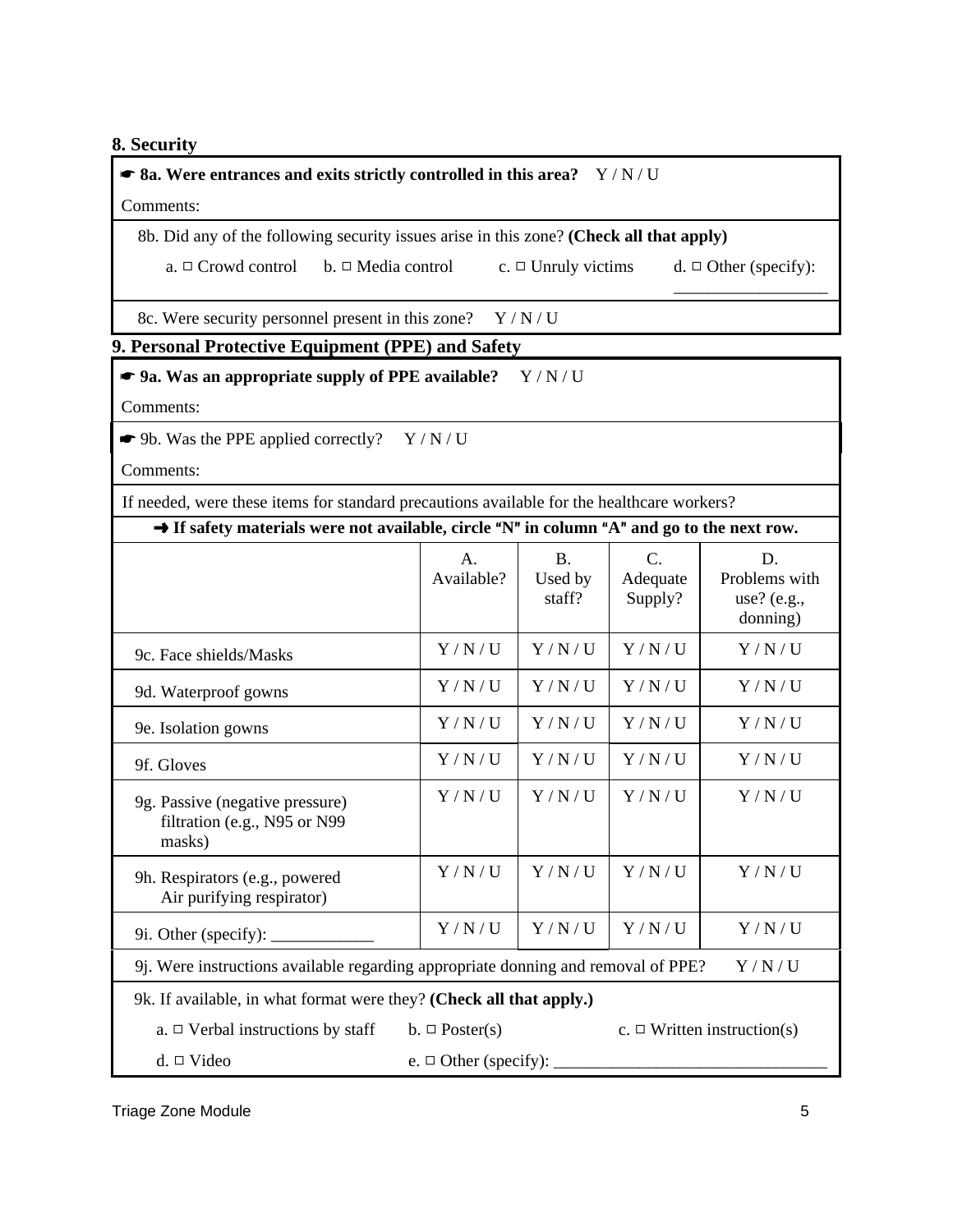## 8. Security

☛ **8a. Were entrances and exits strictly controlled in this area?** Y / N / U

Comments:

8b. Did any of the following security issues arise in this zone? **(Check all that apply)**

a. □ Crowd control b. □ Media control c. □ Unruly victims d. □ Other (specify): ___________________

8c. Were security personnel present in this zone? Y / N / U

## 9. Personal Protective Equipment (PPE) and Safety

☛ **9a. Was an appropriate supply of PPE available?** Y / N / U

Comments:

☛ 9b. Was the PPE applied correctly? Y / N / U

Comments:

If needed, were these items for standard precautions available for the healthcare workers?

➜ **If safety materials were not available, circle "N" in column "A" and go to the next row.**

| | A. Available? | B. Used by staff? | C. Adequate Supply? | D. Problems with use? (e.g., donning) |
|---|---|---|---|---|
| 9c. Face shields/Masks | Y / N / U | Y / N / U | Y / N / U | Y / N / U |
| 9d. Waterproof gowns | Y / N / U | Y / N / U | Y / N / U | Y / N / U |
| 9e. Isolation gowns | Y / N / U | Y / N / U | Y / N / U | Y / N / U |
| 9f. Gloves | Y / N / U | Y / N / U | Y / N / U | Y / N / U |
| 9g. Passive (negative pressure) filtration (e.g., N95 or N99 masks) | Y / N / U | Y / N / U | Y / N / U | Y / N / U |
| 9h. Respirators (e.g., powered Air purifying respirator) | Y / N / U | Y / N / U | Y / N / U | Y / N / U |
| 9i. Other (specify): ____________ | Y / N / U | Y / N / U | Y / N / U | Y / N / U |

9j. Were instructions available regarding appropriate donning and removal of PPE? Y / N / U

9k. If available, in what format were they? **(Check all that apply.)**

a. □ Verbal instructions by staff b. □ Poster(s) c. □ Written instruction(s)

d. □ Video e. □ Other (specify): _______________________________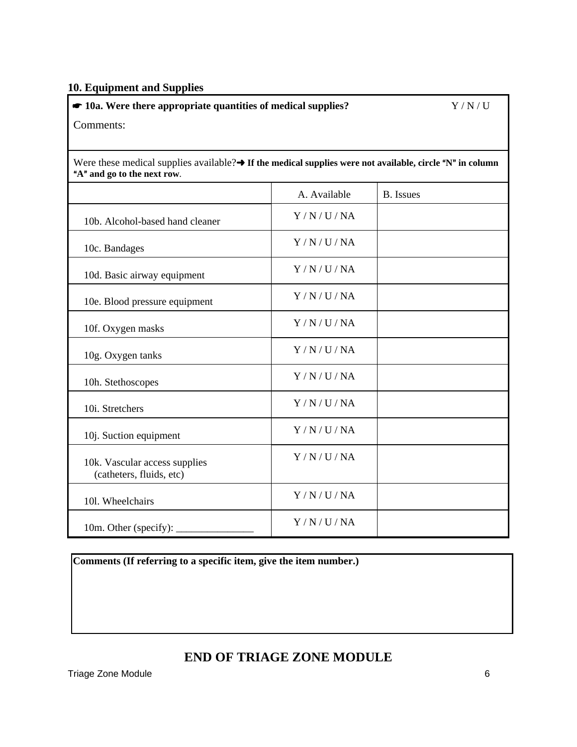## 10. Equipment and Supplies

| ☛ **10a. Were there appropriate quantities of medical supplies?** Y / N / U<br>Comments: | | |
|---|---|---|
| Were these medical supplies available?➜ **If the medical supplies were not available, circle "N" in column "A" and go to the next row**. | | |
| | A. Available | B. Issues |
| 10b. Alcohol-based hand cleaner | Y / N / U / NA | |
| 10c. Bandages | Y / N / U / NA | |
| 10d. Basic airway equipment | Y / N / U / NA | |
| 10e. Blood pressure equipment | Y / N / U / NA | |
| 10f. Oxygen masks | Y / N / U / NA | |
| 10g. Oxygen tanks | Y / N / U / NA | |
| 10h. Stethoscopes | Y / N / U / NA | |
| 10i. Stretchers | Y / N / U / NA | |
| 10j. Suction equipment | Y / N / U / NA | |
| 10k. Vascular access supplies (catheters, fluids, etc) | Y / N / U / NA | |
| 10l. Wheelchairs | Y / N / U / NA | |
| 10m. Other (specify): _______________ | Y / N / U / NA | |

**Comments (If referring to a specific item, give the item number.)**

## END OF TRIAGE ZONE MODULE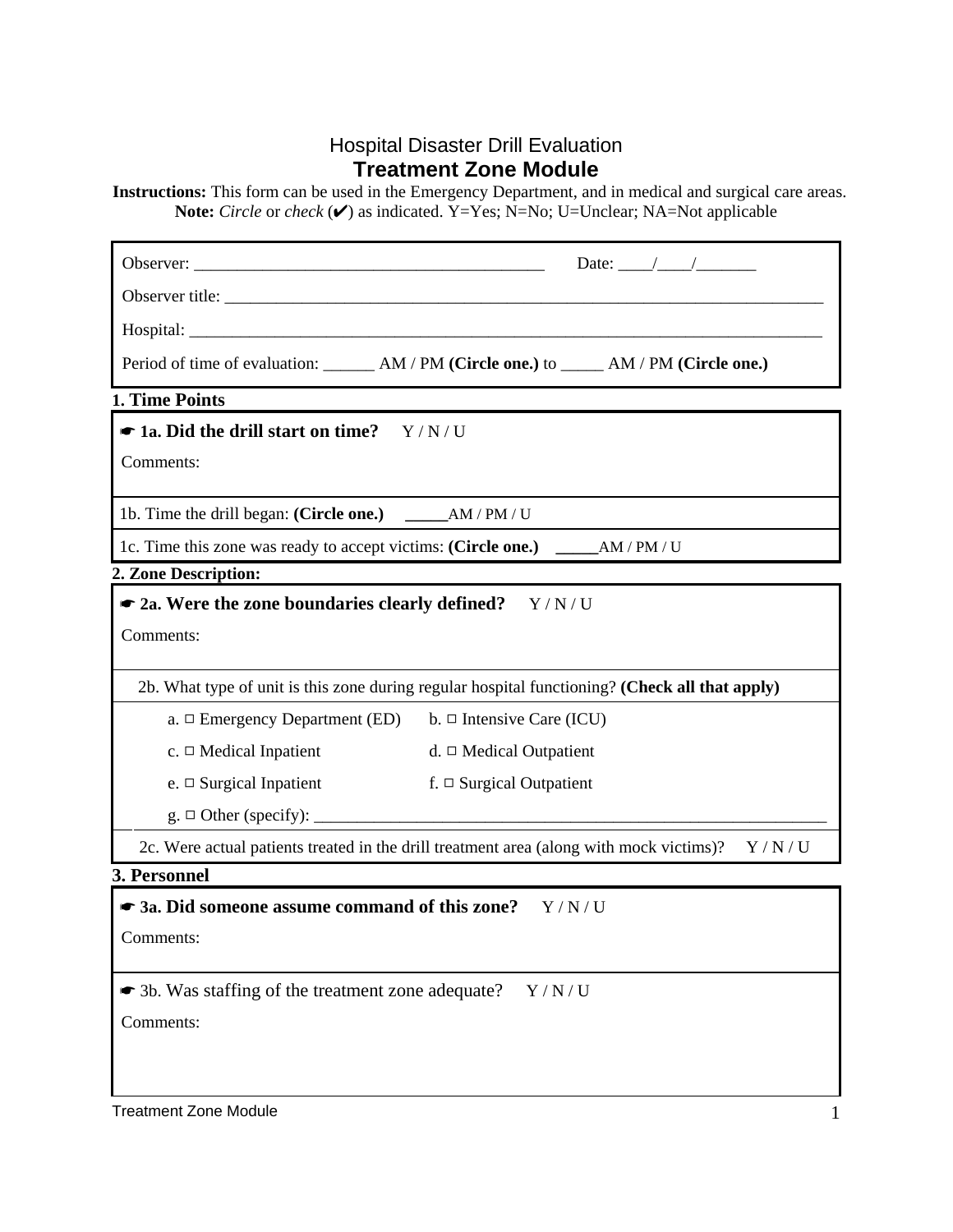Hospital Disaster Drill Evaluation

# Treatment Zone Module

**Instructions:** This form can be used in the Emergency Department, and in medical and surgical care areas.
**Note:** *Circle* or *check* (✔) as indicated. Y=Yes; N=No; U=Unclear; NA=Not applicable

Observer: __________________________________________ Date: ____/____/_______

Observer title: ___________________________________________________________________________

Hospital: ________________________________________________________________________________

Period of time of evaluation: ______ AM / PM **(Circle one.)** to _____ AM / PM **(Circle one.)**

## 1. Time Points

☛ **1a. Did the drill start on time?** Y / N / U

Comments:

1b. Time the drill began: **(Circle one.)** _____AM / PM / U

1c. Time this zone was ready to accept victims: **(Circle one.)** _____AM / PM / U

## 2. Zone Description:

☛ **2a. Were the zone boundaries clearly defined?** Y / N / U

Comments:

2b. What type of unit is this zone during regular hospital functioning? **(Check all that apply)**

a. □ Emergency Department (ED) b. □ Intensive Care (ICU)

c. □ Medical Inpatient d. □ Medical Outpatient

e. □ Surgical Inpatient f. □ Surgical Outpatient

g. □ Other (specify): _______________________________________________________________

2c. Were actual patients treated in the drill treatment area (along with mock victims)? Y / N / U

## 3. Personnel

☛ **3a. Did someone assume command of this zone?** Y / N / U

Comments:

☛ 3b. Was staffing of the treatment zone adequate? Y / N / U

Comments: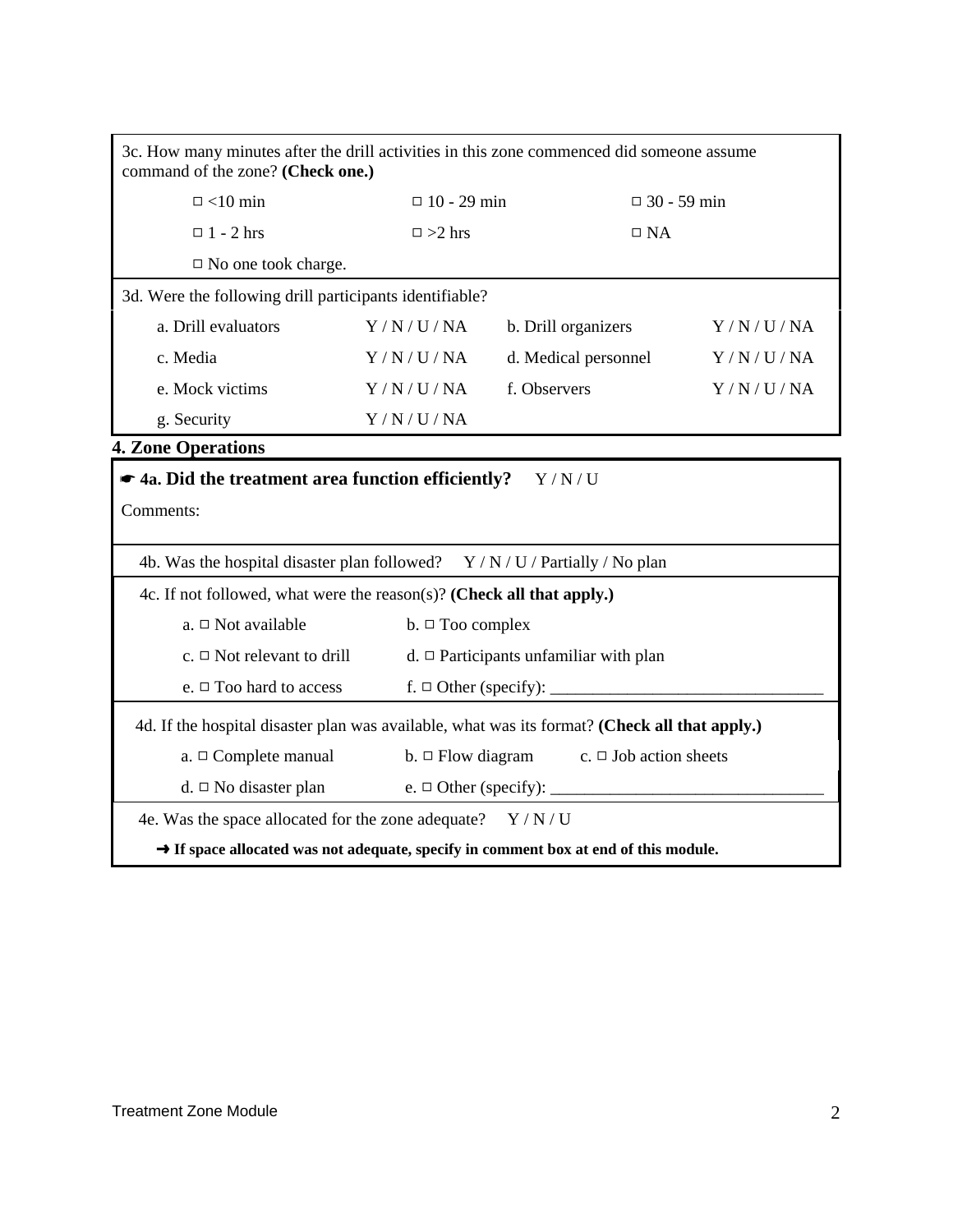3c. How many minutes after the drill activities in this zone commenced did someone assume command of the zone? **(Check one.)**

| | | |
|---|---|---|
| □ <10 min | □ 10 - 29 min | □ 30 - 59 min |
| □ 1 - 2 hrs | □ >2 hrs | □ NA |
| □ No one took charge. | | |

3d. Were the following drill participants identifiable?

| | | | |
|---|---|---|---|
| a. Drill evaluators | Y / N / U / NA | b. Drill organizers | Y / N / U / NA |
| c. Media | Y / N / U / NA | d. Medical personnel | Y / N / U / NA |
| e. Mock victims | Y / N / U / NA | f. Observers | Y / N / U / NA |
| g. Security | Y / N / U / NA | | |

**4. Zone Operations**

☛ **4a. Did the treatment area function efficiently?** Y / N / U

Comments:

4b. Was the hospital disaster plan followed? Y / N / U / Partially / No plan

4c. If not followed, what were the reason(s)? **(Check all that apply.)**

| | |
|---|---|
| a. □ Not available | b. □ Too complex |
| c. □ Not relevant to drill | d. □ Participants unfamiliar with plan |
| e. □ Too hard to access | f. □ Other (specify): ________________________________ |

4d. If the hospital disaster plan was available, what was its format? **(Check all that apply.)**

| | | |
|---|---|---|
| a. □ Complete manual | b. □ Flow diagram | c. □ Job action sheets |
| d. □ No disaster plan | e. □ Other (specify): ________________________________ | |

4e. Was the space allocated for the zone adequate? Y / N / U

➜ **If space allocated was not adequate, specify in comment box at end of this module.**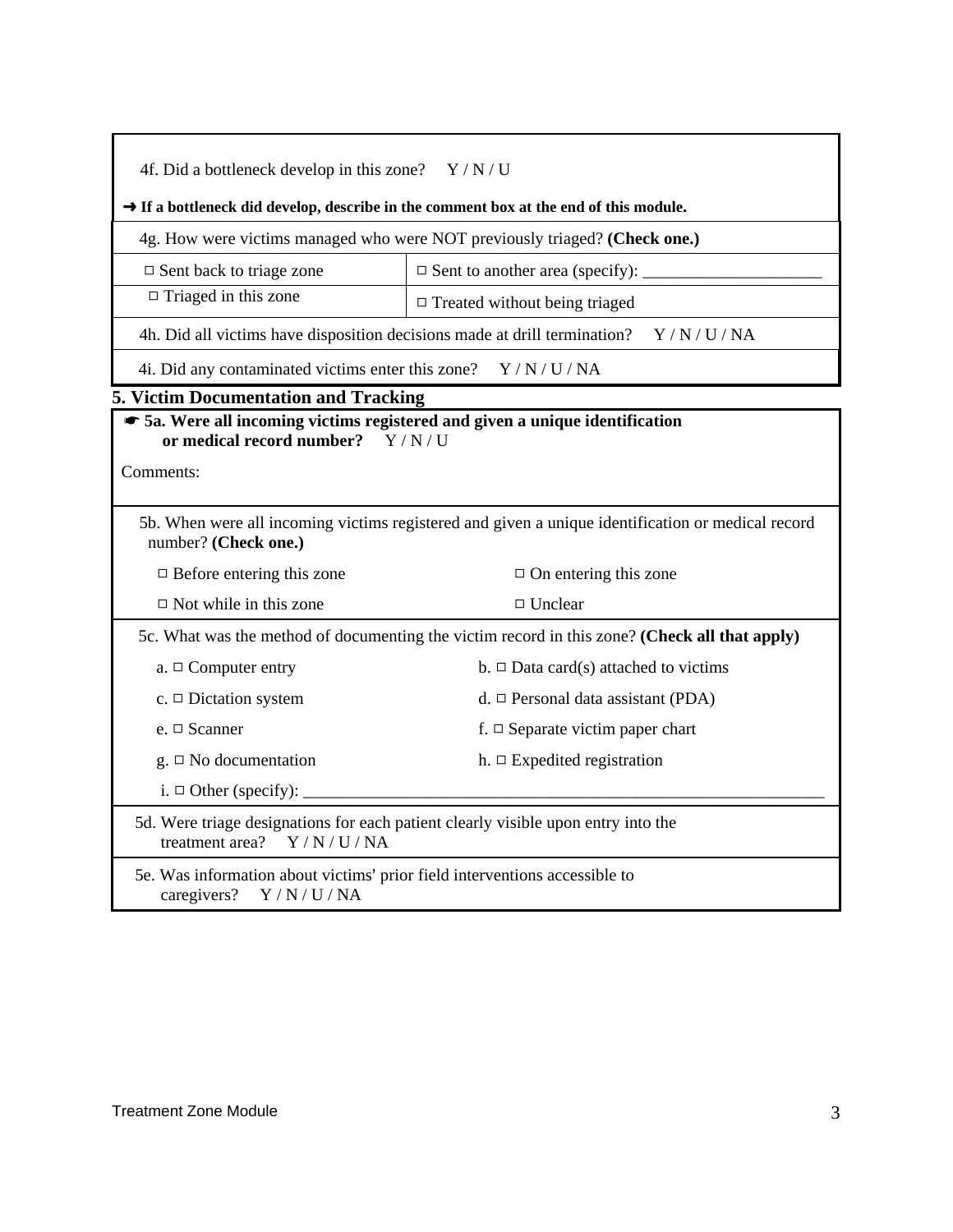4f. Did a bottleneck develop in this zone? Y / N / U

➜ **If a bottleneck did develop, describe in the comment box at the end of this module.**

4g. How were victims managed who were NOT previously triaged? **(Check one.)**

| | |
|---|---|
| □ Sent back to triage zone | □ Sent to another area (specify): _____________________ |
| □ Triaged in this zone | □ Treated without being triaged |

4h. Did all victims have disposition decisions made at drill termination? Y / N / U / NA

4i. Did any contaminated victims enter this zone? Y / N / U / NA

## 5. Victim Documentation and Tracking

☛ **5a. Were all incoming victims registered and given a unique identification or medical record number?** Y / N / U

Comments:

5b. When were all incoming victims registered and given a unique identification or medical record number? **(Check one.)**

| | |
|---|---|
| □ Before entering this zone | □ On entering this zone |
| □ Not while in this zone | □ Unclear |

5c. What was the method of documenting the victim record in this zone? **(Check all that apply)**

| | |
|---|---|
| a. □ Computer entry | b. □ Data card(s) attached to victims |
| c. □ Dictation system | d. □ Personal data assistant (PDA) |
| e. □ Scanner | f. □ Separate victim paper chart |
| g. □ No documentation | h. □ Expedited registration |

i. □ Other (specify): _______________________________________________________________

5d. Were triage designations for each patient clearly visible upon entry into the treatment area? Y / N / U / NA

5e. Was information about victims' prior field interventions accessible to caregivers? Y / N / U / NA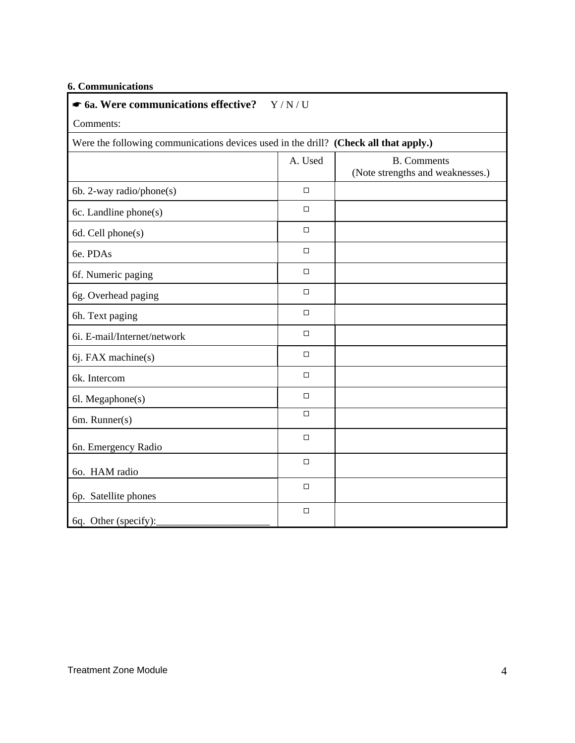**6. Communications**

| ☛ **6a. Were communications effective?** Y / N / U | | |
|---|---|---|
| Comments: | | |
| Were the following communications devices used in the drill? **(Check all that apply.)** | | |
| | A. Used | B. Comments (Note strengths and weaknesses.) |
| 6b. 2-way radio/phone(s) | ☐ | |
| 6c. Landline phone(s) | ☐ | |
| 6d. Cell phone(s) | ☐ | |
| 6e. PDAs | ☐ | |
| 6f. Numeric paging | ☐ | |
| 6g. Overhead paging | ☐ | |
| 6h. Text paging | ☐ | |
| 6i. E-mail/Internet/network | ☐ | |
| 6j. FAX machine(s) | ☐ | |
| 6k. Intercom | ☐ | |
| 6l. Megaphone(s) | ☐ | |
| 6m. Runner(s) | ☐ | |
| 6n. Emergency Radio | ☐ | |
| 6o. HAM radio | ☐ | |
| 6p. Satellite phones | ☐ | |
| 6q. Other (specify):______________________ | ☐ | |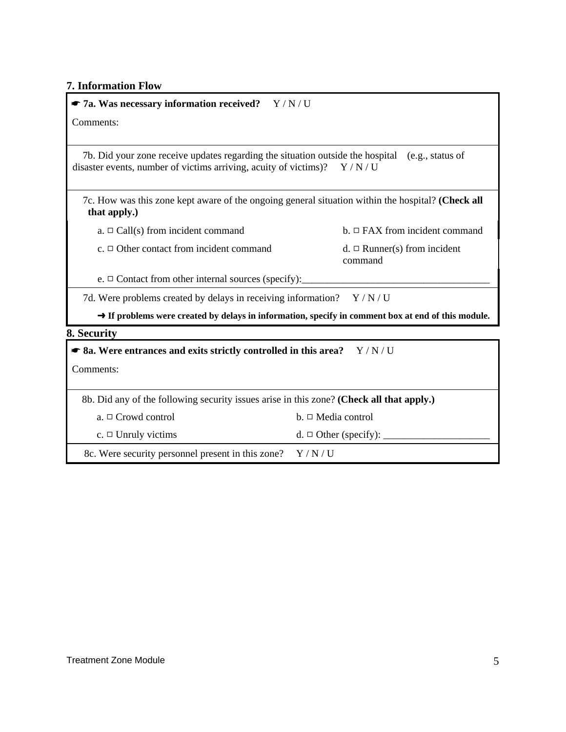### 7. Information Flow

☛ **7a. Was necessary information received?** Y / N / U

Comments:

7b. Did your zone receive updates regarding the situation outside the hospital (e.g., status of disaster events, number of victims arriving, acuity of victims)? Y / N / U

7c. How was this zone kept aware of the ongoing general situation within the hospital? **(Check all that apply.)**

a. ☐ Call(s) from incident command

b. ☐ FAX from incident command

c. ☐ Other contact from incident command

d. ☐ Runner(s) from incident command

e. ☐ Contact from other internal sources (specify):_____________________________________

7d. Were problems created by delays in receiving information? Y / N / U

➜ **If problems were created by delays in information, specify in comment box at end of this module.**

### 8. Security

☛ **8a. Were entrances and exits strictly controlled in this area?** Y / N / U

Comments:

8b. Did any of the following security issues arise in this zone? **(Check all that apply.)**

a. ☐ Crowd control

b. ☐ Media control

c. ☐ Unruly victims

d. ☐ Other (specify): _____________________

8c. Were security personnel present in this zone? Y / N / U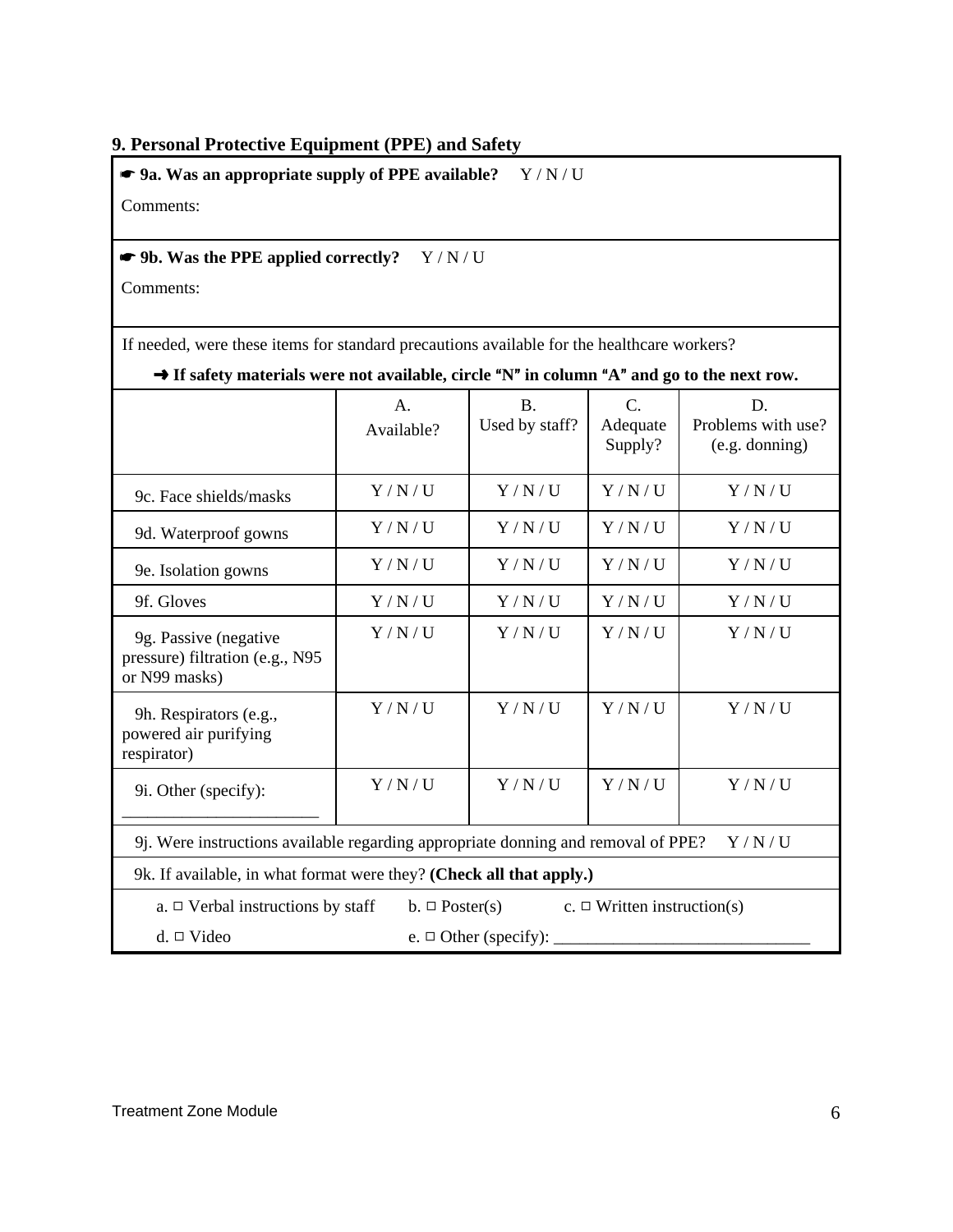### 9. Personal Protective Equipment (PPE) and Safety

☛ **9a. Was an appropriate supply of PPE available?** Y / N / U

Comments:

☛ **9b. Was the PPE applied correctly?** Y / N / U

Comments:

If needed, were these items for standard precautions available for the healthcare workers?

➜ **If safety materials were not available, circle "N" in column "A" and go to the next row.**

| | A. Available? | B. Used by staff? | C. Adequate Supply? | D. Problems with use? (e.g. donning) |
|---|---|---|---|---|
| 9c. Face shields/masks | Y / N / U | Y / N / U | Y / N / U | Y / N / U |
| 9d. Waterproof gowns | Y / N / U | Y / N / U | Y / N / U | Y / N / U |
| 9e. Isolation gowns | Y / N / U | Y / N / U | Y / N / U | Y / N / U |
| 9f. Gloves | Y / N / U | Y / N / U | Y / N / U | Y / N / U |
| 9g. Passive (negative pressure) filtration (e.g., N95 or N99 masks) | Y / N / U | Y / N / U | Y / N / U | Y / N / U |
| 9h. Respirators (e.g., powered air purifying respirator) | Y / N / U | Y / N / U | Y / N / U | Y / N / U |
| 9i. Other (specify): ______________________ | Y / N / U | Y / N / U | Y / N / U | Y / N / U |

9j. Were instructions available regarding appropriate donning and removal of PPE? Y / N / U

9k. If available, in what format were they? **(Check all that apply.)**

a. ☐ Verbal instructions by staff  b. ☐ Poster(s)  c. ☐ Written instruction(s)

d. ☐ Video  e. ☐ Other (specify): ______________________________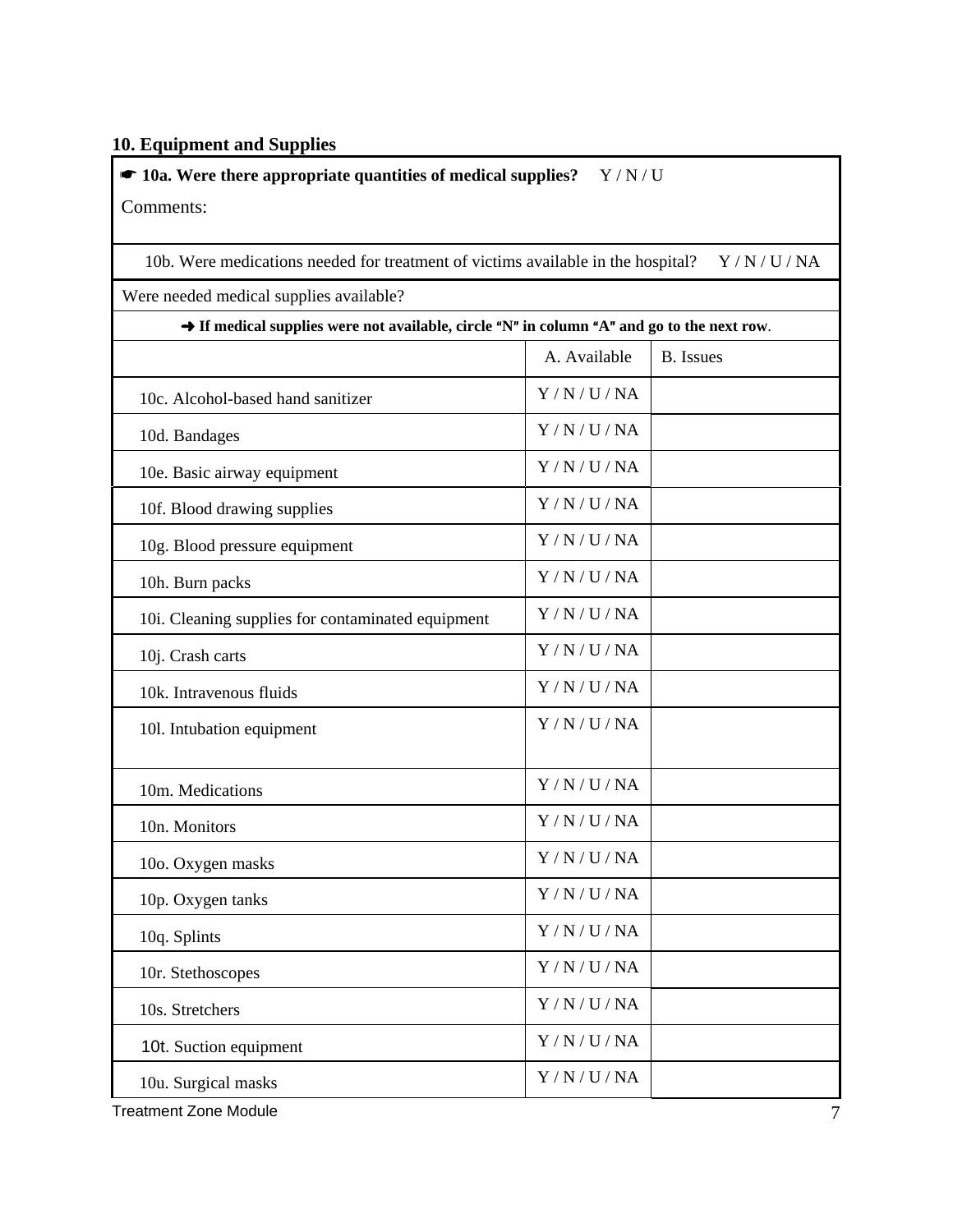## 10. Equipment and Supplies

☛ **10a. Were there appropriate quantities of medical supplies?** Y / N / U

Comments:

10b. Were medications needed for treatment of victims available in the hospital? Y / N / U / NA

Were needed medical supplies available?

➜ **If medical supplies were not available, circle "N" in column "A" and go to the next row**.

| | A. Available | B. Issues |
|---|---|---|
| 10c. Alcohol-based hand sanitizer | Y / N / U / NA | |
| 10d. Bandages | Y / N / U / NA | |
| 10e. Basic airway equipment | Y / N / U / NA | |
| 10f. Blood drawing supplies | Y / N / U / NA | |
| 10g. Blood pressure equipment | Y / N / U / NA | |
| 10h. Burn packs | Y / N / U / NA | |
| 10i. Cleaning supplies for contaminated equipment | Y / N / U / NA | |
| 10j. Crash carts | Y / N / U / NA | |
| 10k. Intravenous fluids | Y / N / U / NA | |
| 10l. Intubation equipment | Y / N / U / NA | |
| 10m. Medications | Y / N / U / NA | |
| 10n. Monitors | Y / N / U / NA | |
| 10o. Oxygen masks | Y / N / U / NA | |
| 10p. Oxygen tanks | Y / N / U / NA | |
| 10q. Splints | Y / N / U / NA | |
| 10r. Stethoscopes | Y / N / U / NA | |
| 10s. Stretchers | Y / N / U / NA | |
| 10t. Suction equipment | Y / N / U / NA | |
| 10u. Surgical masks | Y / N / U / NA | |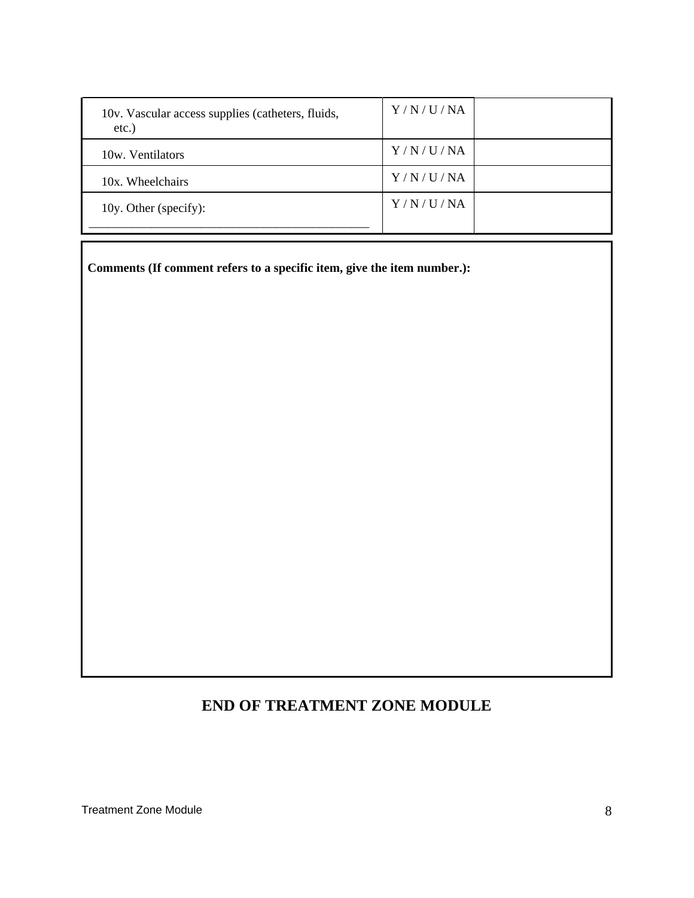| | | |
|---|---|---|
| 10v. Vascular access supplies (catheters, fluids, etc.) | Y / N / U / NA | |
| 10w. Ventilators | Y / N / U / NA | |
| 10x. Wheelchairs | Y / N / U / NA | |
| 10y. Other (specify): _______________________________________________ | Y / N / U / NA | |

**Comments (If comment refers to a specific item, give the item number.):**

## END OF TREATMENT ZONE MODULE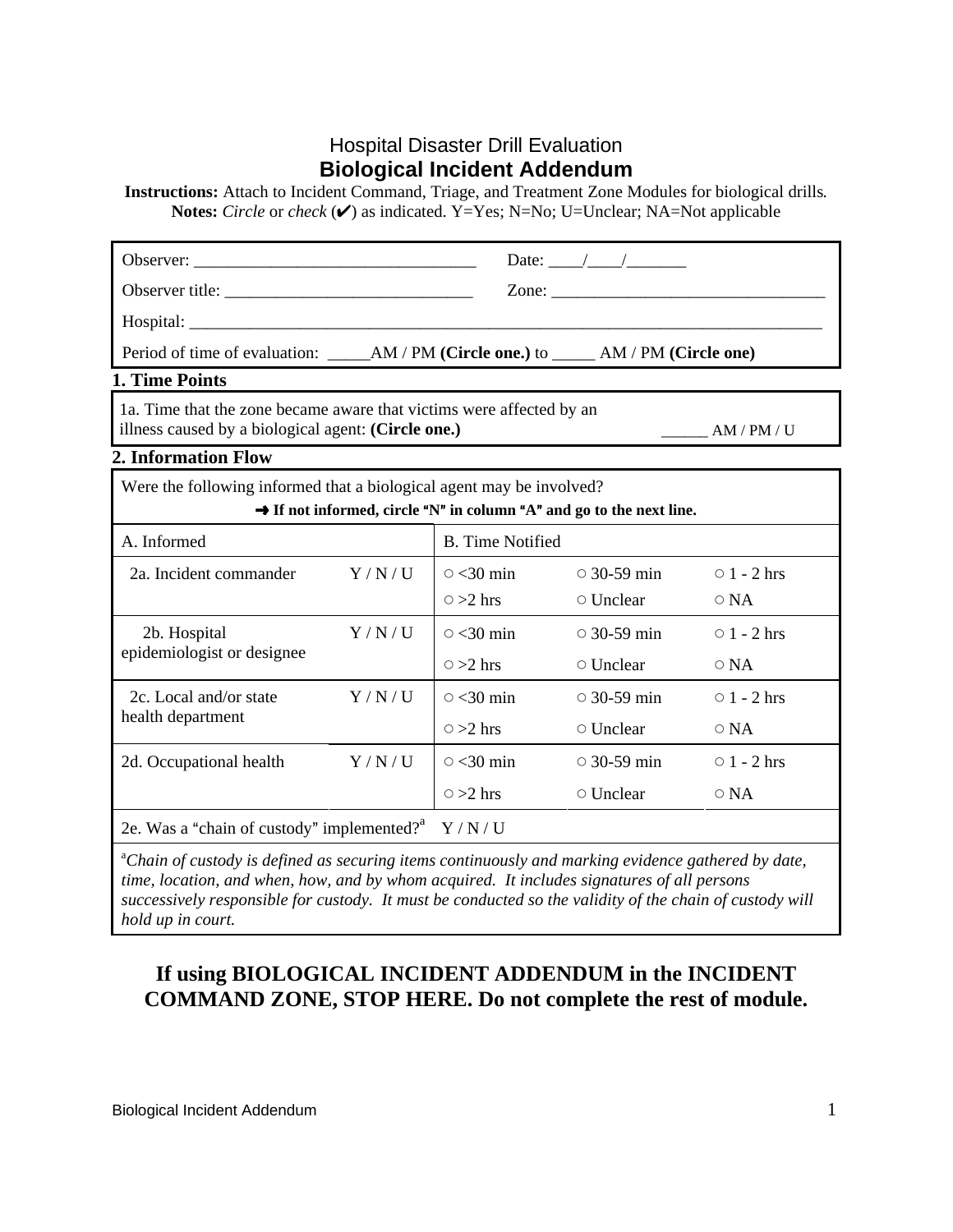Hospital Disaster Drill Evaluation

# Biological Incident Addendum

**Instructions:** Attach to Incident Command, Triage, and Treatment Zone Modules for biological drills.
**Notes:** *Circle* or *check* (✔) as indicated. Y=Yes; N=No; U=Unclear; NA=Not applicable

Observer: ___________________________________ Date: ____/____/_______

Observer title: ______________________________ Zone: _________________________________

Hospital: ______________________________________________________________________________

Period of time of evaluation: _____AM / PM **(Circle one.)** to _____ AM / PM **(Circle one)**

## 1. Time Points

1a. Time that the zone became aware that victims were affected by an illness caused by a biological agent: **(Circle one.)** _____ AM / PM / U

## 2. Information Flow

Were the following informed that a biological agent may be involved?

**➜ If not informed, circle "N" in column "A" and go to the next line.**

| A. Informed | | B. Time Notified | | |
|---|---|---|---|---|
| 2a. Incident commander | Y / N / U | ○ <30 min | ○ 30-59 min | ○ 1 - 2 hrs |
| | | ○ >2 hrs | ○ Unclear | ○ NA |
| 2b. Hospital epidemiologist or designee | Y / N / U | ○ <30 min | ○ 30-59 min | ○ 1 - 2 hrs |
| | | ○ >2 hrs | ○ Unclear | ○ NA |
| 2c. Local and/or state health department | Y / N / U | ○ <30 min | ○ 30-59 min | ○ 1 - 2 hrs |
| | | ○ >2 hrs | ○ Unclear | ○ NA |
| 2d. Occupational health | Y / N / U | ○ <30 min | ○ 30-59 min | ○ 1 - 2 hrs |
| | | ○ >2 hrs | ○ Unclear | ○ NA |

2e. Was a "chain of custody" implemented?[a] Y / N / U

[a]*Chain of custody is defined as securing items continuously and marking evidence gathered by date, time, location, and when, how, and by whom acquired. It includes signatures of all persons successively responsible for custody. It must be conducted so the validity of the chain of custody will hold up in court.*

**If using BIOLOGICAL INCIDENT ADDENDUM in the INCIDENT COMMAND ZONE, STOP HERE. Do not complete the rest of module.**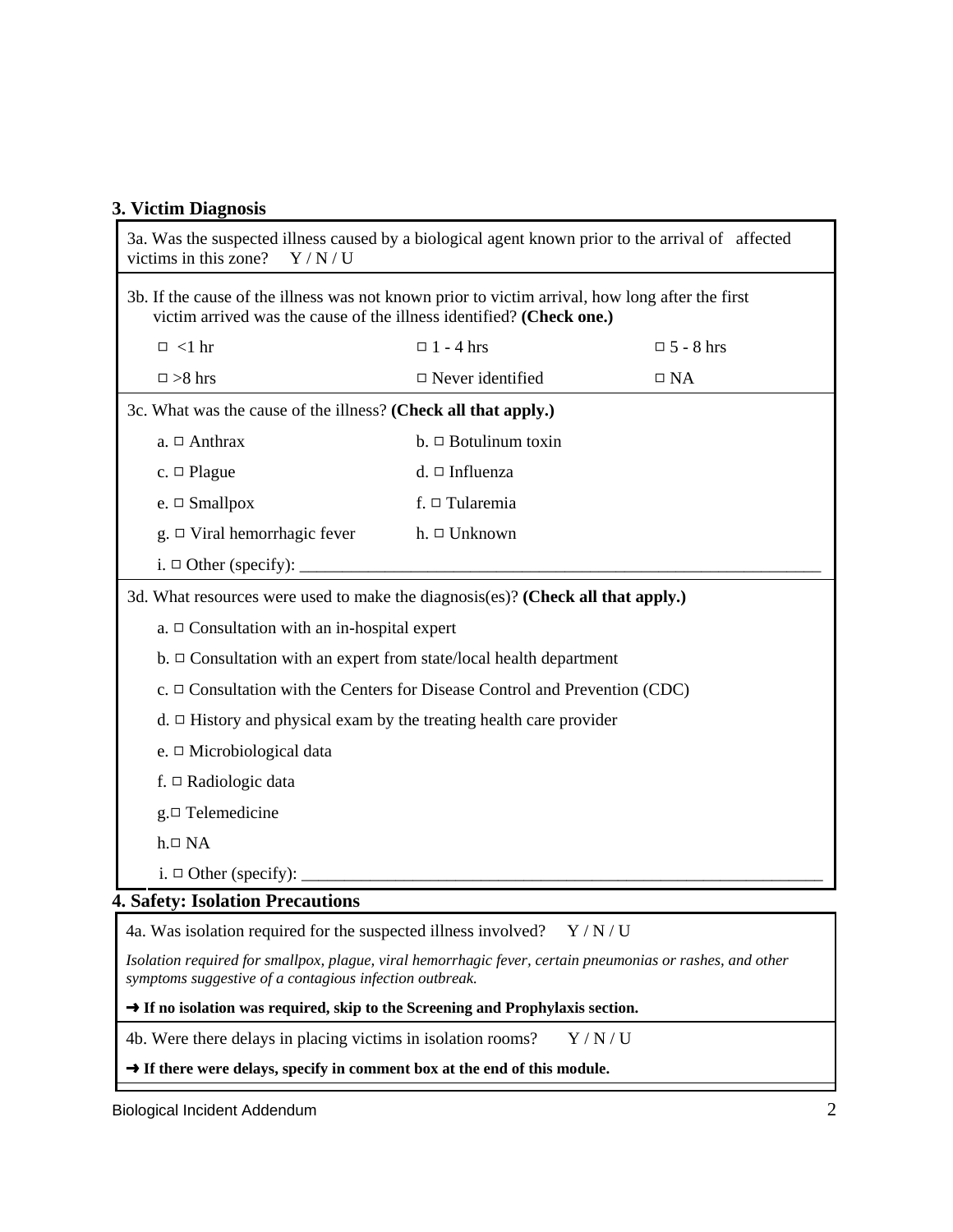## 3. Victim Diagnosis

3a. Was the suspected illness caused by a biological agent known prior to the arrival of affected victims in this zone? Y / N / U

3b. If the cause of the illness was not known prior to victim arrival, how long after the first victim arrived was the cause of the illness identified? **(Check one.)**

| | | |
|---|---|---|
| □ <1 hr | □ 1 - 4 hrs | □ 5 - 8 hrs |
| □ >8 hrs | □ Never identified | □ NA |

3c. What was the cause of the illness? **(Check all that apply.)**

| | |
|---|---|
| a. □ Anthrax | b. □ Botulinum toxin |
| c. □ Plague | d. □ Influenza |
| e. □ Smallpox | f. □ Tularemia |
| g. □ Viral hemorrhagic fever | h. □ Unknown |

i. □ Other (specify): ____________________________________________________________

3d. What resources were used to make the diagnosis(es)? **(Check all that apply.)**

a. □ Consultation with an in-hospital expert

b. □ Consultation with an expert from state/local health department

c. □ Consultation with the Centers for Disease Control and Prevention (CDC)

d. □ History and physical exam by the treating health care provider

e. □ Microbiological data

f. □ Radiologic data

g. □ Telemedicine

h. □ NA

i. □ Other (specify): ____________________________________________________________

## 4. Safety: Isolation Precautions

4a. Was isolation required for the suspected illness involved? Y / N / U

*Isolation required for smallpox, plague, viral hemorrhagic fever, certain pneumonias or rashes, and other symptoms suggestive of a contagious infection outbreak.*

**➜ If no isolation was required, skip to the Screening and Prophylaxis section.**

4b. Were there delays in placing victims in isolation rooms? Y / N / U

**➜ If there were delays, specify in comment box at the end of this module.**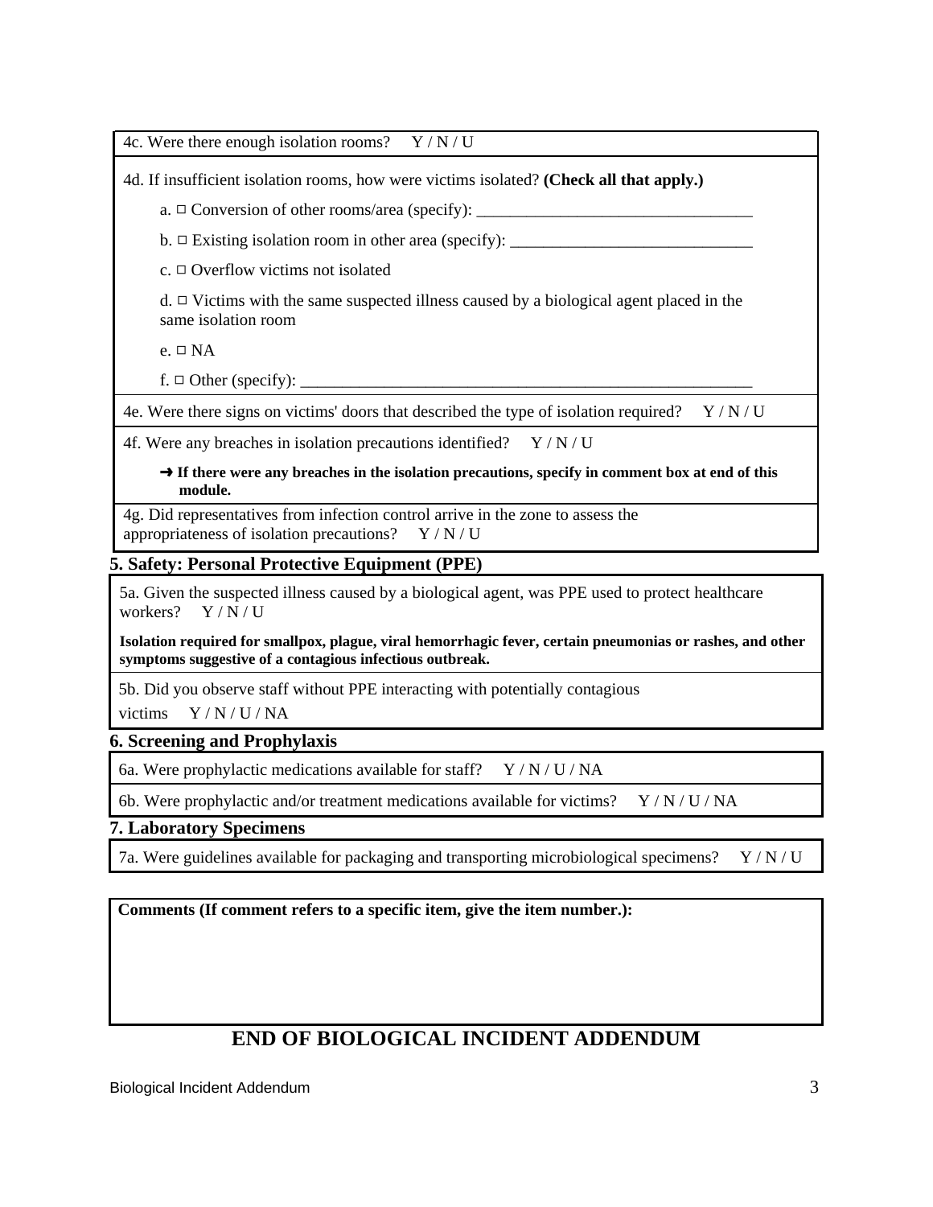4c. Were there enough isolation rooms?   Y / N / U

4d. If insufficient isolation rooms, how were victims isolated? **(Check all that apply.)**

a. □ Conversion of other rooms/area (specify): ________________________________

b. □ Existing isolation room in other area (specify): ____________________________

c. □ Overflow victims not isolated

d. □ Victims with the same suspected illness caused by a biological agent placed in the same isolation room

e. □ NA

f. □ Other (specify): _______________________________________________________

4e. Were there signs on victims' doors that described the type of isolation required?   Y / N / U

4f. Were any breaches in isolation precautions identified?   Y / N / U

➜ **If there were any breaches in the isolation precautions, specify in comment box at end of this module.**

4g. Did representatives from infection control arrive in the zone to assess the appropriateness of isolation precautions?   Y / N / U

## 5. Safety: Personal Protective Equipment (PPE)

5a. Given the suspected illness caused by a biological agent, was PPE used to protect healthcare workers?   Y / N / U

**Isolation required for smallpox, plague, viral hemorrhagic fever, certain pneumonias or rashes, and other symptoms suggestive of a contagious infectious outbreak.**

5b. Did you observe staff without PPE interacting with potentially contagious victims   Y / N / U / NA

## 6. Screening and Prophylaxis

6a. Were prophylactic medications available for staff?   Y / N / U / NA

6b. Were prophylactic and/or treatment medications available for victims?   Y / N / U / NA

## 7. Laboratory Specimens

7a. Were guidelines available for packaging and transporting microbiological specimens?   Y / N / U

**Comments (If comment refers to a specific item, give the item number.):**

# END OF BIOLOGICAL INCIDENT ADDENDUM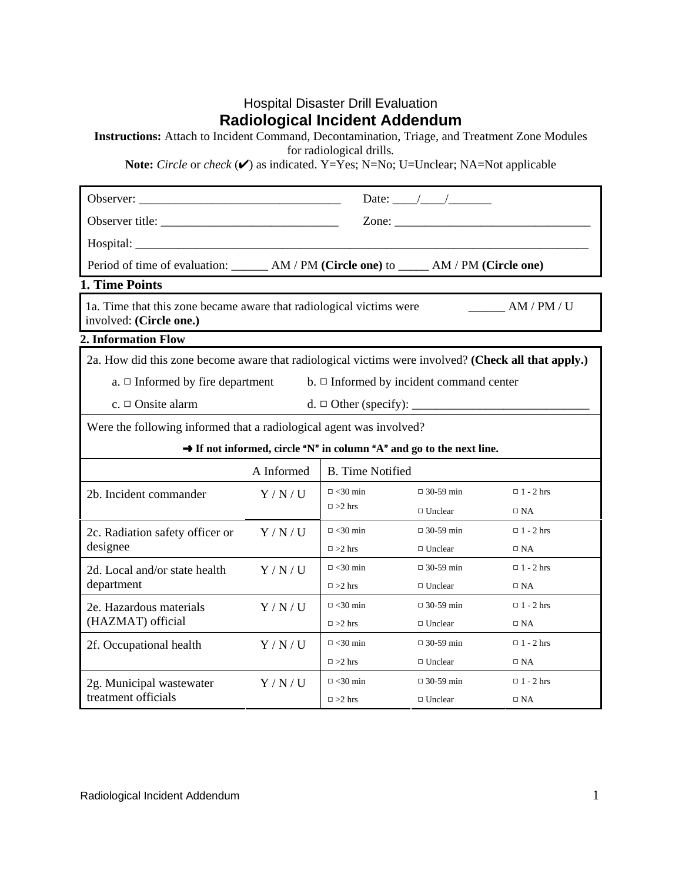Hospital Disaster Drill Evaluation

# Radiological Incident Addendum

**Instructions:** Attach to Incident Command, Decontamination, Triage, and Treatment Zone Modules for radiological drills.

**Note:** *Circle* or *check* (✔) as indicated. Y=Yes; N=No; U=Unclear; NA=Not applicable

Observer: ________________________________ Date: ____/____/_______

Observer title: _____________________________ Zone: _________________________________

Hospital: ____________________________________________________________________________

Period of time of evaluation: ______ AM / PM **(Circle one)** to _____ AM / PM **(Circle one)**

## 1. Time Points

1a. Time that this zone became aware that radiological victims were involved: **(Circle one.)** ______ AM / PM / U

## 2. Information Flow

2a. How did this zone become aware that radiological victims were involved? **(Check all that apply.)**

a. ☐ Informed by fire department b. ☐ Informed by incident command center

c. ☐ Onsite alarm d. ☐ Other (specify): _____________________________

Were the following informed that a radiological agent was involved?

**➜ If not informed, circle "N" in column "A" and go to the next line.**

| | A Informed | B. Time Notified | | |
|---|---|---|---|---|
| 2b. Incident commander | Y / N / U | ☐ <30 min<br>☐ >2 hrs | ☐ 30-59 min<br>☐ Unclear | ☐ 1 - 2 hrs<br>☐ NA |
| 2c. Radiation safety officer or designee | Y / N / U | ☐ <30 min<br>☐ >2 hrs | ☐ 30-59 min<br>☐ Unclear | ☐ 1 - 2 hrs<br>☐ NA |
| 2d. Local and/or state health department | Y / N / U | ☐ <30 min<br>☐ >2 hrs | ☐ 30-59 min<br>☐ Unclear | ☐ 1 - 2 hrs<br>☐ NA |
| 2e. Hazardous materials (HAZMAT) official | Y / N / U | ☐ <30 min<br>☐ >2 hrs | ☐ 30-59 min<br>☐ Unclear | ☐ 1 - 2 hrs<br>☐ NA |
| 2f. Occupational health | Y / N / U | ☐ <30 min<br>☐ >2 hrs | ☐ 30-59 min<br>☐ Unclear | ☐ 1 - 2 hrs<br>☐ NA |
| 2g. Municipal wastewater treatment officials | Y / N / U | ☐ <30 min<br>☐ >2 hrs | ☐ 30-59 min<br>☐ Unclear | ☐ 1 - 2 hrs<br>☐ NA |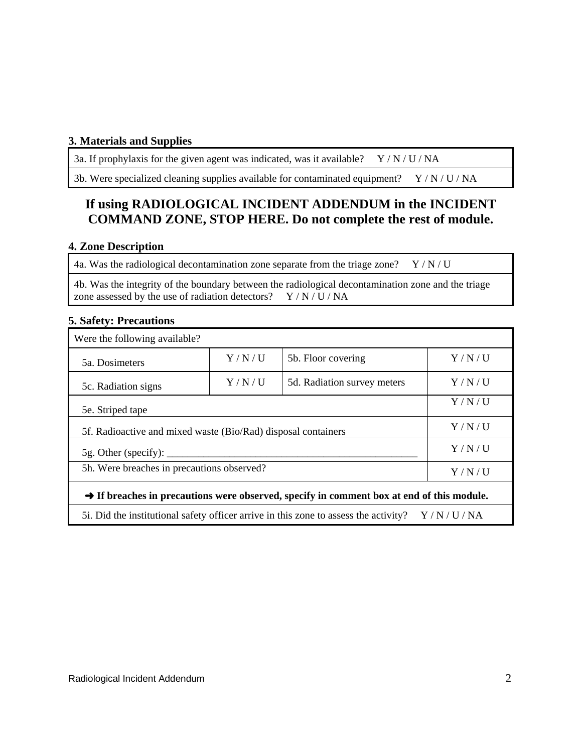**3. Materials and Supplies**

| 3a. If prophylaxis for the given agent was indicated, was it available? Y / N / U / NA |
|---|
| 3b. Were specialized cleaning supplies available for contaminated equipment? Y / N / U / NA |

## If using RADIOLOGICAL INCIDENT ADDENDUM in the INCIDENT COMMAND ZONE, STOP HERE. Do not complete the rest of module.

**4. Zone Description**

| 4a. Was the radiological decontamination zone separate from the triage zone? Y / N / U |
|---|
| 4b. Was the integrity of the boundary between the radiological decontamination zone and the triage zone assessed by the use of radiation detectors? Y / N / U / NA |

**5. Safety: Precautions**

| Were the following available? | | | |
|---|---|---|---|
| 5a. Dosimeters | Y / N / U | 5b. Floor covering | Y / N / U |
| 5c. Radiation signs | Y / N / U | 5d. Radiation survey meters | Y / N / U |
| 5e. Striped tape | | | Y / N / U |
| 5f. Radioactive and mixed waste (Bio/Rad) disposal containers | | | Y / N / U |
| 5g. Other (specify): ___________________________________________________ | | | Y / N / U |
| 5h. Were breaches in precautions observed? | | | Y / N / U |
| ➜ **If breaches in precautions were observed, specify in comment box at end of this module.** | | | |
| 5i. Did the institutional safety officer arrive in this zone to assess the activity? Y / N / U / NA | | | |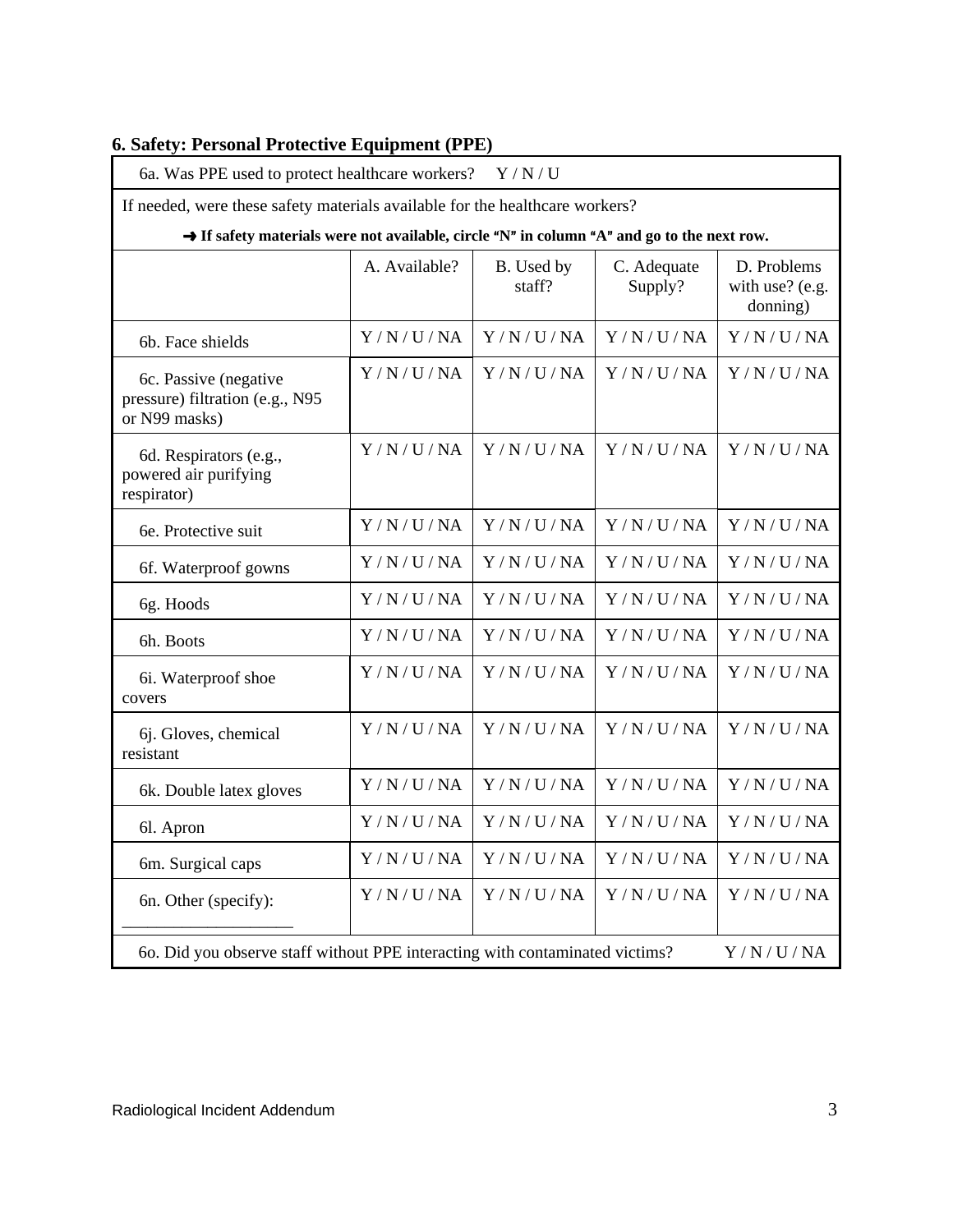## 6. Safety: Personal Protective Equipment (PPE)

6a. Was PPE used to protect healthcare workers? Y / N / U

If needed, were these safety materials available for the healthcare workers?

**➜ If safety materials were not available, circle "N" in column "A" and go to the next row.**

| | A. Available? | B. Used by staff? | C. Adequate Supply? | D. Problems with use? (e.g. donning) |
|---|---|---|---|---|
| 6b. Face shields | Y / N / U / NA | Y / N / U / NA | Y / N / U / NA | Y / N / U / NA |
| 6c. Passive (negative pressure) filtration (e.g., N95 or N99 masks) | Y / N / U / NA | Y / N / U / NA | Y / N / U / NA | Y / N / U / NA |
| 6d. Respirators (e.g., powered air purifying respirator) | Y / N / U / NA | Y / N / U / NA | Y / N / U / NA | Y / N / U / NA |
| 6e. Protective suit | Y / N / U / NA | Y / N / U / NA | Y / N / U / NA | Y / N / U / NA |
| 6f. Waterproof gowns | Y / N / U / NA | Y / N / U / NA | Y / N / U / NA | Y / N / U / NA |
| 6g. Hoods | Y / N / U / NA | Y / N / U / NA | Y / N / U / NA | Y / N / U / NA |
| 6h. Boots | Y / N / U / NA | Y / N / U / NA | Y / N / U / NA | Y / N / U / NA |
| 6i. Waterproof shoe covers | Y / N / U / NA | Y / N / U / NA | Y / N / U / NA | Y / N / U / NA |
| 6j. Gloves, chemical resistant | Y / N / U / NA | Y / N / U / NA | Y / N / U / NA | Y / N / U / NA |
| 6k. Double latex gloves | Y / N / U / NA | Y / N / U / NA | Y / N / U / NA | Y / N / U / NA |
| 6l. Apron | Y / N / U / NA | Y / N / U / NA | Y / N / U / NA | Y / N / U / NA |
| 6m. Surgical caps | Y / N / U / NA | Y / N / U / NA | Y / N / U / NA | Y / N / U / NA |
| 6n. Other (specify): ____________________ | Y / N / U / NA | Y / N / U / NA | Y / N / U / NA | Y / N / U / NA |

6o. Did you observe staff without PPE interacting with contaminated victims? Y / N / U / NA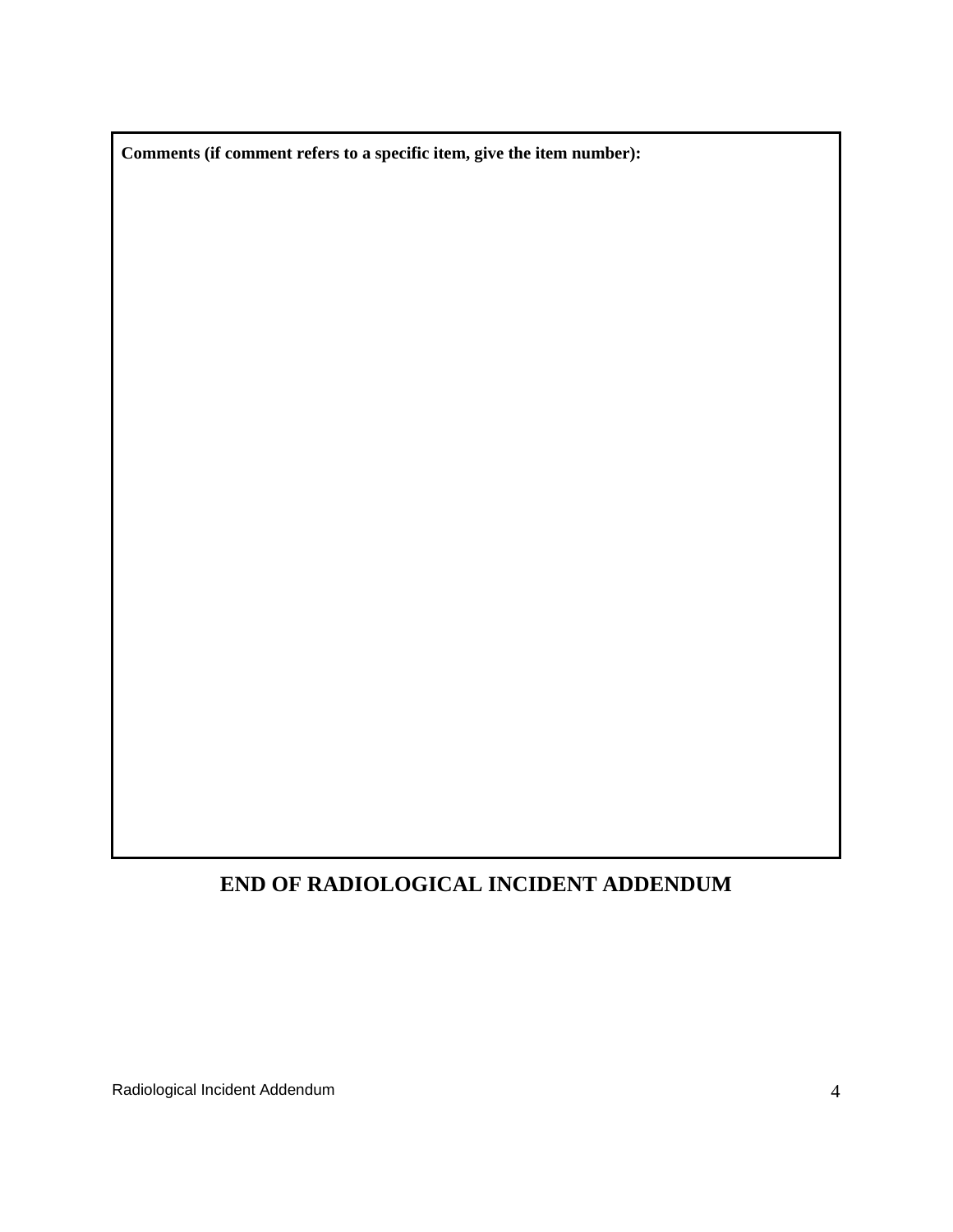| **Comments (if comment refers to a specific item, give the item number):** |
|---|
| |

**END OF RADIOLOGICAL INCIDENT ADDENDUM**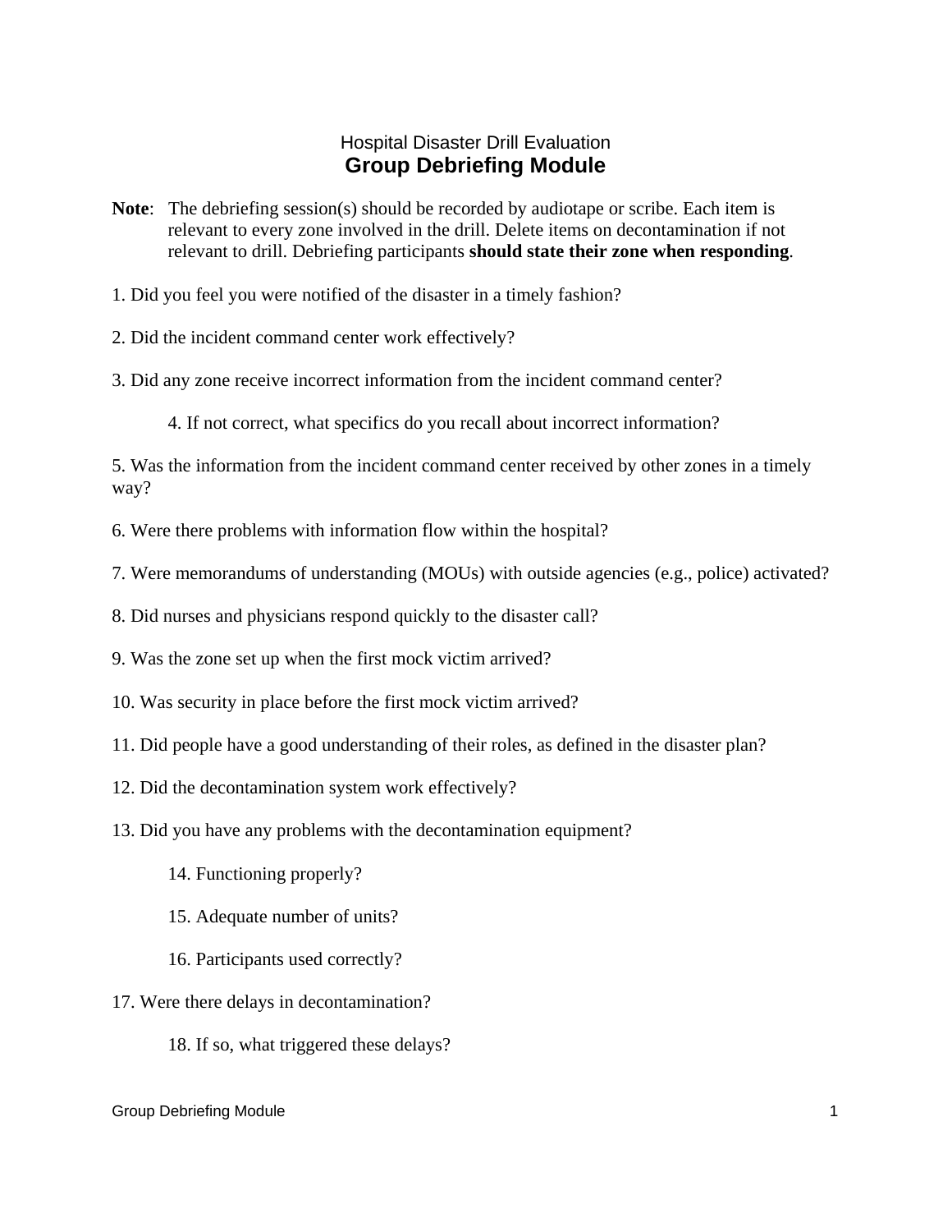Hospital Disaster Drill Evaluation

# Group Debriefing Module

**Note**: The debriefing session(s) should be recorded by audiotape or scribe. Each item is relevant to every zone involved in the drill. Delete items on decontamination if not relevant to drill. Debriefing participants **should state their zone when responding**.

1. Did you feel you were notified of the disaster in a timely fashion?

2. Did the incident command center work effectively?

3. Did any zone receive incorrect information from the incident command center?

    4. If not correct, what specifics do you recall about incorrect information?

5. Was the information from the incident command center received by other zones in a timely way?

6. Were there problems with information flow within the hospital?

7. Were memorandums of understanding (MOUs) with outside agencies (e.g., police) activated?

8. Did nurses and physicians respond quickly to the disaster call?

9. Was the zone set up when the first mock victim arrived?

10. Was security in place before the first mock victim arrived?

11. Did people have a good understanding of their roles, as defined in the disaster plan?

12. Did the decontamination system work effectively?

13. Did you have any problems with the decontamination equipment?

    14. Functioning properly?

    15. Adequate number of units?

    16. Participants used correctly?

17. Were there delays in decontamination?

    18. If so, what triggered these delays?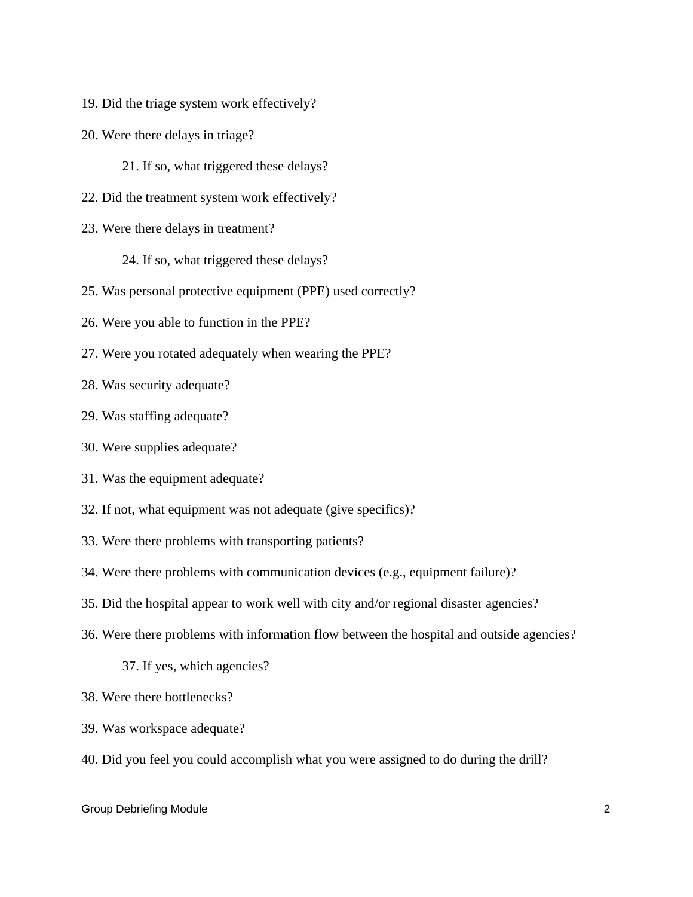19. Did the triage system work effectively?

20. Were there delays in triage?

    21. If so, what triggered these delays?

22. Did the treatment system work effectively?

23. Were there delays in treatment?

    24. If so, what triggered these delays?

25. Was personal protective equipment (PPE) used correctly?

26. Were you able to function in the PPE?

27. Were you rotated adequately when wearing the PPE?

28. Was security adequate?

29. Was staffing adequate?

30. Were supplies adequate?

31. Was the equipment adequate?

32. If not, what equipment was not adequate (give specifics)?

33. Were there problems with transporting patients?

34. Were there problems with communication devices (e.g., equipment failure)?

35. Did the hospital appear to work well with city and/or regional disaster agencies?

36. Were there problems with information flow between the hospital and outside agencies?

    37. If yes, which agencies?

38. Were there bottlenecks?

39. Was workspace adequate?

40. Did you feel you could accomplish what you were assigned to do during the drill?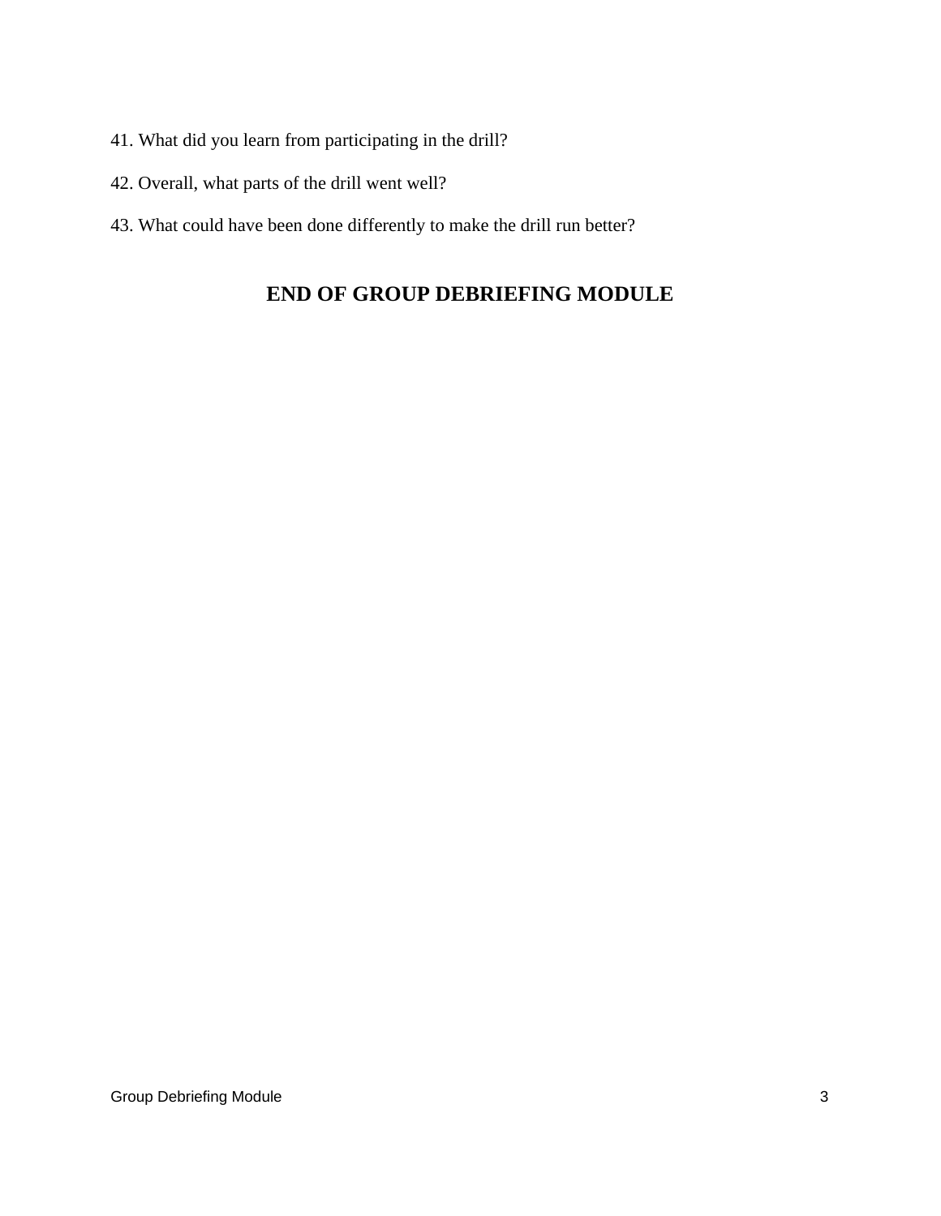41. What did you learn from participating in the drill?

42. Overall, what parts of the drill went well?

43. What could have been done differently to make the drill run better?

## END OF GROUP DEBRIEFING MODULE